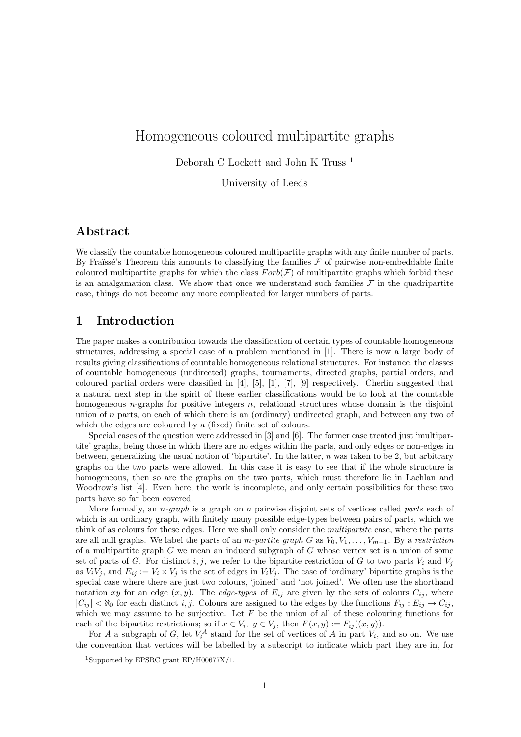# Homogeneous coloured multipartite graphs

Deborah C Lockett and John K Truss [1]

University of Leeds

## Abstract

We classify the countable homogeneous coloured multipartite graphs with any finite number of parts. By Fraïssé's Theorem this amounts to classifying the families $\mathcal{F}$ of pairwise non-embeddable finite coloured multipartite graphs for which the class $Forb(\mathcal{F})$ of multipartite graphs which forbid these is an amalgamation class. We show that once we understand such families $\mathcal{F}$ in the quadripartite case, things do not become any more complicated for larger numbers of parts.

## 1 Introduction

The paper makes a contribution towards the classification of certain types of countable homogeneous structures, addressing a special case of a problem mentioned in [1]. There is now a large body of results giving classifications of countable homogeneous relational structures. For instance, the classes of countable homogeneous (undirected) graphs, tournaments, directed graphs, partial orders, and coloured partial orders were classified in [4], [5], [1], [7], [9] respectively. Cherlin suggested that a natural next step in the spirit of these earlier classifications would be to look at the countable homogeneous $n$-graphs for positive integers $n$, relational structures whose domain is the disjoint union of $n$ parts, on each of which there is an (ordinary) undirected graph, and between any two of which the edges are coloured by a (fixed) finite set of colours.

Special cases of the question were addressed in [3] and [6]. The former case treated just 'multipartite' graphs, being those in which there are no edges within the parts, and only edges or non-edges in between, generalizing the usual notion of 'bipartite'. In the latter, $n$ was taken to be 2, but arbitrary graphs on the two parts were allowed. In this case it is easy to see that if the whole structure is homogeneous, then so are the graphs on the two parts, which must therefore lie in Lachlan and Woodrow's list [4]. Even here, the work is incomplete, and only certain possibilities for these two parts have so far been covered.

More formally, an *$n$-graph* is a graph on $n$ pairwise disjoint sets of vertices called *parts* each of which is an ordinary graph, with finitely many possible edge-types between pairs of parts, which we think of as colours for these edges. Here we shall only consider the *multipartite* case, where the parts are all null graphs. We label the parts of an *$m$-partite graph* $G$ as $V_0, V_1, \ldots, V_{m-1}$. By a *restriction* of a multipartite graph $G$ we mean an induced subgraph of $G$ whose vertex set is a union of some set of parts of $G$. For distinct $i, j$, we refer to the bipartite restriction of $G$ to two parts $V_i$ and $V_j$ as $V_iV_j$, and $E_{ij} := V_i \times V_j$ is the set of edges in $V_iV_j$. The case of 'ordinary' bipartite graphs is the special case where there are just two colours, 'joined' and 'not joined'. We often use the shorthand notation $xy$ for an edge $(x, y)$. The *edge-types* of $E_{ij}$ are given by the sets of colours $C_{ij}$, where $|C_{ij}| < \aleph_0$ for each distinct $i, j$. Colours are assigned to the edges by the functions $F_{ij} : E_{ij} \to C_{ij}$, which we may assume to be surjective. Let $F$ be the union of all of these colouring functions for each of the bipartite restrictions; so if $x \in V_i,\ y \in V_j$, then $F(x, y) := F_{ij}((x, y))$.

For $A$ a subgraph of $G$, let $V_i^A$ stand for the set of vertices of $A$ in part $V_i$, and so on. We use the convention that vertices will be labelled by a subscript to indicate which part they are in, for

[1] Supported by EPSRC grant EP/H00677X/1.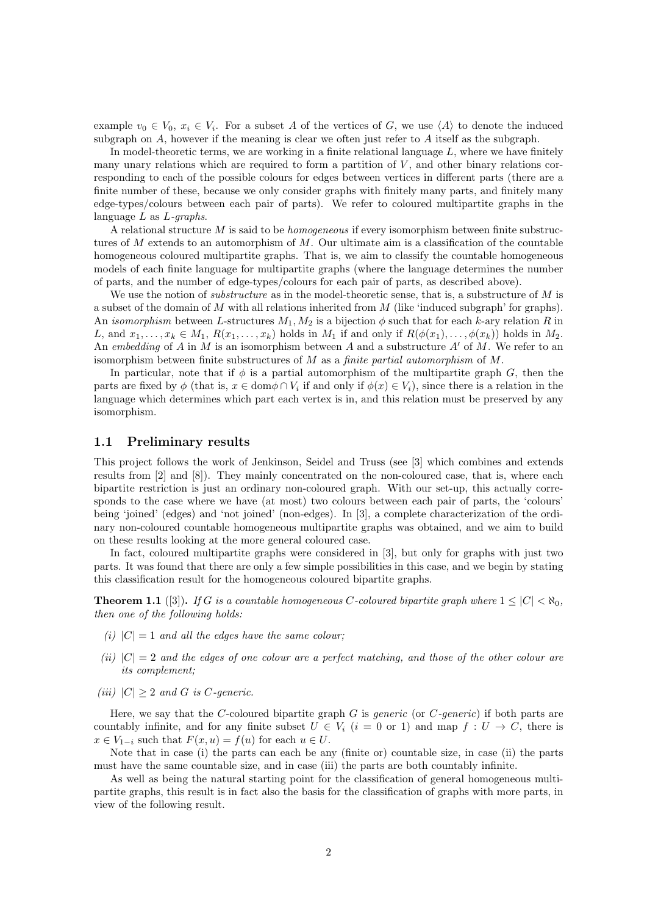example $v_0 \in V_0$, $x_i \in V_i$. For a subset $A$ of the vertices of $G$, we use $\langle A \rangle$ to denote the induced subgraph on $A$, however if the meaning is clear we often just refer to $A$ itself as the subgraph.

In model-theoretic terms, we are working in a finite relational language $L$, where we have finitely many unary relations which are required to form a partition of $V$, and other binary relations corresponding to each of the possible colours for edges between vertices in different parts (there are a finite number of these, because we only consider graphs with finitely many parts, and finitely many edge-types/colours between each pair of parts). We refer to coloured multipartite graphs in the language $L$ as *$L$-graphs*.

A relational structure $M$ is said to be *homogeneous* if every isomorphism between finite substructures of $M$ extends to an automorphism of $M$. Our ultimate aim is a classification of the countable homogeneous coloured multipartite graphs. That is, we aim to classify the countable homogeneous models of each finite language for multipartite graphs (where the language determines the number of parts, and the number of edge-types/colours for each pair of parts, as described above).

We use the notion of *substructure* as in the model-theoretic sense, that is, a substructure of $M$ is a subset of the domain of $M$ with all relations inherited from $M$ (like 'induced subgraph' for graphs). An *isomorphism* between $L$-structures $M_1, M_2$ is a bijection $\phi$ such that for each $k$-ary relation $R$ in $L$, and $x_1, \ldots, x_k \in M_1$, $R(x_1, \ldots, x_k)$ holds in $M_1$ if and only if $R(\phi(x_1), \ldots, \phi(x_k))$ holds in $M_2$. An *embedding* of $A$ in $M$ is an isomorphism between $A$ and a substructure $A'$ of $M$. We refer to an isomorphism between finite substructures of $M$ as a *finite partial automorphism* of $M$.

In particular, note that if $\phi$ is a partial automorphism of the multipartite graph $G$, then the parts are fixed by $\phi$ (that is, $x \in \text{dom}\phi \cap V_i$ if and only if $\phi(x) \in V_i$), since there is a relation in the language which determines which part each vertex is in, and this relation must be preserved by any isomorphism.

## 1.1 Preliminary results

This project follows the work of Jenkinson, Seidel and Truss (see [3] which combines and extends results from [2] and [8]). They mainly concentrated on the non-coloured case, that is, where each bipartite restriction is just an ordinary non-coloured graph. With our set-up, this actually corresponds to the case where we have (at most) two colours between each pair of parts, the 'colours' being 'joined' (edges) and 'not joined' (non-edges). In [3], a complete characterization of the ordinary non-coloured countable homogeneous multipartite graphs was obtained, and we aim to build on these results looking at the more general coloured case.

In fact, coloured multipartite graphs were considered in [3], but only for graphs with just two parts. It was found that there are only a few simple possibilities in this case, and we begin by stating this classification result for the homogeneous coloured bipartite graphs.

**Theorem 1.1** ([3]). *If $G$ is a countable homogeneous $C$-coloured bipartite graph where $1 \leq |C| < \aleph_0$, then one of the following holds:*

*(i) $|C| = 1$ and all the edges have the same colour;*

*(ii) $|C| = 2$ and the edges of one colour are a perfect matching, and those of the other colour are its complement;*

*(iii) $|C| \geq 2$ and $G$ is $C$-generic.*

Here, we say that the $C$-coloured bipartite graph $G$ is *generic* (or *$C$-generic*) if both parts are countably infinite, and for any finite subset $U \in V_i$ ($i = 0$ or $1$) and map $f : U \to C$, there is $x \in V_{1-i}$ such that $F(x, u) = f(u)$ for each $u \in U$.

Note that in case (i) the parts can each be any (finite or) countable size, in case (ii) the parts must have the same countable size, and in case (iii) the parts are both countably infinite.

As well as being the natural starting point for the classification of general homogeneous multipartite graphs, this result is in fact also the basis for the classification of graphs with more parts, in view of the following result.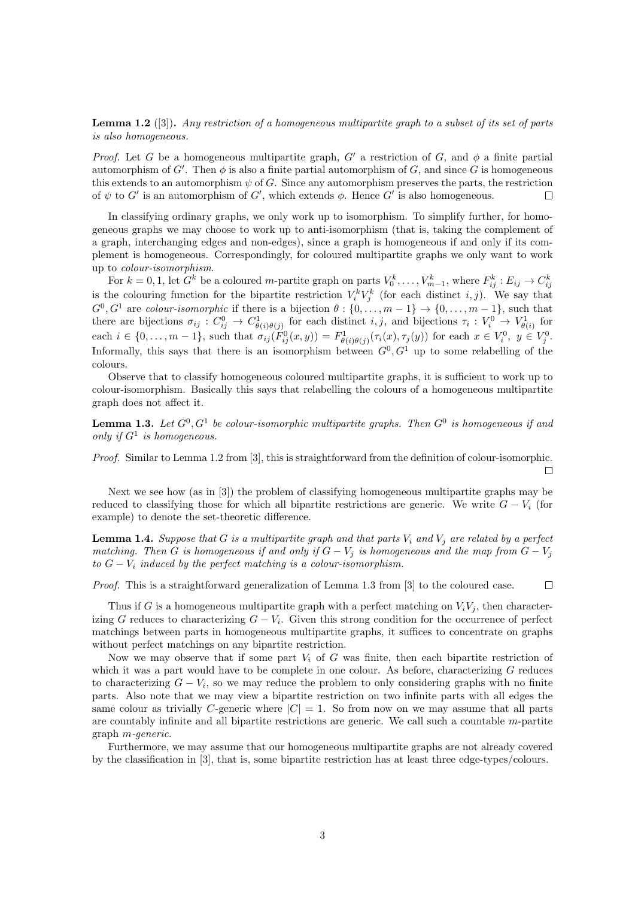**Lemma 1.2** ([3])**.** *Any restriction of a homogeneous multipartite graph to a subset of its set of parts is also homogeneous.*

*Proof.* Let $G$ be a homogeneous multipartite graph, $G'$ a restriction of $G$, and $\phi$ a finite partial automorphism of $G'$. Then $\phi$ is also a finite partial automorphism of $G$, and since $G$ is homogeneous this extends to an automorphism $\psi$ of $G$. Since any automorphism preserves the parts, the restriction of $\psi$ to $G'$ is an automorphism of $G'$, which extends $\phi$. Hence $G'$ is also homogeneous. □

In classifying ordinary graphs, we only work up to isomorphism. To simplify further, for homogeneous graphs we may choose to work up to anti-isomorphism (that is, taking the complement of a graph, interchanging edges and non-edges), since a graph is homogeneous if and only if its complement is homogeneous. Correspondingly, for coloured multipartite graphs we only want to work up to *colour-isomorphism*.

For $k = 0, 1$, let $G^k$ be a coloured $m$-partite graph on parts $V_0^k, \dots, V_{m-1}^k$, where $F_{ij}^k : E_{ij} \to C_{ij}^k$ is the colouring function for the bipartite restriction $V_i^k V_j^k$ (for each distinct $i, j$). We say that $G^0, G^1$ are *colour-isomorphic* if there is a bijection $\theta : \{0, \dots, m-1\} \to \{0, \dots, m-1\}$, such that there are bijections $\sigma_{ij} : C_{ij}^0 \to C_{\theta(i)\theta(j)}^1$ for each distinct $i, j$, and bijections $\tau_i : V_i^0 \to V_{\theta(i)}^1$ for each $i \in \{0, \dots, m-1\}$, such that $\sigma_{ij}(F_{ij}^0(x, y)) = F_{\theta(i)\theta(j)}^1(\tau_i(x), \tau_j(y))$ for each $x \in V_i^0,\ y \in V_j^0$. Informally, this says that there is an isomorphism between $G^0, G^1$ up to some relabelling of the colours.

Observe that to classify homogeneous coloured multipartite graphs, it is sufficient to work up to colour-isomorphism. Basically this says that relabelling the colours of a homogeneous multipartite graph does not affect it.

**Lemma 1.3.** *Let $G^0, G^1$ be colour-isomorphic multipartite graphs. Then $G^0$ is homogeneous if and only if $G^1$ is homogeneous.*

*Proof.* Similar to Lemma 1.2 from [3], this is straightforward from the definition of colour-isomorphic. □

Next we see how (as in [3]) the problem of classifying homogeneous multipartite graphs may be reduced to classifying those for which all bipartite restrictions are generic. We write $G - V_i$ (for example) to denote the set-theoretic difference.

**Lemma 1.4.** *Suppose that $G$ is a multipartite graph and that parts $V_i$ and $V_j$ are related by a perfect matching. Then $G$ is homogeneous if and only if $G - V_j$ is homogeneous and the map from $G - V_j$ to $G - V_i$ induced by the perfect matching is a colour-isomorphism.*

*Proof.* This is a straightforward generalization of Lemma 1.3 from [3] to the coloured case. □

Thus if $G$ is a homogeneous multipartite graph with a perfect matching on $V_i V_j$, then characterizing $G$ reduces to characterizing $G - V_i$. Given this strong condition for the occurrence of perfect matchings between parts in homogeneous multipartite graphs, it suffices to concentrate on graphs without perfect matchings on any bipartite restriction.

Now we may observe that if some part $V_i$ of $G$ was finite, then each bipartite restriction of which it was a part would have to be complete in one colour. As before, characterizing $G$ reduces to characterizing $G - V_i$, so we may reduce the problem to only considering graphs with no finite parts. Also note that we may view a bipartite restriction on two infinite parts with all edges the same colour as trivially $C$-generic where $|C| = 1$. So from now on we may assume that all parts are countably infinite and all bipartite restrictions are generic. We call such a countable $m$-partite graph *$m$-generic*.

Furthermore, we may assume that our homogeneous multipartite graphs are not already covered by the classification in [3], that is, some bipartite restriction has at least three edge-types/colours.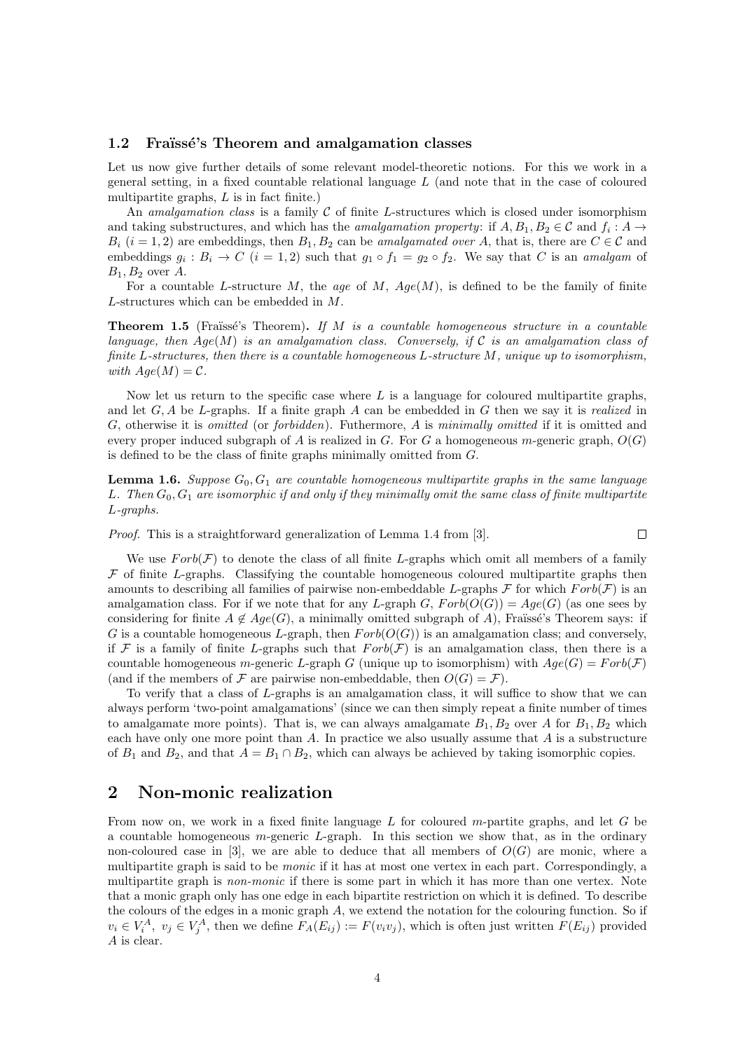### 1.2 Fraïssé's Theorem and amalgamation classes

Let us now give further details of some relevant model-theoretic notions. For this we work in a general setting, in a fixed countable relational language $L$ (and note that in the case of coloured multipartite graphs, $L$ is in fact finite.)

An *amalgamation class* is a family $\mathcal{C}$ of finite $L$-structures which is closed under isomorphism and taking substructures, and which has the *amalgamation property*: if $A, B_1, B_2 \in \mathcal{C}$ and $f_i : A \to B_i$ $(i = 1, 2)$ are embeddings, then $B_1, B_2$ can be *amalgamated over* $A$, that is, there are $C \in \mathcal{C}$ and embeddings $g_i : B_i \to C$ $(i = 1, 2)$ such that $g_1 \circ f_1 = g_2 \circ f_2$. We say that $C$ is an *amalgam* of $B_1, B_2$ over $A$.

For a countable $L$-structure $M$, the *age* of $M$, $Age(M)$, is defined to be the family of finite $L$-structures which can be embedded in $M$.

**Theorem 1.5** (Fraïssé's Theorem)**.** *If $M$ is a countable homogeneous structure in a countable language, then $Age(M)$ is an amalgamation class. Conversely, if $\mathcal{C}$ is an amalgamation class of finite $L$-structures, then there is a countable homogeneous $L$-structure $M$, unique up to isomorphism, with $Age(M) = \mathcal{C}$.*

Now let us return to the specific case where $L$ is a language for coloured multipartite graphs, and let $G, A$ be $L$-graphs. If a finite graph $A$ can be embedded in $G$ then we say it is *realized* in $G$, otherwise it is *omitted* (or *forbidden*). Futhermore, $A$ is *minimally omitted* if it is omitted and every proper induced subgraph of $A$ is realized in $G$. For $G$ a homogeneous $m$-generic graph, $O(G)$ is defined to be the class of finite graphs minimally omitted from $G$.

**Lemma 1.6.** *Suppose $G_0, G_1$ are countable homogeneous multipartite graphs in the same language $L$. Then $G_0, G_1$ are isomorphic if and only if they minimally omit the same class of finite multipartite $L$-graphs.*

*Proof.* This is a straightforward generalization of Lemma 1.4 from [3]. □

We use $Forb(\mathcal{F})$ to denote the class of all finite $L$-graphs which omit all members of a family $\mathcal{F}$ of finite $L$-graphs. Classifying the countable homogeneous coloured multipartite graphs then amounts to describing all families of pairwise non-embeddable $L$-graphs $\mathcal{F}$ for which $Forb(\mathcal{F})$ is an amalgamation class. For if we note that for any $L$-graph $G$, $Forb(O(G)) = Age(G)$ (as one sees by considering for finite $A \notin Age(G)$, a minimally omitted subgraph of $A$), Fraïssé's Theorem says: if $G$ is a countable homogeneous $L$-graph, then $Forb(O(G))$ is an amalgamation class; and conversely, if $\mathcal{F}$ is a family of finite $L$-graphs such that $Forb(\mathcal{F})$ is an amalgamation class, then there is a countable homogeneous $m$-generic $L$-graph $G$ (unique up to isomorphism) with $Age(G) = Forb(\mathcal{F})$ (and if the members of $\mathcal{F}$ are pairwise non-embeddable, then $O(G) = \mathcal{F}$).

To verify that a class of $L$-graphs is an amalgamation class, it will suffice to show that we can always perform 'two-point amalgamations' (since we can then simply repeat a finite number of times to amalgamate more points). That is, we can always amalgamate $B_1, B_2$ over $A$ for $B_1, B_2$ which each have only one more point than $A$. In practice we also usually assume that $A$ is a substructure of $B_1$ and $B_2$, and that $A = B_1 \cap B_2$, which can always be achieved by taking isomorphic copies.

## 2 Non-monic realization

From now on, we work in a fixed finite language $L$ for coloured $m$-partite graphs, and let $G$ be a countable homogeneous $m$-generic $L$-graph. In this section we show that, as in the ordinary non-coloured case in [3], we are able to deduce that all members of $O(G)$ are monic, where a multipartite graph is said to be *monic* if it has at most one vertex in each part. Correspondingly, a multipartite graph is *non-monic* if there is some part in which it has more than one vertex. Note that a monic graph only has one edge in each bipartite restriction on which it is defined. To describe the colours of the edges in a monic graph $A$, we extend the notation for the colouring function. So if $v_i \in V_i^A,\ v_j \in V_j^A$, then we define $F_A(E_{ij}) := F(v_i v_j)$, which is often just written $F(E_{ij})$ provided $A$ is clear.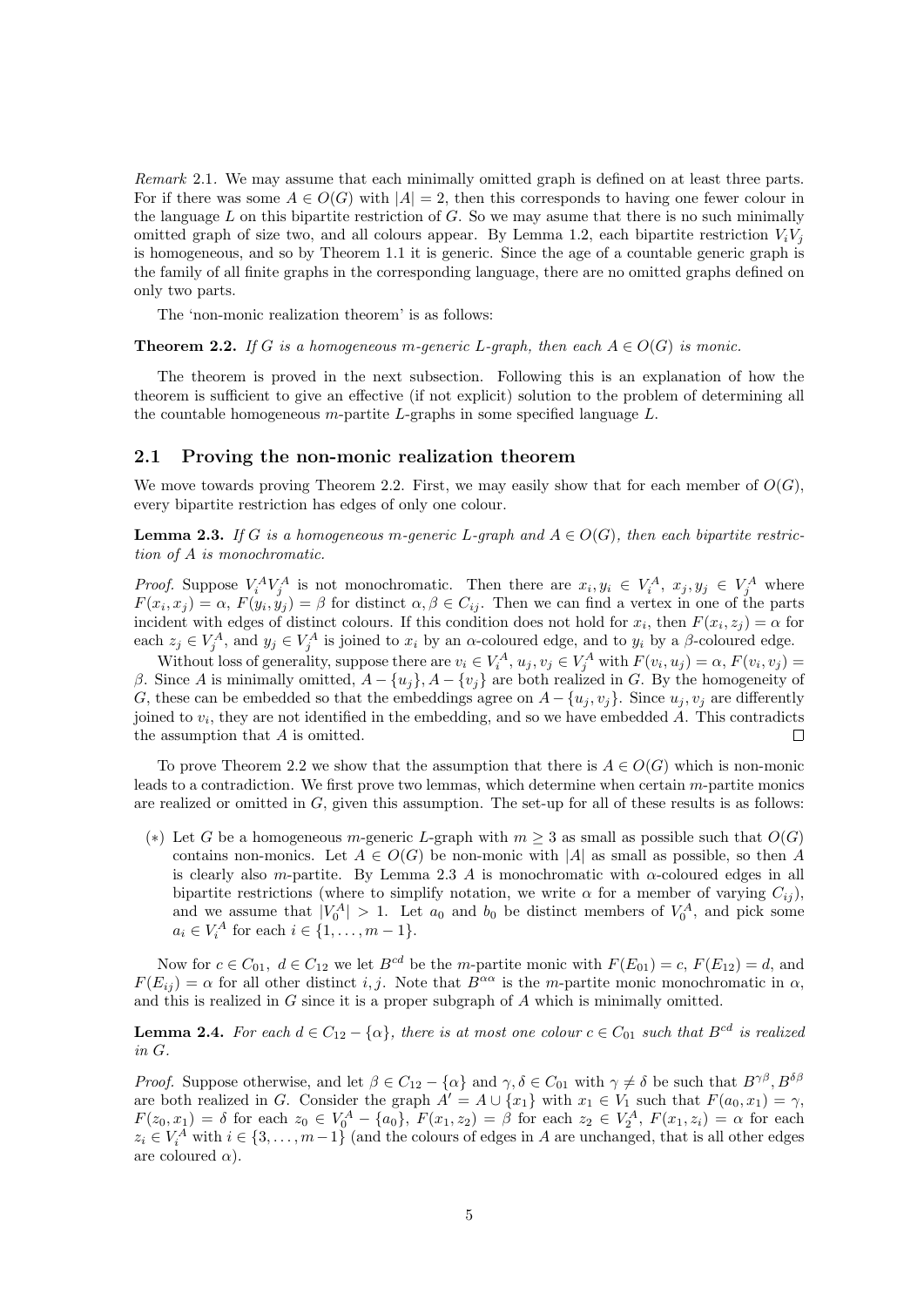*Remark* 2.1. We may assume that each minimally omitted graph is defined on at least three parts. For if there was some $A \in O(G)$ with $|A| = 2$, then this corresponds to having one fewer colour in the language $L$ on this bipartite restriction of $G$. So we may asume that there is no such minimally omitted graph of size two, and all colours appear. By Lemma 1.2, each bipartite restriction $V_iV_j$ is homogeneous, and so by Theorem 1.1 it is generic. Since the age of a countable generic graph is the family of all finite graphs in the corresponding language, there are no omitted graphs defined on only two parts.

The 'non-monic realization theorem' is as follows:

**Theorem 2.2.** *If $G$ is a homogeneous $m$-generic $L$-graph, then each $A \in O(G)$ is monic.*

The theorem is proved in the next subsection. Following this is an explanation of how the theorem is sufficient to give an effective (if not explicit) solution to the problem of determining all the countable homogeneous $m$-partite $L$-graphs in some specified language $L$.

## 2.1 Proving the non-monic realization theorem

We move towards proving Theorem 2.2. First, we may easily show that for each member of $O(G)$, every bipartite restriction has edges of only one colour.

**Lemma 2.3.** *If $G$ is a homogeneous $m$-generic $L$-graph and $A \in O(G)$, then each bipartite restriction of $A$ is monochromatic.*

*Proof.* Suppose $V_i^A V_j^A$ is not monochromatic. Then there are $x_i, y_i \in V_i^A$, $x_j, y_j \in V_j^A$ where $F(x_i, x_j) = \alpha$, $F(y_i, y_j) = \beta$ for distinct $\alpha, \beta \in C_{ij}$. Then we can find a vertex in one of the parts incident with edges of distinct colours. If this condition does not hold for $x_i$, then $F(x_i, z_j) = \alpha$ for each $z_j \in V_j^A$, and $y_j \in V_j^A$ is joined to $x_i$ by an $\alpha$-coloured edge, and to $y_i$ by a $\beta$-coloured edge.

Without loss of generality, suppose there are $v_i \in V_i^A$, $u_j, v_j \in V_j^A$ with $F(v_i, u_j) = \alpha$, $F(v_i, v_j) = \beta$. Since $A$ is minimally omitted, $A - \{u_j\}, A - \{v_j\}$ are both realized in $G$. By the homogeneity of $G$, these can be embedded so that the embeddings agree on $A - \{u_j, v_j\}$. Since $u_j, v_j$ are differently joined to $v_i$, they are not identified in the embedding, and so we have embedded $A$. This contradicts the assumption that $A$ is omitted. □

To prove Theorem 2.2 we show that the assumption that there is $A \in O(G)$ which is non-monic leads to a contradiction. We first prove two lemmas, which determine when certain $m$-partite monics are realized or omitted in $G$, given this assumption. The set-up for all of these results is as follows:

(∗) Let $G$ be a homogeneous $m$-generic $L$-graph with $m \geq 3$ as small as possible such that $O(G)$ contains non-monics. Let $A \in O(G)$ be non-monic with $|A|$ as small as possible, so then $A$ is clearly also $m$-partite. By Lemma 2.3 $A$ is monochromatic with $\alpha$-coloured edges in all bipartite restrictions (where to simplify notation, we write $\alpha$ for a member of varying $C_{ij}$), and we assume that $|V_0^A| > 1$. Let $a_0$ and $b_0$ be distinct members of $V_0^A$, and pick some $a_i \in V_i^A$ for each $i \in \{1, \ldots, m-1\}$.

Now for $c \in C_{01}$, $d \in C_{12}$ we let $B^{cd}$ be the $m$-partite monic with $F(E_{01}) = c$, $F(E_{12}) = d$, and $F(E_{ij}) = \alpha$ for all other distinct $i, j$. Note that $B^{\alpha\alpha}$ is the $m$-partite monic monochromatic in $\alpha$, and this is realized in $G$ since it is a proper subgraph of $A$ which is minimally omitted.

**Lemma 2.4.** *For each $d \in C_{12} - \{\alpha\}$, there is at most one colour $c \in C_{01}$ such that $B^{cd}$ is realized in $G$.*

*Proof.* Suppose otherwise, and let $\beta \in C_{12} - \{\alpha\}$ and $\gamma, \delta \in C_{01}$ with $\gamma \neq \delta$ be such that $B^{\gamma\beta}, B^{\delta\beta}$ are both realized in $G$. Consider the graph $A' = A \cup \{x_1\}$ with $x_1 \in V_1$ such that $F(a_0, x_1) = \gamma$, $F(z_0, x_1) = \delta$ for each $z_0 \in V_0^A - \{a_0\}$, $F(x_1, z_2) = \beta$ for each $z_2 \in V_2^A$, $F(x_1, z_i) = \alpha$ for each $z_i \in V_i^A$ with $i \in \{3, \ldots, m-1\}$ (and the colours of edges in $A$ are unchanged, that is all other edges are coloured $\alpha$).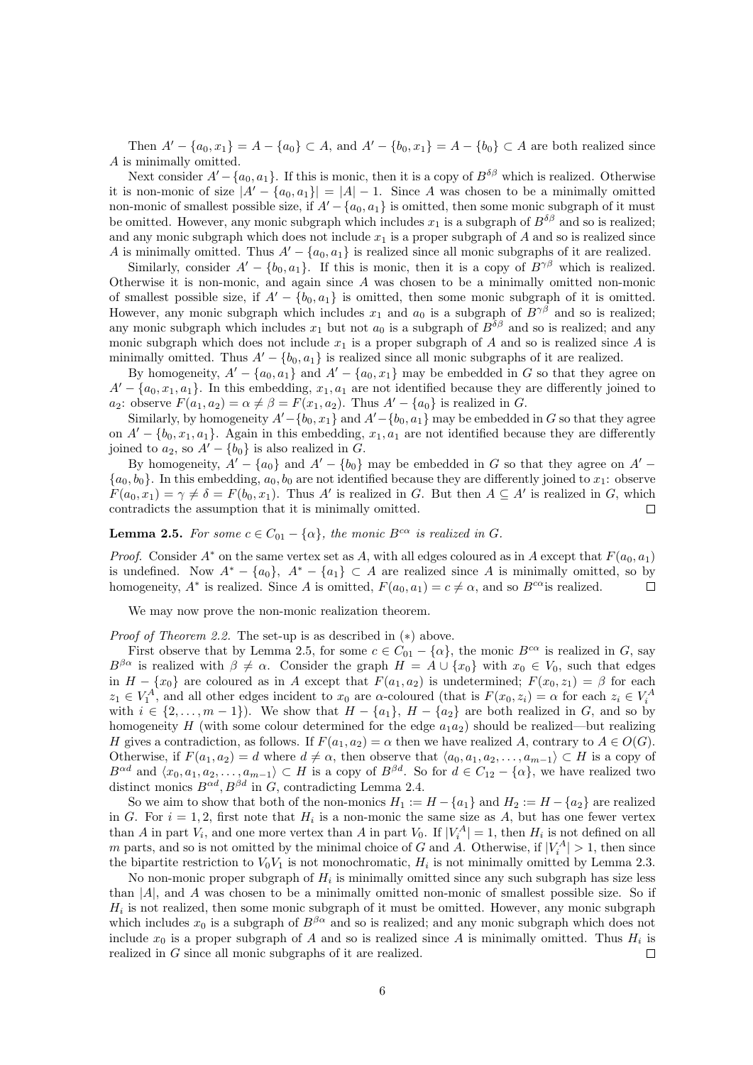Then $A' - \{a_0, x_1\} = A - \{a_0\} \subset A$, and $A' - \{b_0, x_1\} = A - \{b_0\} \subset A$ are both realized since $A$ is minimally omitted.

Next consider $A' - \{a_0, a_1\}$. If this is monic, then it is a copy of $B^{\delta\beta}$ which is realized. Otherwise it is non-monic of size $|A' - \{a_0, a_1\}| = |A| - 1$. Since $A$ was chosen to be a minimally omitted non-monic of smallest possible size, if $A' - \{a_0, a_1\}$ is omitted, then some monic subgraph of it must be omitted. However, any monic subgraph which includes $x_1$ is a subgraph of $B^{\delta\beta}$ and so is realized; and any monic subgraph which does not include $x_1$ is a proper subgraph of $A$ and so is realized since $A$ is minimally omitted. Thus $A' - \{a_0, a_1\}$ is realized since all monic subgraphs of it are realized.

Similarly, consider $A' - \{b_0, a_1\}$. If this is monic, then it is a copy of $B^{\gamma\beta}$ which is realized. Otherwise it is non-monic, and again since $A$ was chosen to be a minimally omitted non-monic of smallest possible size, if $A' - \{b_0, a_1\}$ is omitted, then some monic subgraph of it is omitted. However, any monic subgraph which includes $x_1$ and $a_0$ is a subgraph of $B^{\gamma\beta}$ and so is realized; any monic subgraph which includes $x_1$ but not $a_0$ is a subgraph of $B^{\delta\beta}$ and so is realized; and any monic subgraph which does not include $x_1$ is a proper subgraph of $A$ and so is realized since $A$ is minimally omitted. Thus $A' - \{b_0, a_1\}$ is realized since all monic subgraphs of it are realized.

By homogeneity, $A' - \{a_0, a_1\}$ and $A' - \{a_0, x_1\}$ may be embedded in $G$ so that they agree on $A' - \{a_0, x_1, a_1\}$. In this embedding, $x_1, a_1$ are not identified because they are differently joined to $a_2$: observe $F(a_1, a_2) = \alpha \neq \beta = F(x_1, a_2)$. Thus $A' - \{a_0\}$ is realized in $G$.

Similarly, by homogeneity $A' - \{b_0, x_1\}$ and $A' - \{b_0, a_1\}$ may be embedded in $G$ so that they agree on $A' - \{b_0, x_1, a_1\}$. Again in this embedding, $x_1, a_1$ are not identified because they are differently joined to $a_2$, so $A' - \{b_0\}$ is also realized in $G$.

By homogeneity, $A' - \{a_0\}$ and $A' - \{b_0\}$ may be embedded in $G$ so that they agree on $A' - \{a_0, b_0\}$. In this embedding, $a_0, b_0$ are not identified because they are differently joined to $x_1$: observe $F(a_0, x_1) = \gamma \neq \delta = F(b_0, x_1)$. Thus $A'$ is realized in $G$. But then $A \subseteq A'$ is realized in $G$, which contradicts the assumption that it is minimally omitted. □

**Lemma 2.5.** *For some $c \in C_{01} - \{\alpha\}$, the monic $B^{c\alpha}$ is realized in $G$.*

*Proof.* Consider $A^*$ on the same vertex set as $A$, with all edges coloured as in $A$ except that $F(a_0, a_1)$ is undefined. Now $A^* - \{a_0\}$, $A^* - \{a_1\} \subset A$ are realized since $A$ is minimally omitted, so by homogeneity, $A^*$ is realized. Since $A$ is omitted, $F(a_0, a_1) = c \neq \alpha$, and so $B^{c\alpha}$is realized. □

We may now prove the non-monic realization theorem.

*Proof of Theorem 2.2.* The set-up is as described in $(*)$ above.

First observe that by Lemma 2.5, for some $c \in C_{01} - \{\alpha\}$, the monic $B^{c\alpha}$ is realized in $G$, say $B^{\beta\alpha}$ is realized with $\beta \neq \alpha$. Consider the graph $H = A \cup \{x_0\}$ with $x_0 \in V_0$, such that edges in $H - \{x_0\}$ are coloured as in $A$ except that $F(a_1, a_2)$ is undetermined; $F(x_0, z_1) = \beta$ for each $z_1 \in V_1^A$, and all other edges incident to $x_0$ are $\alpha$-coloured (that is $F(x_0, z_i) = \alpha$ for each $z_i \in V_i^A$ with $i \in \{2, \ldots, m-1\}$). We show that $H - \{a_1\}$, $H - \{a_2\}$ are both realized in $G$, and so by homogeneity $H$ (with some colour determined for the edge $a_1a_2$) should be realized—but realizing $H$ gives a contradiction, as follows. If $F(a_1, a_2) = \alpha$ then we have realized $A$, contrary to $A \in O(G)$. Otherwise, if $F(a_1, a_2) = d$ where $d \neq \alpha$, then observe that $\langle a_0, a_1, a_2, \ldots, a_{m-1}\rangle \subset H$ is a copy of $B^{\alpha d}$ and $\langle x_0, a_1, a_2, \ldots, a_{m-1}\rangle \subset H$ is a copy of $B^{\beta d}$. So for $d \in C_{12} - \{\alpha\}$, we have realized two distinct monics $B^{\alpha d}, B^{\beta d}$ in $G$, contradicting Lemma 2.4.

So we aim to show that both of the non-monics $H_1 := H - \{a_1\}$ and $H_2 := H - \{a_2\}$ are realized in $G$. For $i = 1, 2$, first note that $H_i$ is a non-monic the same size as $A$, but has one fewer vertex than $A$ in part $V_i$, and one more vertex than $A$ in part $V_0$. If $|V_i^A| = 1$, then $H_i$ is not defined on all $m$ parts, and so is not omitted by the minimal choice of $G$ and $A$. Otherwise, if $|V_i^A| > 1$, then since the bipartite restriction to $V_0V_1$ is not monochromatic, $H_i$ is not minimally omitted by Lemma 2.3.

No non-monic proper subgraph of $H_i$ is minimally omitted since any such subgraph has size less than $|A|$, and $A$ was chosen to be a minimally omitted non-monic of smallest possible size. So if $H_i$ is not realized, then some monic subgraph of it must be omitted. However, any monic subgraph which includes $x_0$ is a subgraph of $B^{\beta\alpha}$ and so is realized; and any monic subgraph which does not include $x_0$ is a proper subgraph of $A$ and so is realized since $A$ is minimally omitted. Thus $H_i$ is realized in $G$ since all monic subgraphs of it are realized. □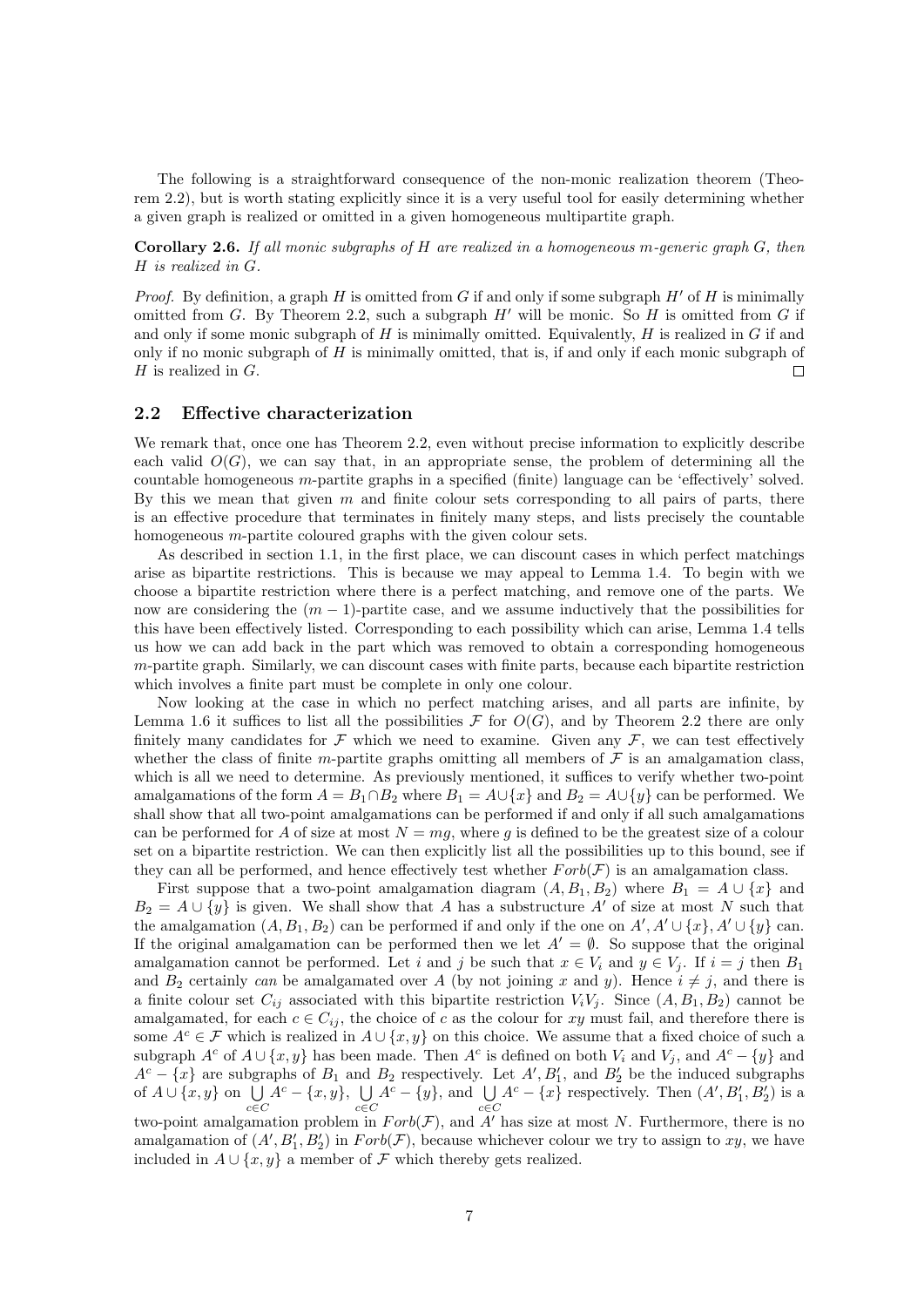The following is a straightforward consequence of the non-monic realization theorem (Theorem 2.2), but is worth stating explicitly since it is a very useful tool for easily determining whether a given graph is realized or omitted in a given homogeneous multipartite graph.

**Corollary 2.6.** *If all monic subgraphs of $H$ are realized in a homogeneous $m$-generic graph $G$, then $H$ is realized in $G$.*

*Proof.* By definition, a graph $H$ is omitted from $G$ if and only if some subgraph $H'$ of $H$ is minimally omitted from $G$. By Theorem 2.2, such a subgraph $H'$ will be monic. So $H$ is omitted from $G$ if and only if some monic subgraph of $H$ is minimally omitted. Equivalently, $H$ is realized in $G$ if and only if no monic subgraph of $H$ is minimally omitted, that is, if and only if each monic subgraph of $H$ is realized in $G$. $\square$

## 2.2 Effective characterization

We remark that, once one has Theorem 2.2, even without precise information to explicitly describe each valid $O(G)$, we can say that, in an appropriate sense, the problem of determining all the countable homogeneous $m$-partite graphs in a specified (finite) language can be 'effectively' solved. By this we mean that given $m$ and finite colour sets corresponding to all pairs of parts, there is an effective procedure that terminates in finitely many steps, and lists precisely the countable homogeneous $m$-partite coloured graphs with the given colour sets.

As described in section 1.1, in the first place, we can discount cases in which perfect matchings arise as bipartite restrictions. This is because we may appeal to Lemma 1.4. To begin with we choose a bipartite restriction where there is a perfect matching, and remove one of the parts. We now are considering the $(m-1)$-partite case, and we assume inductively that the possibilities for this have been effectively listed. Corresponding to each possibility which can arise, Lemma 1.4 tells us how we can add back in the part which was removed to obtain a corresponding homogeneous $m$-partite graph. Similarly, we can discount cases with finite parts, because each bipartite restriction which involves a finite part must be complete in only one colour.

Now looking at the case in which no perfect matching arises, and all parts are infinite, by Lemma 1.6 it suffices to list all the possibilities $\mathcal{F}$ for $O(G)$, and by Theorem 2.2 there are only finitely many candidates for $\mathcal{F}$ which we need to examine. Given any $\mathcal{F}$, we can test effectively whether the class of finite $m$-partite graphs omitting all members of $\mathcal{F}$ is an amalgamation class, which is all we need to determine. As previously mentioned, it suffices to verify whether two-point amalgamations of the form $A = B_1 \cap B_2$ where $B_1 = A \cup \{x\}$ and $B_2 = A \cup \{y\}$ can be performed. We shall show that all two-point amalgamations can be performed if and only if all such amalgamations can be performed for $A$ of size at most $N = mg$, where $g$ is defined to be the greatest size of a colour set on a bipartite restriction. We can then explicitly list all the possibilities up to this bound, see if they can all be performed, and hence effectively test whether $Forb(\mathcal{F})$ is an amalgamation class.

First suppose that a two-point amalgamation diagram $(A, B_1, B_2)$ where $B_1 = A \cup \{x\}$ and $B_2 = A \cup \{y\}$ is given. We shall show that $A$ has a substructure $A'$ of size at most $N$ such that the amalgamation $(A, B_1, B_2)$ can be performed if and only if the one on $A', A' \cup \{x\}, A' \cup \{y\}$ can. If the original amalgamation can be performed then we let $A' = \emptyset$. So suppose that the original amalgamation cannot be performed. Let $i$ and $j$ be such that $x \in V_i$ and $y \in V_j$. If $i = j$ then $B_1$ and $B_2$ certainly *can* be amalgamated over $A$ (by not joining $x$ and $y$). Hence $i \neq j$, and there is a finite colour set $C_{ij}$ associated with this bipartite restriction $V_iV_j$. Since $(A, B_1, B_2)$ cannot be amalgamated, for each $c \in C_{ij}$, the choice of $c$ as the colour for $xy$ must fail, and therefore there is some $A^c \in \mathcal{F}$ which is realized in $A \cup \{x, y\}$ on this choice. We assume that a fixed choice of such a subgraph $A^c$ of $A \cup \{x, y\}$ has been made. Then $A^c$ is defined on both $V_i$ and $V_j$, and $A^c - \{y\}$ and $A^c - \{x\}$ are subgraphs of $B_1$ and $B_2$ respectively. Let $A', B_1'$, and $B_2'$ be the induced subgraphs of $A \cup \{x, y\}$ on $\bigcup_{c \in C} A^c - \{x, y\}$, $\bigcup_{c \in C} A^c - \{y\}$, and $\bigcup_{c \in C} A^c - \{x\}$ respectively. Then $(A', B_1', B_2')$ is a two-point amalgamation problem in $Forb(\mathcal{F})$, and $A'$ has size at most $N$. Furthermore, there is no amalgamation of $(A', B_1', B_2')$ in $Forb(\mathcal{F})$, because whichever colour we try to assign to $xy$, we have included in $A \cup \{x, y\}$ a member of $\mathcal{F}$ which thereby gets realized.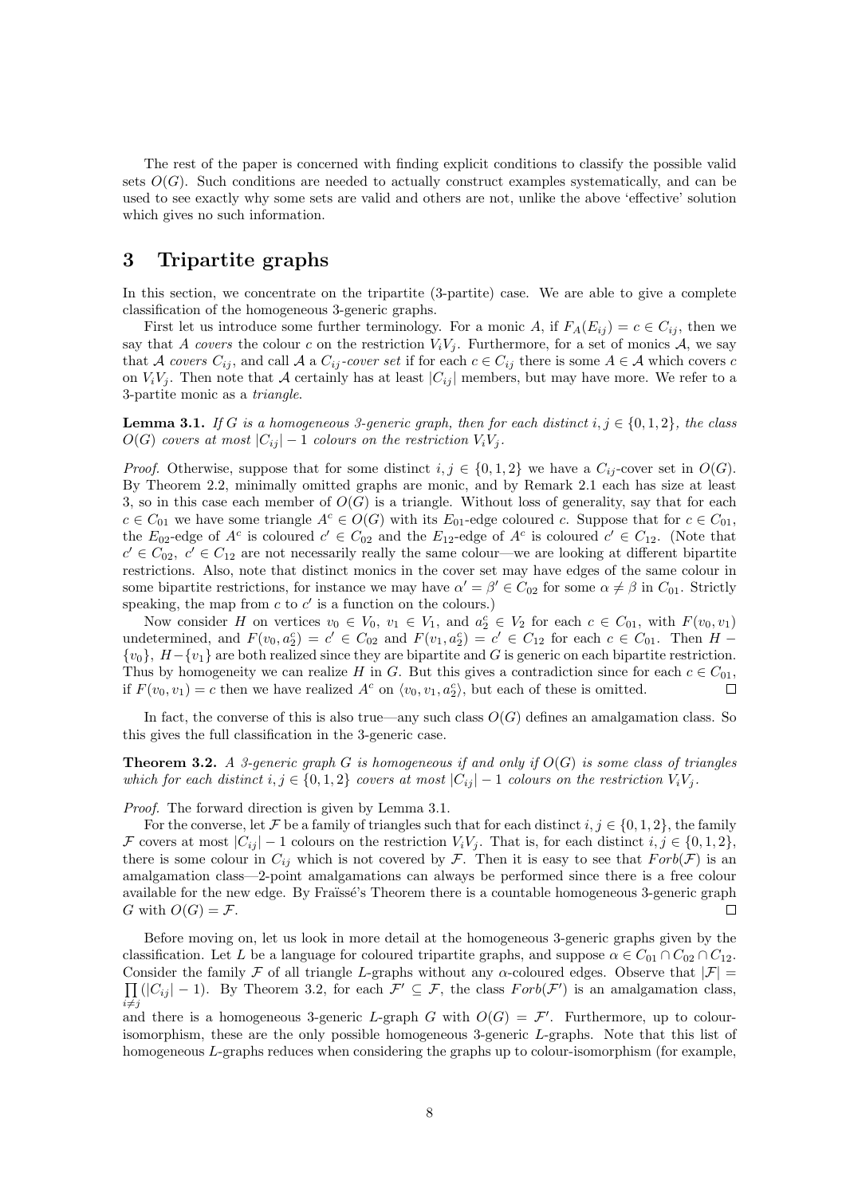The rest of the paper is concerned with finding explicit conditions to classify the possible valid sets $O(G)$. Such conditions are needed to actually construct examples systematically, and can be used to see exactly why some sets are valid and others are not, unlike the above 'effective' solution which gives no such information.

## 3 Tripartite graphs

In this section, we concentrate on the tripartite (3-partite) case. We are able to give a complete classification of the homogeneous 3-generic graphs.

First let us introduce some further terminology. For a monic $A$, if $F_A(E_{ij}) = c \in C_{ij}$, then we say that $A$ *covers* the colour $c$ on the restriction $V_iV_j$. Furthermore, for a set of monics $\mathcal{A}$, we say that $\mathcal{A}$ *covers* $C_{ij}$, and call $\mathcal{A}$ a $C_{ij}$*-cover set* if for each $c \in C_{ij}$ there is some $A \in \mathcal{A}$ which covers $c$ on $V_iV_j$. Then note that $\mathcal{A}$ certainly has at least $|C_{ij}|$ members, but may have more. We refer to a 3-partite monic as a *triangle*.

**Lemma 3.1.** *If $G$ is a homogeneous 3-generic graph, then for each distinct $i, j \in \{0, 1, 2\}$, the class $O(G)$ covers at most $|C_{ij}| - 1$ colours on the restriction $V_iV_j$.*

*Proof.* Otherwise, suppose that for some distinct $i, j \in \{0, 1, 2\}$ we have a $C_{ij}$-cover set in $O(G)$. By Theorem 2.2, minimally omitted graphs are monic, and by Remark 2.1 each has size at least 3, so in this case each member of $O(G)$ is a triangle. Without loss of generality, say that for each $c \in C_{01}$ we have some triangle $A^c \in O(G)$ with its $E_{01}$-edge coloured $c$. Suppose that for $c \in C_{01}$, the $E_{02}$-edge of $A^c$ is coloured $c' \in C_{02}$ and the $E_{12}$-edge of $A^c$ is coloured $c' \in C_{12}$. (Note that $c' \in C_{02}$, $c' \in C_{12}$ are not necessarily really the same colour—we are looking at different bipartite restrictions. Also, note that distinct monics in the cover set may have edges of the same colour in some bipartite restrictions, for instance we may have $\alpha' = \beta' \in C_{02}$ for some $\alpha \neq \beta$ in $C_{01}$. Strictly speaking, the map from $c$ to $c'$ is a function on the colours.)

Now consider $H$ on vertices $v_0 \in V_0$, $v_1 \in V_1$, and $a_2^c \in V_2$ for each $c \in C_{01}$, with $F(v_0, v_1)$ undetermined, and $F(v_0, a_2^c) = c' \in C_{02}$ and $F(v_1, a_2^c) = c' \in C_{12}$ for each $c \in C_{01}$. Then $H - \{v_0\}$, $H - \{v_1\}$ are both realized since they are bipartite and $G$ is generic on each bipartite restriction. Thus by homogeneity we can realize $H$ in $G$. But this gives a contradiction since for each $c \in C_{01}$, if $F(v_0, v_1) = c$ then we have realized $A^c$ on $\langle v_0, v_1, a_2^c \rangle$, but each of these is omitted. $\square$

In fact, the converse of this is also true—any such class $O(G)$ defines an amalgamation class. So this gives the full classification in the 3-generic case.

**Theorem 3.2.** *A 3-generic graph $G$ is homogeneous if and only if $O(G)$ is some class of triangles which for each distinct $i, j \in \{0, 1, 2\}$ covers at most $|C_{ij}| - 1$ colours on the restriction $V_iV_j$.*

*Proof.* The forward direction is given by Lemma 3.1.

For the converse, let $\mathcal{F}$ be a family of triangles such that for each distinct $i, j \in \{0, 1, 2\}$, the family $\mathcal{F}$ covers at most $|C_{ij}| - 1$ colours on the restriction $V_iV_j$. That is, for each distinct $i, j \in \{0, 1, 2\}$, there is some colour in $C_{ij}$ which is not covered by $\mathcal{F}$. Then it is easy to see that $Forb(\mathcal{F})$ is an amalgamation class—2-point amalgamations can always be performed since there is a free colour available for the new edge. By Fraïssé's Theorem there is a countable homogeneous 3-generic graph $G$ with $O(G) = \mathcal{F}$. $\square$

Before moving on, let us look in more detail at the homogeneous 3-generic graphs given by the classification. Let $L$ be a language for coloured tripartite graphs, and suppose $\alpha \in C_{01} \cap C_{02} \cap C_{12}$. Consider the family $\mathcal{F}$ of all triangle $L$-graphs without any $\alpha$-coloured edges. Observe that $|\mathcal{F}| = \prod_{i \neq j} (|C_{ij}| - 1)$. By Theorem 3.2, for each $\mathcal{F}' \subseteq \mathcal{F}$, the class $Forb(\mathcal{F}')$ is an amalgamation class, and there is a homogeneous 3-generic $L$-graph $G$ with $O(G) = \mathcal{F}'$. Furthermore, up to colour-isomorphism, these are the only possible homogeneous 3-generic $L$-graphs. Note that this list of homogeneous $L$-graphs reduces when considering the graphs up to colour-isomorphism (for example,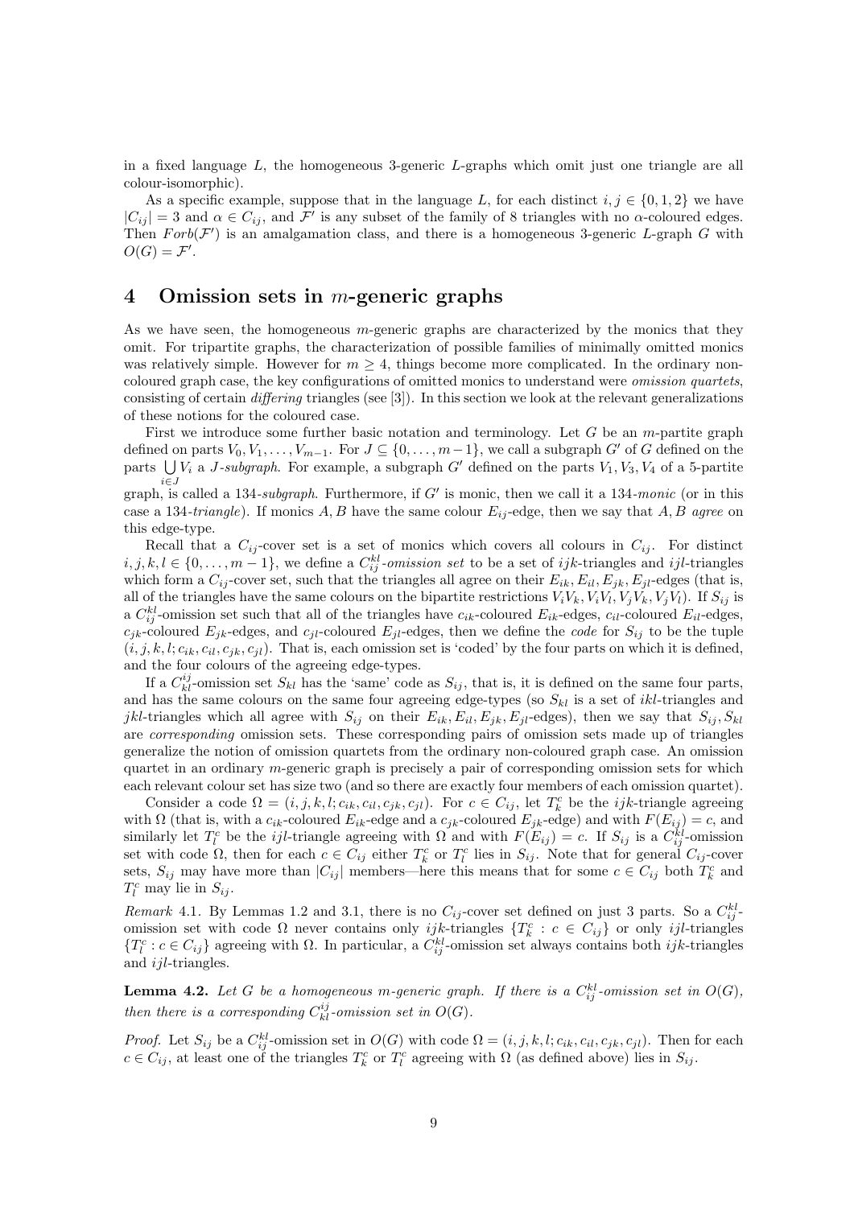in a fixed language $L$, the homogeneous 3-generic $L$-graphs which omit just one triangle are all colour-isomorphic).

As a specific example, suppose that in the language $L$, for each distinct $i, j \in \{0, 1, 2\}$ we have $|C_{ij}| = 3$ and $\alpha \in C_{ij}$, and $\mathcal{F}'$ is any subset of the family of 8 triangles with no $\alpha$-coloured edges. Then $Forb(\mathcal{F}')$ is an amalgamation class, and there is a homogeneous 3-generic $L$-graph $G$ with $O(G) = \mathcal{F}'$.

## 4 Omission sets in $m$-generic graphs

As we have seen, the homogeneous $m$-generic graphs are characterized by the monics that they omit. For tripartite graphs, the characterization of possible families of minimally omitted monics was relatively simple. However for $m \geq 4$, things become more complicated. In the ordinary non-coloured graph case, the key configurations of omitted monics to understand were *omission quartets*, consisting of certain *differing* triangles (see [3]). In this section we look at the relevant generalizations of these notions for the coloured case.

First we introduce some further basic notation and terminology. Let $G$ be an $m$-partite graph defined on parts $V_0, V_1, \ldots, V_{m-1}$. For $J \subseteq \{0, \ldots, m-1\}$, we call a subgraph $G'$ of $G$ defined on the parts $\bigcup_{i \in J} V_i$ a *$J$-subgraph*. For example, a subgraph $G'$ defined on the parts $V_1, V_3, V_4$ of a 5-partite graph, is called a *134-subgraph*. Furthermore, if $G'$ is monic, then we call it a *134-monic* (or in this case a *134-triangle*). If monics $A, B$ have the same colour $E_{ij}$-edge, then we say that $A, B$ *agree* on this edge-type.

Recall that a $C_{ij}$-cover set is a set of monics which covers all colours in $C_{ij}$. For distinct $i, j, k, l \in \{0, \ldots, m-1\}$, we define a *$C_{ij}^{kl}$-omission set* to be a set of $ijk$-triangles and $ijl$-triangles which form a $C_{ij}$-cover set, such that the triangles all agree on their $E_{ik}, E_{il}, E_{jk}, E_{jl}$-edges (that is, all of the triangles have the same colours on the bipartite restrictions $V_iV_k, V_iV_l, V_jV_k, V_jV_l$). If $S_{ij}$ is a $C_{ij}^{kl}$-omission set such that all of the triangles have $c_{ik}$-coloured $E_{ik}$-edges, $c_{il}$-coloured $E_{il}$-edges, $c_{jk}$-coloured $E_{jk}$-edges, and $c_{jl}$-coloured $E_{jl}$-edges, then we define the *code* for $S_{ij}$ to be the tuple $(i, j, k, l; c_{ik}, c_{il}, c_{jk}, c_{jl})$. That is, each omission set is 'coded' by the four parts on which it is defined, and the four colours of the agreeing edge-types.

If a $C_{kl}^{ij}$-omission set $S_{kl}$ has the 'same' code as $S_{ij}$, that is, it is defined on the same four parts, and has the same colours on the same four agreeing edge-types (so $S_{kl}$ is a set of $ikl$-triangles and $jkl$-triangles which all agree with $S_{ij}$ on their $E_{ik}, E_{il}, E_{jk}, E_{jl}$-edges), then we say that $S_{ij}, S_{kl}$ are *corresponding* omission sets. These corresponding pairs of omission sets made up of triangles generalize the notion of omission quartets from the ordinary non-coloured graph case. An omission quartet in an ordinary $m$-generic graph is precisely a pair of corresponding omission sets for which each relevant colour set has size two (and so there are exactly four members of each omission quartet).

Consider a code $\Omega = (i, j, k, l; c_{ik}, c_{il}, c_{jk}, c_{jl})$. For $c \in C_{ij}$, let $T_k^c$ be the $ijk$-triangle agreeing with $\Omega$ (that is, with a $c_{ik}$-coloured $E_{ik}$-edge and a $c_{jk}$-coloured $E_{jk}$-edge) and with $F(E_{ij}) = c$, and similarly let $T_l^c$ be the $ijl$-triangle agreeing with $\Omega$ and with $F(E_{ij}) = c$. If $S_{ij}$ is a $C_{ij}^{kl}$-omission set with code $\Omega$, then for each $c \in C_{ij}$ either $T_k^c$ or $T_l^c$ lies in $S_{ij}$. Note that for general $C_{ij}$-cover sets, $S_{ij}$ may have more than $|C_{ij}|$ members—here this means that for some $c \in C_{ij}$ both $T_k^c$ and $T_l^c$ may lie in $S_{ij}$.

*Remark* 4.1. By Lemmas 1.2 and 3.1, there is no $C_{ij}$-cover set defined on just 3 parts. So a $C_{ij}^{kl}$-omission set with code $\Omega$ never contains only $ijk$-triangles $\{T_k^c : c \in C_{ij}\}$ or only $ijl$-triangles $\{T_l^c : c \in C_{ij}\}$ agreeing with $\Omega$. In particular, a $C_{ij}^{kl}$-omission set always contains both $ijk$-triangles and $ijl$-triangles.

**Lemma 4.2.** *Let $G$ be a homogeneous $m$-generic graph. If there is a $C_{ij}^{kl}$-omission set in $O(G)$, then there is a corresponding $C_{kl}^{ij}$-omission set in $O(G)$.*

*Proof.* Let $S_{ij}$ be a $C_{ij}^{kl}$-omission set in $O(G)$ with code $\Omega = (i, j, k, l; c_{ik}, c_{il}, c_{jk}, c_{jl})$. Then for each $c \in C_{ij}$, at least one of the triangles $T_k^c$ or $T_l^c$ agreeing with $\Omega$ (as defined above) lies in $S_{ij}$.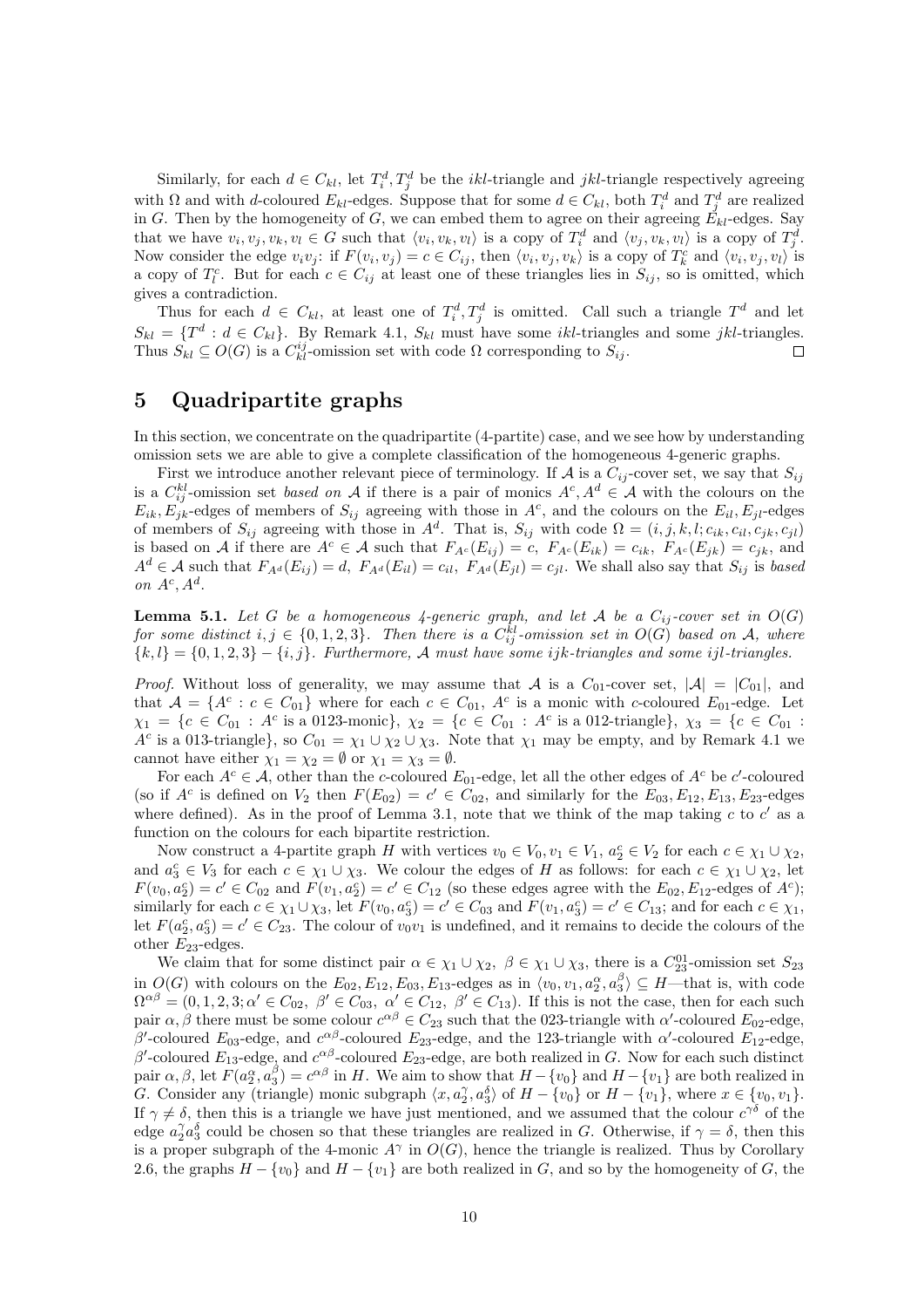Similarly, for each $d \in C_{kl}$, let $T_i^d, T_j^d$ be the $ikl$-triangle and $jkl$-triangle respectively agreeing with $\Omega$ and with $d$-coloured $E_{kl}$-edges. Suppose that for some $d \in C_{kl}$, both $T_i^d$ and $T_j^d$ are realized in $G$. Then by the homogeneity of $G$, we can embed them to agree on their agreeing $E_{kl}$-edges. Say that we have $v_i, v_j, v_k, v_l \in G$ such that $\langle v_i, v_k, v_l \rangle$ is a copy of $T_i^d$ and $\langle v_j, v_k, v_l \rangle$ is a copy of $T_j^d$. Now consider the edge $v_i v_j$: if $F(v_i, v_j) = c \in C_{ij}$, then $\langle v_i, v_j, v_k \rangle$ is a copy of $T_k^c$ and $\langle v_i, v_j, v_l \rangle$ is a copy of $T_l^c$. But for each $c \in C_{ij}$ at least one of these triangles lies in $S_{ij}$, so is omitted, which gives a contradiction.

Thus for each $d \in C_{kl}$, at least one of $T_i^d, T_j^d$ is omitted. Call such a triangle $T^d$ and let $S_{kl} = \{T^d : d \in C_{kl}\}$. By Remark 4.1, $S_{kl}$ must have some $ikl$-triangles and some $jkl$-triangles. Thus $S_{kl} \subseteq O(G)$ is a $C_{kl}^{ij}$-omission set with code $\Omega$ corresponding to $S_{ij}$. $\square$

## 5 Quadripartite graphs

In this section, we concentrate on the quadripartite (4-partite) case, and we see how by understanding omission sets we are able to give a complete classification of the homogeneous 4-generic graphs.

First we introduce another relevant piece of terminology. If $\mathcal{A}$ is a $C_{ij}$-cover set, we say that $S_{ij}$ is a $C_{ij}^{kl}$-omission set *based on* $\mathcal{A}$ if there is a pair of monics $A^c, A^d \in \mathcal{A}$ with the colours on the $E_{ik}, E_{jk}$-edges of members of $S_{ij}$ agreeing with those in $A^c$, and the colours on the $E_{il}, E_{jl}$-edges of members of $S_{ij}$ agreeing with those in $A^d$. That is, $S_{ij}$ with code $\Omega = (i, j, k, l; c_{ik}, c_{il}, c_{jk}, c_{jl})$ is based on $\mathcal{A}$ if there are $A^c \in \mathcal{A}$ such that $F_{A^c}(E_{ij}) = c$, $F_{A^c}(E_{ik}) = c_{ik}$, $F_{A^c}(E_{jk}) = c_{jk}$, and $A^d \in \mathcal{A}$ such that $F_{A^d}(E_{ij}) = d$, $F_{A^d}(E_{il}) = c_{il}$, $F_{A^d}(E_{jl}) = c_{jl}$. We shall also say that $S_{ij}$ is *based on* $A^c, A^d$.

**Lemma 5.1.** *Let $G$ be a homogeneous 4-generic graph, and let $\mathcal{A}$ be a $C_{ij}$-cover set in $O(G)$ for some distinct $i, j \in \{0, 1, 2, 3\}$. Then there is a $C_{ij}^{kl}$-omission set in $O(G)$ based on $\mathcal{A}$, where $\{k, l\} = \{0, 1, 2, 3\} - \{i, j\}$. Furthermore, $\mathcal{A}$ must have some $ijk$-triangles and some $ijl$-triangles.*

*Proof.* Without loss of generality, we may assume that $\mathcal{A}$ is a $C_{01}$-cover set, $|\mathcal{A}| = |C_{01}|$, and that $\mathcal{A} = \{A^c : c \in C_{01}\}$ where for each $c \in C_{01}$, $A^c$ is a monic with $c$-coloured $E_{01}$-edge. Let $\chi_1 = \{c \in C_{01} : A^c \text{ is a 0123-monic}\}$, $\chi_2 = \{c \in C_{01} : A^c \text{ is a 012-triangle}\}$, $\chi_3 = \{c \in C_{01} : A^c \text{ is a 013-triangle}\}$, so $C_{01} = \chi_1 \cup \chi_2 \cup \chi_3$. Note that $\chi_1$ may be empty, and by Remark 4.1 we cannot have either $\chi_1 = \chi_2 = \emptyset$ or $\chi_1 = \chi_3 = \emptyset$.

For each $A^c \in \mathcal{A}$, other than the $c$-coloured $E_{01}$-edge, let all the other edges of $A^c$ be $c'$-coloured (so if $A^c$ is defined on $V_2$ then $F(E_{02}) = c' \in C_{02}$, and similarly for the $E_{03}, E_{12}, E_{13}, E_{23}$-edges where defined). As in the proof of Lemma 3.1, note that we think of the map taking $c$ to $c'$ as a function on the colours for each bipartite restriction.

Now construct a 4-partite graph $H$ with vertices $v_0 \in V_0, v_1 \in V_1$, $a_2^c \in V_2$ for each $c \in \chi_1 \cup \chi_2$, and $a_3^c \in V_3$ for each $c \in \chi_1 \cup \chi_3$. We colour the edges of $H$ as follows: for each $c \in \chi_1 \cup \chi_2$, let $F(v_0, a_2^c) = c' \in C_{02}$ and $F(v_1, a_2^c) = c' \in C_{12}$ (so these edges agree with the $E_{02}, E_{12}$-edges of $A^c$); similarly for each $c \in \chi_1 \cup \chi_3$, let $F(v_0, a_3^c) = c' \in C_{03}$ and $F(v_1, a_3^c) = c' \in C_{13}$; and for each $c \in \chi_1$, let $F(a_2^c, a_3^c) = c' \in C_{23}$. The colour of $v_0 v_1$ is undefined, and it remains to decide the colours of the other $E_{23}$-edges.

We claim that for some distinct pair $\alpha \in \chi_1 \cup \chi_2$, $\beta \in \chi_1 \cup \chi_3$, there is a $C_{23}^{01}$-omission set $S_{23}$ in $O(G)$ with colours on the $E_{02}, E_{12}, E_{03}, E_{13}$-edges as in $\langle v_0, v_1, a_2^\alpha, a_3^\beta \rangle \subseteq H$—that is, with code $\Omega^{\alpha\beta} = (0, 1, 2, 3; \alpha' \in C_{02}, \beta' \in C_{03}, \alpha' \in C_{12}, \beta' \in C_{13})$. If this is not the case, then for each such pair $\alpha, \beta$ there must be some colour $c^{\alpha\beta} \in C_{23}$ such that the 023-triangle with $\alpha'$-coloured $E_{02}$-edge, $\beta'$-coloured $E_{03}$-edge, and $c^{\alpha\beta}$-coloured $E_{23}$-edge, and the 123-triangle with $\alpha'$-coloured $E_{12}$-edge, $\beta'$-coloured $E_{13}$-edge, and $c^{\alpha\beta}$-coloured $E_{23}$-edge, are both realized in $G$. Now for each such distinct pair $\alpha, \beta$, let $F(a_2^\alpha, a_3^\beta) = c^{\alpha\beta}$ in $H$. We aim to show that $H - \{v_0\}$ and $H - \{v_1\}$ are both realized in $G$. Consider any (triangle) monic subgraph $\langle x, a_2^\gamma, a_3^\delta \rangle$ of $H - \{v_0\}$ or $H - \{v_1\}$, where $x \in \{v_0, v_1\}$. If $\gamma \neq \delta$, then this is a triangle we have just mentioned, and we assumed that the colour $c^{\gamma\delta}$ of the edge $a_2^\gamma a_3^\delta$ could be chosen so that these triangles are realized in $G$. Otherwise, if $\gamma = \delta$, then this is a proper subgraph of the 4-monic $A^\gamma$ in $O(G)$, hence the triangle is realized. Thus by Corollary 2.6, the graphs $H - \{v_0\}$ and $H - \{v_1\}$ are both realized in $G$, and so by the homogeneity of $G$, the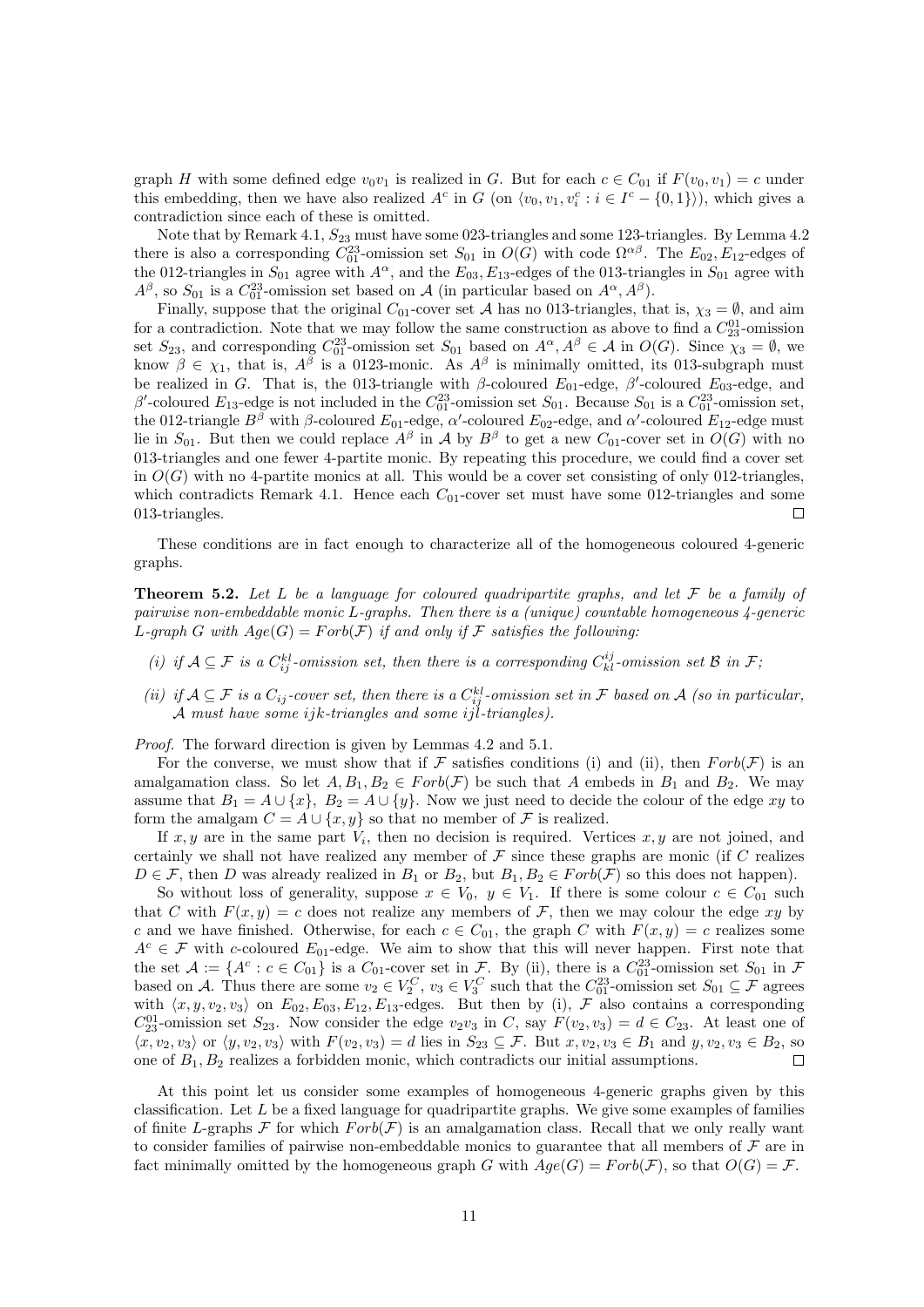graph $H$ with some defined edge $v_0v_1$ is realized in $G$. But for each $c \in C_{01}$ if $F(v_0, v_1) = c$ under this embedding, then we have also realized $A^c$ in $G$ (on $\langle v_0, v_1, v_i^c : i \in I^c - \{0,1\}\rangle$), which gives a contradiction since each of these is omitted.

Note that by Remark 4.1, $S_{23}$ must have some 023-triangles and some 123-triangles. By Lemma 4.2 there is also a corresponding $C_{01}^{23}$-omission set $S_{01}$ in $O(G)$ with code $\Omega^{\alpha\beta}$. The $E_{02}, E_{12}$-edges of the 012-triangles in $S_{01}$ agree with $A^\alpha$, and the $E_{03}, E_{13}$-edges of the 013-triangles in $S_{01}$ agree with $A^\beta$, so $S_{01}$ is a $C_{01}^{23}$-omission set based on $\mathcal{A}$ (in particular based on $A^\alpha, A^\beta$).

Finally, suppose that the original $C_{01}$-cover set $\mathcal{A}$ has no 013-triangles, that is, $\chi_3 = \emptyset$, and aim for a contradiction. Note that we may follow the same construction as above to find a $C_{23}^{01}$-omission set $S_{23}$, and corresponding $C_{01}^{23}$-omission set $S_{01}$ based on $A^\alpha, A^\beta \in \mathcal{A}$ in $O(G)$. Since $\chi_3 = \emptyset$, we know $\beta \in \chi_1$, that is, $A^\beta$ is a 0123-monic. As $A^\beta$ is minimally omitted, its 013-subgraph must be realized in $G$. That is, the 013-triangle with $\beta$-coloured $E_{01}$-edge, $\beta'$-coloured $E_{03}$-edge, and $\beta'$-coloured $E_{13}$-edge is not included in the $C_{01}^{23}$-omission set $S_{01}$. Because $S_{01}$ is a $C_{01}^{23}$-omission set, the 012-triangle $B^\beta$ with $\beta$-coloured $E_{01}$-edge, $\alpha'$-coloured $E_{02}$-edge, and $\alpha'$-coloured $E_{12}$-edge must lie in $S_{01}$. But then we could replace $A^\beta$ in $\mathcal{A}$ by $B^\beta$ to get a new $C_{01}$-cover set in $O(G)$ with no 013-triangles and one fewer 4-partite monic. By repeating this procedure, we could find a cover set in $O(G)$ with no 4-partite monics at all. This would be a cover set consisting of only 012-triangles, which contradicts Remark 4.1. Hence each $C_{01}$-cover set must have some 012-triangles and some 013-triangles. □

These conditions are in fact enough to characterize all of the homogeneous coloured 4-generic graphs.

**Theorem 5.2.** *Let $L$ be a language for coloured quadripartite graphs, and let $\mathcal{F}$ be a family of pairwise non-embeddable monic $L$-graphs. Then there is a (unique) countable homogeneous 4-generic $L$-graph $G$ with $Age(G) = Forb(\mathcal{F})$ if and only if $\mathcal{F}$ satisfies the following:*

*(i) if $\mathcal{A} \subseteq \mathcal{F}$ is a $C_{ij}^{kl}$-omission set, then there is a corresponding $C_{kl}^{ij}$-omission set $\mathcal{B}$ in $\mathcal{F}$;*

*(ii) if $\mathcal{A} \subseteq \mathcal{F}$ is a $C_{ij}$-cover set, then there is a $C_{ij}^{kl}$-omission set in $\mathcal{F}$ based on $\mathcal{A}$ (so in particular, $\mathcal{A}$ must have some $ijk$-triangles and some $ijl$-triangles).*

*Proof.* The forward direction is given by Lemmas 4.2 and 5.1.

For the converse, we must show that if $\mathcal{F}$ satisfies conditions (i) and (ii), then $Forb(\mathcal{F})$ is an amalgamation class. So let $A, B_1, B_2 \in Forb(\mathcal{F})$ be such that $A$ embeds in $B_1$ and $B_2$. We may assume that $B_1 = A \cup \{x\}$, $B_2 = A \cup \{y\}$. Now we just need to decide the colour of the edge $xy$ to form the amalgam $C = A \cup \{x, y\}$ so that no member of $\mathcal{F}$ is realized.

If $x, y$ are in the same part $V_i$, then no decision is required. Vertices $x, y$ are not joined, and certainly we shall not have realized any member of $\mathcal{F}$ since these graphs are monic (if $C$ realizes $D \in \mathcal{F}$, then $D$ was already realized in $B_1$ or $B_2$, but $B_1, B_2 \in Forb(\mathcal{F})$ so this does not happen).

So without loss of generality, suppose $x \in V_0$, $y \in V_1$. If there is some colour $c \in C_{01}$ such that $C$ with $F(x, y) = c$ does not realize any members of $\mathcal{F}$, then we may colour the edge $xy$ by $c$ and we have finished. Otherwise, for each $c \in C_{01}$, the graph $C$ with $F(x, y) = c$ realizes some $A^c \in \mathcal{F}$ with $c$-coloured $E_{01}$-edge. We aim to show that this will never happen. First note that the set $\mathcal{A} := \{A^c : c \in C_{01}\}$ is a $C_{01}$-cover set in $\mathcal{F}$. By (ii), there is a $C_{01}^{23}$-omission set $S_{01}$ in $\mathcal{F}$ based on $\mathcal{A}$. Thus there are some $v_2 \in V_2^C$, $v_3 \in V_3^C$ such that the $C_{01}^{23}$-omission set $S_{01} \subseteq \mathcal{F}$ agrees with $\langle x, y, v_2, v_3\rangle$ on $E_{02}, E_{03}, E_{12}, E_{13}$-edges. But then by (i), $\mathcal{F}$ also contains a corresponding $C_{23}^{01}$-omission set $S_{23}$. Now consider the edge $v_2v_3$ in $C$, say $F(v_2, v_3) = d \in C_{23}$. At least one of $\langle x, v_2, v_3\rangle$ or $\langle y, v_2, v_3\rangle$ with $F(v_2, v_3) = d$ lies in $S_{23} \subseteq \mathcal{F}$. But $x, v_2, v_3 \in B_1$ and $y, v_2, v_3 \in B_2$, so one of $B_1, B_2$ realizes a forbidden monic, which contradicts our initial assumptions. □

At this point let us consider some examples of homogeneous 4-generic graphs given by this classification. Let $L$ be a fixed language for quadripartite graphs. We give some examples of families of finite $L$-graphs $\mathcal{F}$ for which $Forb(\mathcal{F})$ is an amalgamation class. Recall that we only really want to consider families of pairwise non-embeddable monics to guarantee that all members of $\mathcal{F}$ are in fact minimally omitted by the homogeneous graph $G$ with $Age(G) = Forb(\mathcal{F})$, so that $O(G) = \mathcal{F}$.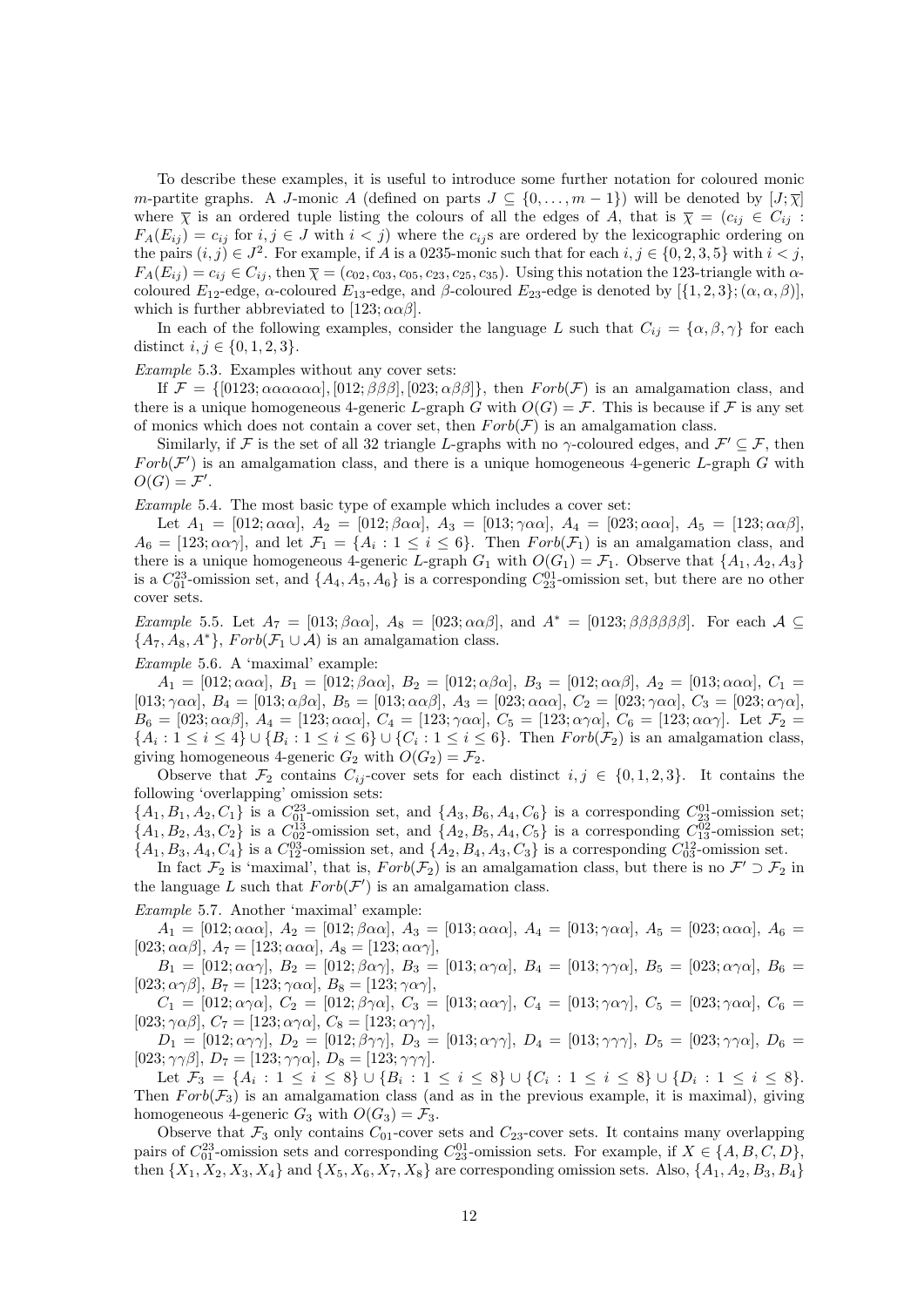To describe these examples, it is useful to introduce some further notation for coloured monic $m$-partite graphs. A $J$-monic $A$ (defined on parts $J \subseteq \{0, \dots, m-1\}$) will be denoted by $[J; \overline{\chi}]$ where $\overline{\chi}$ is an ordered tuple listing the colours of all the edges of $A$, that is $\overline{\chi} = (c_{ij} \in C_{ij} : F_A(E_{ij}) = c_{ij}$ for $i, j \in J$ with $i < j)$ where the $c_{ij}$s are ordered by the lexicographic ordering on the pairs $(i, j) \in J^2$. For example, if $A$ is a 0235-monic such that for each $i, j \in \{0, 2, 3, 5\}$ with $i < j$, $F_A(E_{ij}) = c_{ij} \in C_{ij}$, then $\overline{\chi} = (c_{02}, c_{03}, c_{05}, c_{23}, c_{25}, c_{35})$. Using this notation the 123-triangle with $\alpha$-coloured $E_{12}$-edge, $\alpha$-coloured $E_{13}$-edge, and $\beta$-coloured $E_{23}$-edge is denoted by $[\{1, 2, 3\}; (\alpha, \alpha, \beta)]$, which is further abbreviated to $[123; \alpha\alpha\beta]$.

In each of the following examples, consider the language $L$ such that $C_{ij} = \{\alpha, \beta, \gamma\}$ for each distinct $i, j \in \{0, 1, 2, 3\}$.

*Example* 5.3. Examples without any cover sets:
If $\mathcal{F} = \{[0123; \alpha\alpha\alpha\alpha\alpha\alpha], [012; \beta\beta\beta], [023; \alpha\beta\beta]\}$, then $Forb(\mathcal{F})$ is an amalgamation class, and there is a unique homogeneous 4-generic $L$-graph $G$ with $O(G) = \mathcal{F}$. This is because if $\mathcal{F}$ is any set of monics which does not contain a cover set, then $Forb(\mathcal{F})$ is an amalgamation class.

Similarly, if $\mathcal{F}$ is the set of all 32 triangle $L$-graphs with no $\gamma$-coloured edges, and $\mathcal{F}' \subseteq \mathcal{F}$, then $Forb(\mathcal{F}')$ is an amalgamation class, and there is a unique homogeneous 4-generic $L$-graph $G$ with $O(G) = \mathcal{F}'$.

*Example* 5.4. The most basic type of example which includes a cover set:
Let $A_1 = [012; \alpha\alpha\alpha]$, $A_2 = [012; \beta\alpha\alpha]$, $A_3 = [013; \gamma\alpha\alpha]$, $A_4 = [023; \alpha\alpha\alpha]$, $A_5 = [123; \alpha\alpha\beta]$, $A_6 = [123; \alpha\alpha\gamma]$, and let $\mathcal{F}_1 = \{A_i : 1 \le i \le 6\}$. Then $Forb(\mathcal{F}_1)$ is an amalgamation class, and there is a unique homogeneous 4-generic $L$-graph $G_1$ with $O(G_1) = \mathcal{F}_1$. Observe that $\{A_1, A_2, A_3\}$ is a $C_{01}^{23}$-omission set, and $\{A_4, A_5, A_6\}$ is a corresponding $C_{23}^{01}$-omission set, but there are no other cover sets.

*Example* 5.5. Let $A_7 = [013; \beta\alpha\alpha]$, $A_8 = [023; \alpha\alpha\beta]$, and $A^* = [0123; \beta\beta\beta\beta\beta\beta]$. For each $\mathcal{A} \subseteq \{A_7, A_8, A^*\}$, $Forb(\mathcal{F}_1 \cup \mathcal{A})$ is an amalgamation class.

*Example* 5.6. A 'maximal' example:
$A_1 = [012; \alpha\alpha\alpha]$, $B_1 = [012; \beta\alpha\alpha]$, $B_2 = [012; \alpha\beta\alpha]$, $B_3 = [012; \alpha\alpha\beta]$, $A_2 = [013; \alpha\alpha\alpha]$, $C_1 = [013; \gamma\alpha\alpha]$, $B_4 = [013; \alpha\beta\alpha]$, $B_5 = [013; \alpha\alpha\beta]$, $A_3 = [023; \alpha\alpha\alpha]$, $C_2 = [023; \gamma\alpha\alpha]$, $C_3 = [023; \alpha\gamma\alpha]$, $B_6 = [023; \alpha\alpha\beta]$, $A_4 = [123; \alpha\alpha\alpha]$, $C_4 = [123; \gamma\alpha\alpha]$, $C_5 = [123; \alpha\gamma\alpha]$, $C_6 = [123; \alpha\alpha\gamma]$. Let $\mathcal{F}_2 = \{A_i : 1 \le i \le 4\} \cup \{B_i : 1 \le i \le 6\}$. Then $Forb(\mathcal{F}_2)$ is an amalgamation class, giving homogeneous 4-generic $G_2$ with $O(G_2) = \mathcal{F}_2$.

Observe that $\mathcal{F}_2$ contains $C_{ij}$-cover sets for each distinct $i, j \in \{0, 1, 2, 3\}$. It contains the following 'overlapping' omission sets:
$\{A_1, B_1, A_2, C_1\}$ is a $C_{01}^{23}$-omission set, and $\{A_3, B_6, A_4, C_6\}$ is a corresponding $C_{23}^{01}$-omission set;
$\{A_1, B_2, A_3, C_2\}$ is a $C_{02}^{13}$-omission set, and $\{A_2, B_5, A_4, C_5\}$ is a corresponding $C_{13}^{02}$-omission set;
$\{A_1, B_3, A_4, C_4\}$ is a $C_{12}^{03}$-omission set, and $\{A_2, B_4, A_3, C_3\}$ is a corresponding $C_{03}^{12}$-omission set.

In fact $\mathcal{F}_2$ is 'maximal', that is, $Forb(\mathcal{F}_2)$ is an amalgamation class, but there is no $\mathcal{F}' \supset \mathcal{F}_2$ in the language $L$ such that $Forb(\mathcal{F}')$ is an amalgamation class.

*Example* 5.7. Another 'maximal' example:
$A_1 = [012; \alpha\alpha\alpha]$, $A_2 = [012; \beta\alpha\alpha]$, $A_3 = [013; \alpha\alpha\alpha]$, $A_4 = [013; \gamma\alpha\alpha]$, $A_5 = [023; \alpha\alpha\alpha]$, $A_6 = [023; \alpha\alpha\beta]$, $A_7 = [123; \alpha\alpha\alpha]$, $A_8 = [123; \alpha\alpha\gamma]$,
$B_1 = [012; \alpha\alpha\gamma]$, $B_2 = [012; \beta\alpha\gamma]$, $B_3 = [013; \alpha\gamma\alpha]$, $B_4 = [013; \gamma\gamma\alpha]$, $B_5 = [023; \alpha\gamma\alpha]$, $B_6 = [023; \alpha\gamma\beta]$, $B_7 = [123; \gamma\alpha\alpha]$, $B_8 = [123; \gamma\alpha\gamma]$,
$C_1 = [012; \alpha\gamma\alpha]$, $C_2 = [012; \beta\gamma\alpha]$, $C_3 = [013; \alpha\alpha\gamma]$, $C_4 = [013; \gamma\alpha\gamma]$, $C_5 = [023; \gamma\alpha\alpha]$, $C_6 = [023; \gamma\alpha\beta]$, $C_7 = [123; \alpha\gamma\alpha]$, $C_8 = [123; \alpha\gamma\gamma]$,
$D_1 = [012; \alpha\gamma\gamma]$, $D_2 = [012; \beta\gamma\gamma]$, $D_3 = [013; \alpha\gamma\gamma]$, $D_4 = [013; \gamma\gamma\gamma]$, $D_5 = [023; \gamma\gamma\alpha]$, $D_6 = [023; \gamma\gamma\beta]$, $D_7 = [123; \gamma\gamma\alpha]$, $D_8 = [123; \gamma\gamma\gamma]$.

Let $\mathcal{F}_3 = \{A_i : 1 \le i \le 8\} \cup \{B_i : 1 \le i \le 8\} \cup \{C_i : 1 \le i \le 8\} \cup \{D_i : 1 \le i \le 8\}$. Then $Forb(\mathcal{F}_3)$ is an amalgamation class (and as in the previous example, it is maximal), giving homogeneous 4-generic $G_3$ with $O(G_3) = \mathcal{F}_3$.

Observe that $\mathcal{F}_3$ only contains $C_{01}$-cover sets and $C_{23}$-cover sets. It contains many overlapping pairs of $C_{01}^{23}$-omission sets and corresponding $C_{23}^{01}$-omission sets. For example, if $X \in \{A, B, C, D\}$, then $\{X_1, X_2, X_3, X_4\}$ and $\{X_5, X_6, X_7, X_8\}$ are corresponding omission sets. Also, $\{A_1, A_2, B_3, B_4\}$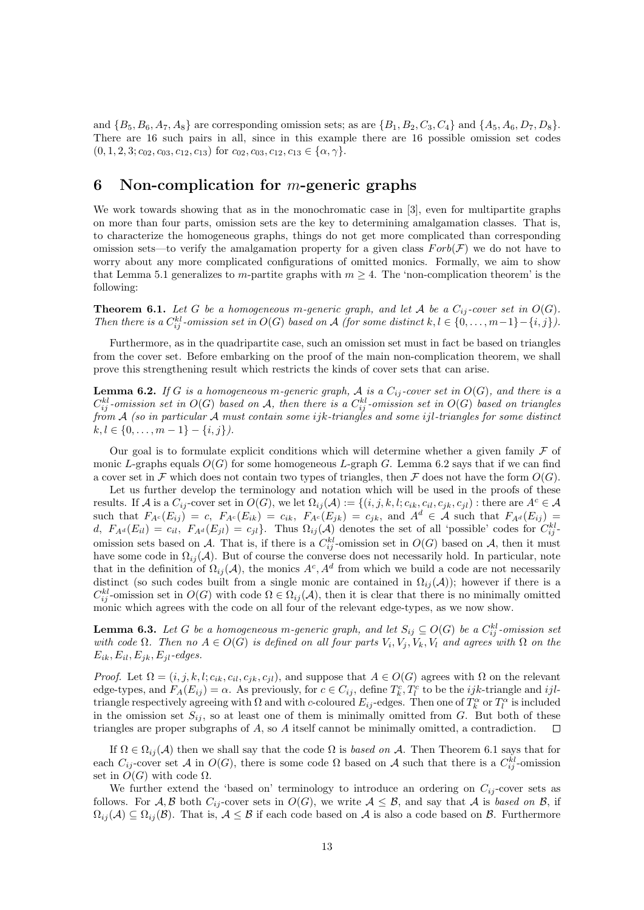and $\{B_5, B_6, A_7, A_8\}$ are corresponding omission sets; as are $\{B_1, B_2, C_3, C_4\}$ and $\{A_5, A_6, D_7, D_8\}$. There are 16 such pairs in all, since in this example there are 16 possible omission set codes $(0, 1, 2, 3; c_{02}, c_{03}, c_{12}, c_{13})$ for $c_{02}, c_{03}, c_{12}, c_{13} \in \{\alpha, \gamma\}$.

## 6 Non-complication for $m$-generic graphs

We work towards showing that as in the monochromatic case in [3], even for multipartite graphs on more than four parts, omission sets are the key to determining amalgamation classes. That is, to characterize the homogeneous graphs, things do not get more complicated than corresponding omission sets—to verify the amalgamation property for a given class $Forb(\mathcal{F})$ we do not have to worry about any more complicated configurations of omitted monics. Formally, we aim to show that Lemma 5.1 generalizes to $m$-partite graphs with $m \geq 4$. The 'non-complication theorem' is the following:

**Theorem 6.1.** *Let $G$ be a homogeneous $m$-generic graph, and let $\mathcal{A}$ be a $C_{ij}$-cover set in $O(G)$. Then there is a $C_{ij}^{kl}$-omission set in $O(G)$ based on $\mathcal{A}$ (for some distinct $k, l \in \{0, \ldots, m-1\} - \{i, j\}$).*

Furthermore, as in the quadripartite case, such an omission set must in fact be based on triangles from the cover set. Before embarking on the proof of the main non-complication theorem, we shall prove this strengthening result which restricts the kinds of cover sets that can arise.

**Lemma 6.2.** *If $G$ is a homogeneous $m$-generic graph, $\mathcal{A}$ is a $C_{ij}$-cover set in $O(G)$, and there is a $C_{ij}^{kl}$-omission set in $O(G)$ based on $\mathcal{A}$, then there is a $C_{ij}^{kl}$-omission set in $O(G)$ based on triangles from $\mathcal{A}$ (so in particular $\mathcal{A}$ must contain some $ijk$-triangles and some $ijl$-triangles for some distinct $k, l \in \{0, \ldots, m-1\} - \{i, j\}$).*

Our goal is to formulate explicit conditions which will determine whether a given family $\mathcal{F}$ of monic $L$-graphs equals $O(G)$ for some homogeneous $L$-graph $G$. Lemma 6.2 says that if we can find a cover set in $\mathcal{F}$ which does not contain two types of triangles, then $\mathcal{F}$ does not have the form $O(G)$.

Let us further develop the terminology and notation which will be used in the proofs of these results. If $\mathcal{A}$ is a $C_{ij}$-cover set in $O(G)$, we let $\Omega_{ij}(\mathcal{A}) := \{(i, j, k, l; c_{ik}, c_{il}, c_{jk}, c_{jl}) :$ there are $A^c \in \mathcal{A}$ such that $F_{A^c}(E_{ij}) = c$, $F_{A^c}(E_{ik}) = c_{ik}$, $F_{A^c}(E_{jk}) = c_{jk}$, and $A^d \in \mathcal{A}$ such that $F_{A^d}(E_{ij}) = d$, $F_{A^d}(E_{il}) = c_{il}$, $F_{A^d}(E_{jl}) = c_{jl}\}$. Thus $\Omega_{ij}(\mathcal{A})$ denotes the set of all 'possible' codes for $C_{ij}^{kl}$-omission sets based on $\mathcal{A}$. That is, if there is a $C_{ij}^{kl}$-omission set in $O(G)$ based on $\mathcal{A}$, then it must have some code in $\Omega_{ij}(\mathcal{A})$. But of course the converse does not necessarily hold. In particular, note that in the definition of $\Omega_{ij}(\mathcal{A})$, the monics $A^c, A^d$ from which we build a code are not necessarily distinct (so such codes built from a single monic are contained in $\Omega_{ij}(\mathcal{A})$); however if there is a $C_{ij}^{kl}$-omission set in $O(G)$ with code $\Omega \in \Omega_{ij}(\mathcal{A})$, then it is clear that there is no minimally omitted monic which agrees with the code on all four of the relevant edge-types, as we now show.

**Lemma 6.3.** *Let $G$ be a homogeneous $m$-generic graph, and let $S_{ij} \subseteq O(G)$ be a $C_{ij}^{kl}$-omission set with code $\Omega$. Then no $A \in O(G)$ is defined on all four parts $V_i, V_j, V_k, V_l$ and agrees with $\Omega$ on the $E_{ik}, E_{il}, E_{jk}, E_{jl}$-edges.*

*Proof.* Let $\Omega = (i, j, k, l; c_{ik}, c_{il}, c_{jk}, c_{jl})$, and suppose that $A \in O(G)$ agrees with $\Omega$ on the relevant edge-types, and $F_A(E_{ij}) = \alpha$. As previously, for $c \in C_{ij}$, define $T_k^c, T_l^c$ to be the $ijk$-triangle and $ijl$-triangle respectively agreeing with $\Omega$ and with $c$-coloured $E_{ij}$-edges. Then one of $T_k^\alpha$ or $T_l^\alpha$ is included in the omission set $S_{ij}$, so at least one of them is minimally omitted from $G$. But both of these triangles are proper subgraphs of $A$, so $A$ itself cannot be minimally omitted, a contradiction. $\square$

If $\Omega \in \Omega_{ij}(\mathcal{A})$ then we shall say that the code $\Omega$ is *based on* $\mathcal{A}$. Then Theorem 6.1 says that for each $C_{ij}$-cover set $\mathcal{A}$ in $O(G)$, there is some code $\Omega$ based on $\mathcal{A}$ such that there is a $C_{ij}^{kl}$-omission set in $O(G)$ with code $\Omega$.

We further extend the 'based on' terminology to introduce an ordering on $C_{ij}$-cover sets as follows. For $\mathcal{A}, \mathcal{B}$ both $C_{ij}$-cover sets in $O(G)$, we write $\mathcal{A} \leq \mathcal{B}$, and say that $\mathcal{A}$ is *based on* $\mathcal{B}$, if $\Omega_{ij}(\mathcal{A}) \subseteq \Omega_{ij}(\mathcal{B})$. That is, $\mathcal{A} \leq \mathcal{B}$ if each code based on $\mathcal{A}$ is also a code based on $\mathcal{B}$. Furthermore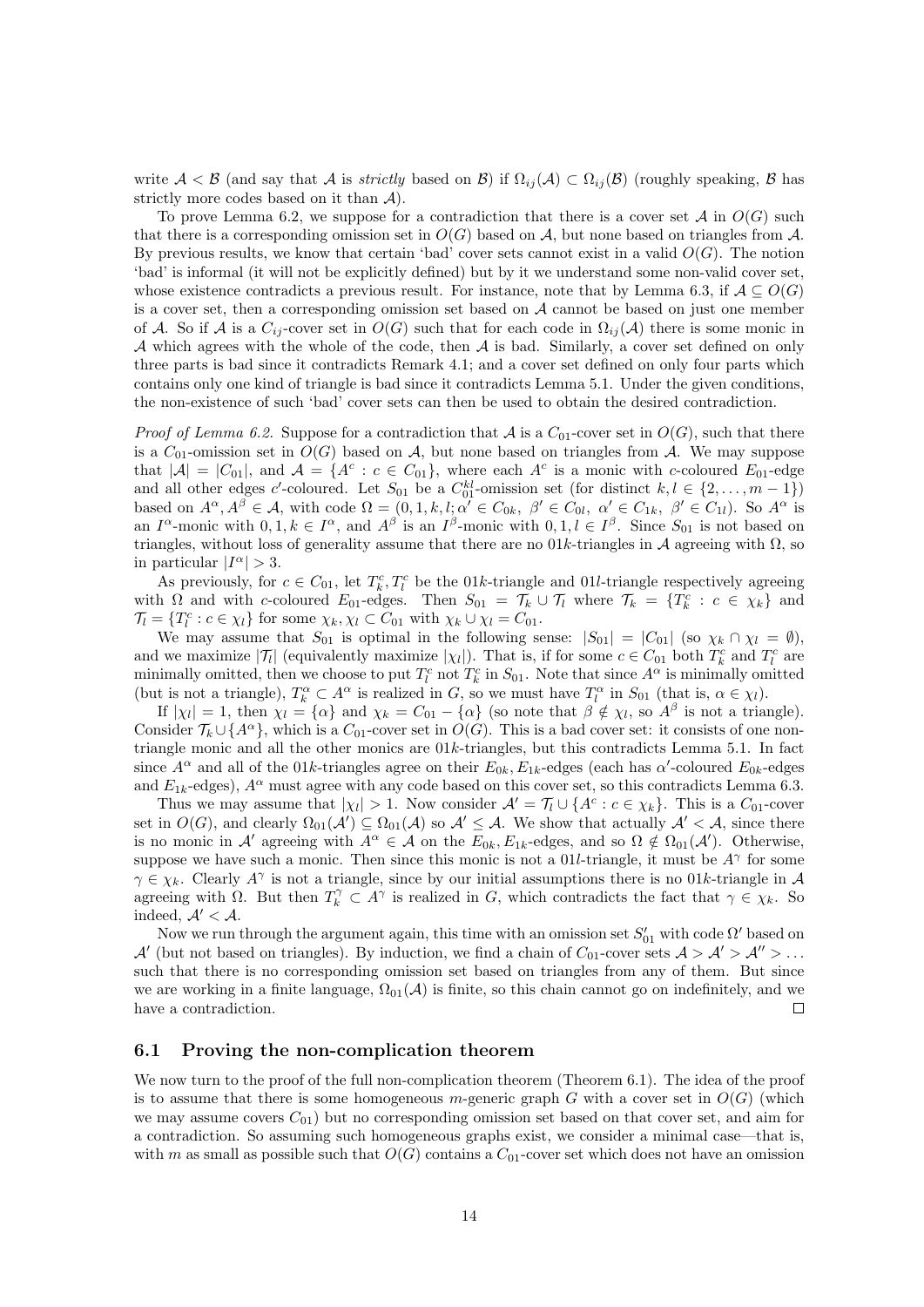write $\mathcal{A} < \mathcal{B}$ (and say that $\mathcal{A}$ is *strictly* based on $\mathcal{B}$) if $\Omega_{ij}(\mathcal{A}) \subset \Omega_{ij}(\mathcal{B})$ (roughly speaking, $\mathcal{B}$ has strictly more codes based on it than $\mathcal{A}$).

To prove Lemma 6.2, we suppose for a contradiction that there is a cover set $\mathcal{A}$ in $O(G)$ such that there is a corresponding omission set in $O(G)$ based on $\mathcal{A}$, but none based on triangles from $\mathcal{A}$. By previous results, we know that certain 'bad' cover sets cannot exist in a valid $O(G)$. The notion 'bad' is informal (it will not be explicitly defined) but by it we understand some non-valid cover set, whose existence contradicts a previous result. For instance, note that by Lemma 6.3, if $\mathcal{A} \subseteq O(G)$ is a cover set, then a corresponding omission set based on $\mathcal{A}$ cannot be based on just one member of $\mathcal{A}$. So if $\mathcal{A}$ is a $C_{ij}$-cover set in $O(G)$ such that for each code in $\Omega_{ij}(\mathcal{A})$ there is some monic in $\mathcal{A}$ which agrees with the whole of the code, then $\mathcal{A}$ is bad. Similarly, a cover set defined on only three parts is bad since it contradicts Remark 4.1; and a cover set defined on only four parts which contains only one kind of triangle is bad since it contradicts Lemma 5.1. Under the given conditions, the non-existence of such 'bad' cover sets can then be used to obtain the desired contradiction.

*Proof of Lemma 6.2.* Suppose for a contradiction that $\mathcal{A}$ is a $C_{01}$-cover set in $O(G)$, such that there is a $C_{01}$-omission set in $O(G)$ based on $\mathcal{A}$, but none based on triangles from $\mathcal{A}$. We may suppose that $|\mathcal{A}| = |C_{01}|$, and $\mathcal{A} = \{A^c : c \in C_{01}\}$, where each $A^c$ is a monic with $c$-coloured $E_{01}$-edge and all other edges $c'$-coloured. Let $S_{01}$ be a $C_{01}^{kl}$-omission set (for distinct $k, l \in \{2, \ldots, m-1\}$) based on $A^\alpha, A^\beta \in \mathcal{A}$, with code $\Omega = (0, 1, k, l; \alpha' \in C_{0k},\ \beta' \in C_{0l},\ \alpha' \in C_{1k},\ \beta' \in C_{1l})$. So $A^\alpha$ is an $I^\alpha$-monic with $0, 1, k \in I^\alpha$, and $A^\beta$ is an $I^\beta$-monic with $0, 1, l \in I^\beta$. Since $S_{01}$ is not based on triangles, without loss of generality assume that there are no $01k$-triangles in $\mathcal{A}$ agreeing with $\Omega$, so in particular $|I^\alpha| > 3$.

As previously, for $c \in C_{01}$, let $T_k^c, T_l^c$ be the $01k$-triangle and $01l$-triangle respectively agreeing with $\Omega$ and with $c$-coloured $E_{01}$-edges. Then $S_{01} = \mathcal{T}_k \cup \mathcal{T}_l$ where $\mathcal{T}_k = \{T_k^c : c \in \chi_k\}$ and $\mathcal{T}_l = \{T_l^c : c \in \chi_l\}$ for some $\chi_k, \chi_l \subset C_{01}$ with $\chi_k \cup \chi_l = C_{01}$.

We may assume that $S_{01}$ is optimal in the following sense: $|S_{01}| = |C_{01}|$ (so $\chi_k \cap \chi_l = \emptyset$), and we maximize $|\mathcal{T}_l|$ (equivalently maximize $|\chi_l|$). That is, if for some $c \in C_{01}$ both $T_k^c$ and $T_l^c$ are minimally omitted, then we choose to put $T_l^c$ not $T_k^c$ in $S_{01}$. Note that since $A^\alpha$ is minimally omitted (but is not a triangle), $T_k^\alpha \subset A^\alpha$ is realized in $G$, so we must have $T_l^\alpha$ in $S_{01}$ (that is, $\alpha \in \chi_l$).

If $|\chi_l| = 1$, then $\chi_l = \{\alpha\}$ and $\chi_k = C_{01} - \{\alpha\}$ (so note that $\beta \notin \chi_l$, so $A^\beta$ is not a triangle). Consider $\mathcal{T}_k \cup \{A^\alpha\}$, which is a $C_{01}$-cover set in $O(G)$. This is a bad cover set: it consists of one non-triangle monic and all the other monics are $01k$-triangles, but this contradicts Lemma 5.1. In fact since $A^\alpha$ and all of the $01k$-triangles agree on their $E_{0k}, E_{1k}$-edges (each has $\alpha'$-coloured $E_{0k}$-edges and $E_{1k}$-edges), $A^\alpha$ must agree with any code based on this cover set, so this contradicts Lemma 6.3.

Thus we may assume that $|\chi_l| > 1$. Now consider $\mathcal{A}' = \mathcal{T}_l \cup \{A^c : c \in \chi_k\}$. This is a $C_{01}$-cover set in $O(G)$, and clearly $\Omega_{01}(\mathcal{A}') \subseteq \Omega_{01}(\mathcal{A})$ so $\mathcal{A}' \leq \mathcal{A}$. We show that actually $\mathcal{A}' < \mathcal{A}$, since there is no monic in $\mathcal{A}'$ agreeing with $A^\alpha \in \mathcal{A}$ on the $E_{0k}, E_{1k}$-edges, and so $\Omega \notin \Omega_{01}(\mathcal{A}')$. Otherwise, suppose we have such a monic. Then since this monic is not a $01l$-triangle, it must be $A^\gamma$ for some $\gamma \in \chi_k$. Clearly $A^\gamma$ is not a triangle, since by our initial assumptions there is no $01k$-triangle in $\mathcal{A}$ agreeing with $\Omega$. But then $T_k^\gamma \subset A^\gamma$ is realized in $G$, which contradicts the fact that $\gamma \in \chi_k$. So indeed, $\mathcal{A}' < \mathcal{A}$.

Now we run through the argument again, this time with an omission set $S'_{01}$ with code $\Omega'$ based on $\mathcal{A}'$ (but not based on triangles). By induction, we find a chain of $C_{01}$-cover sets $\mathcal{A} > \mathcal{A}' > \mathcal{A}'' > \ldots$ such that there is no corresponding omission set based on triangles from any of them. But since we are working in a finite language, $\Omega_{01}(\mathcal{A})$ is finite, so this chain cannot go on indefinitely, and we have a contradiction. $\square$

## 6.1 Proving the non-complication theorem

We now turn to the proof of the full non-complication theorem (Theorem 6.1). The idea of the proof is to assume that there is some homogeneous $m$-generic graph $G$ with a cover set in $O(G)$ (which we may assume covers $C_{01}$) but no corresponding omission set based on that cover set, and aim for a contradiction. So assuming such homogeneous graphs exist, we consider a minimal case—that is, with $m$ as small as possible such that $O(G)$ contains a $C_{01}$-cover set which does not have an omission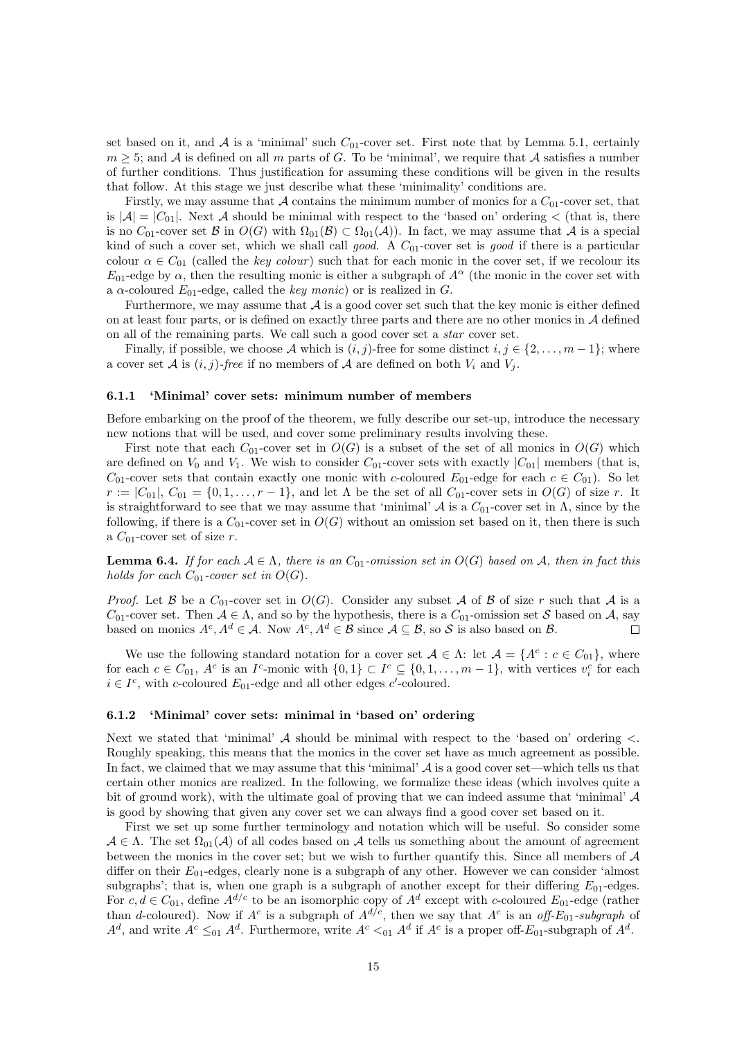set based on it, and $\mathcal{A}$ is a 'minimal' such $C_{01}$-cover set. First note that by Lemma 5.1, certainly $m \geq 5$; and $\mathcal{A}$ is defined on all $m$ parts of $G$. To be 'minimal', we require that $\mathcal{A}$ satisfies a number of further conditions. Thus justification for assuming these conditions will be given in the results that follow. At this stage we just describe what these 'minimality' conditions are.

Firstly, we may assume that $\mathcal{A}$ contains the minimum number of monics for a $C_{01}$-cover set, that is $|\mathcal{A}| = |C_{01}|$. Next $\mathcal{A}$ should be minimal with respect to the 'based on' ordering $<$ (that is, there is no $C_{01}$-cover set $\mathcal{B}$ in $O(G)$ with $\Omega_{01}(\mathcal{B}) \subset \Omega_{01}(\mathcal{A})$). In fact, we may assume that $\mathcal{A}$ is a special kind of such a cover set, which we shall call *good*. A $C_{01}$-cover set is *good* if there is a particular colour $\alpha \in C_{01}$ (called the *key colour*) such that for each monic in the cover set, if we recolour its $E_{01}$-edge by $\alpha$, then the resulting monic is either a subgraph of $A^{\alpha}$ (the monic in the cover set with a $\alpha$-coloured $E_{01}$-edge, called the *key monic*) or is realized in $G$.

Furthermore, we may assume that $\mathcal{A}$ is a good cover set such that the key monic is either defined on at least four parts, or is defined on exactly three parts and there are no other monics in $\mathcal{A}$ defined on all of the remaining parts. We shall call such a good cover set a *star* cover set.

Finally, if possible, we choose $\mathcal{A}$ which is $(i, j)$-free for some distinct $i, j \in \{2, \ldots, m-1\}$; where a cover set $\mathcal{A}$ is $(i, j)$-*free* if no members of $\mathcal{A}$ are defined on both $V_i$ and $V_j$.

### 6.1.1 'Minimal' cover sets: minimum number of members

Before embarking on the proof of the theorem, we fully describe our set-up, introduce the necessary new notions that will be used, and cover some preliminary results involving these.

First note that each $C_{01}$-cover set in $O(G)$ is a subset of the set of all monics in $O(G)$ which are defined on $V_0$ and $V_1$. We wish to consider $C_{01}$-cover sets with exactly $|C_{01}|$ members (that is, $C_{01}$-cover sets that contain exactly one monic with $c$-coloured $E_{01}$-edge for each $c \in C_{01}$). So let $r := |C_{01}|$, $C_{01} = \{0, 1, \ldots, r-1\}$, and let $\Lambda$ be the set of all $C_{01}$-cover sets in $O(G)$ of size $r$. It is straightforward to see that we may assume that 'minimal' $\mathcal{A}$ is a $C_{01}$-cover set in $\Lambda$, since by the following, if there is a $C_{01}$-cover set in $O(G)$ without an omission set based on it, then there is such a $C_{01}$-cover set of size $r$.

**Lemma 6.4.** *If for each $\mathcal{A} \in \Lambda$, there is an $C_{01}$-omission set in $O(G)$ based on $\mathcal{A}$, then in fact this holds for each $C_{01}$-cover set in $O(G)$.*

*Proof.* Let $\mathcal{B}$ be a $C_{01}$-cover set in $O(G)$. Consider any subset $\mathcal{A}$ of $\mathcal{B}$ of size $r$ such that $\mathcal{A}$ is a $C_{01}$-cover set. Then $\mathcal{A} \in \Lambda$, and so by the hypothesis, there is a $C_{01}$-omission set $\mathcal{S}$ based on $\mathcal{A}$, say based on monics $A^c, A^d \in \mathcal{A}$. Now $A^c, A^d \in \mathcal{B}$ since $\mathcal{A} \subseteq \mathcal{B}$, so $\mathcal{S}$ is also based on $\mathcal{B}$. $\square$

We use the following standard notation for a cover set $\mathcal{A} \in \Lambda$: let $\mathcal{A} = \{A^c : c \in C_{01}\}$, where for each $c \in C_{01}$, $A^c$ is an $I^c$-monic with $\{0, 1\} \subset I^c \subseteq \{0, 1, \ldots, m-1\}$, with vertices $v_i^c$ for each $i \in I^c$, with $c$-coloured $E_{01}$-edge and all other edges $c'$-coloured.

### 6.1.2 'Minimal' cover sets: minimal in 'based on' ordering

Next we stated that 'minimal' $\mathcal{A}$ should be minimal with respect to the 'based on' ordering $<$. Roughly speaking, this means that the monics in the cover set have as much agreement as possible. In fact, we claimed that we may assume that this 'minimal' $\mathcal{A}$ is a good cover set—which tells us that certain other monics are realized. In the following, we formalize these ideas (which involves quite a bit of ground work), with the ultimate goal of proving that we can indeed assume that 'minimal' $\mathcal{A}$ is good by showing that given any cover set we can always find a good cover set based on it.

First we set up some further terminology and notation which will be useful. So consider some $\mathcal{A} \in \Lambda$. The set $\Omega_{01}(\mathcal{A})$ of all codes based on $\mathcal{A}$ tells us something about the amount of agreement between the monics in the cover set; but we wish to further quantify this. Since all members of $\mathcal{A}$ differ on their $E_{01}$-edges, clearly none is a subgraph of any other. However we can consider 'almost subgraphs'; that is, when one graph is a subgraph of another except for their differing $E_{01}$-edges. For $c, d \in C_{01}$, define $A^{d/c}$ to be an isomorphic copy of $A^d$ except with $c$-coloured $E_{01}$-edge (rather than $d$-coloured). Now if $A^c$ is a subgraph of $A^{d/c}$, then we say that $A^c$ is an *off-$E_{01}$-subgraph* of $A^d$, and write $A^c \leq_{01} A^d$. Furthermore, write $A^c <_{01} A^d$ if $A^c$ is a proper off-$E_{01}$-subgraph of $A^d$.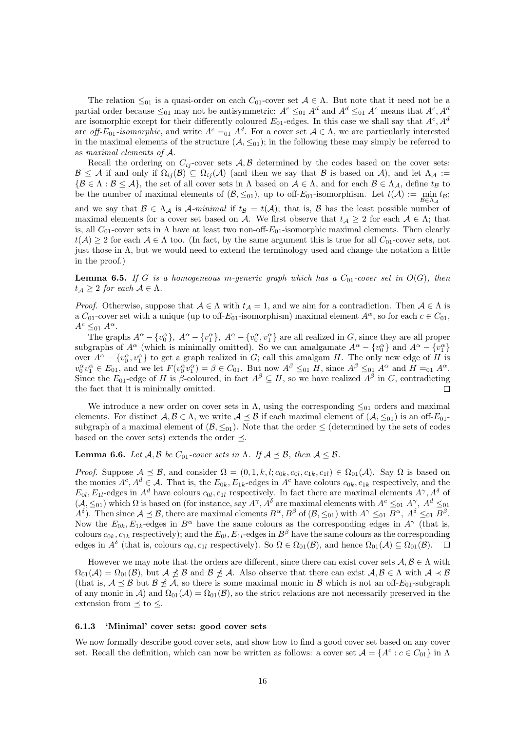The relation $\leq_{01}$ is a quasi-order on each $C_{01}$-cover set $\mathcal{A} \in \Lambda$. But note that it need not be a partial order because $\leq_{01}$ may not be antisymmetric: $A^c \leq_{01} A^d$ and $A^d \leq_{01} A^c$ means that $A^c, A^d$ are isomorphic except for their differently coloured $E_{01}$-edges. In this case we shall say that $A^c, A^d$ are *off-$E_{01}$-isomorphic*, and write $A^c =_{01} A^d$. For a cover set $\mathcal{A} \in \Lambda$, we are particularly interested in the maximal elements of the structure $(\mathcal{A}, \leq_{01})$; in the following these may simply be referred to as *maximal elements of $\mathcal{A}$*.

Recall the ordering on $C_{ij}$-cover sets $\mathcal{A}, \mathcal{B}$ determined by the codes based on the cover sets: $\mathcal{B} \leq \mathcal{A}$ if and only if $\Omega_{ij}(\mathcal{B}) \subseteq \Omega_{ij}(\mathcal{A})$ (and then we say that $\mathcal{B}$ is based on $\mathcal{A}$), and let $\Lambda_{\mathcal{A}} := \{\mathcal{B} \in \Lambda : \mathcal{B} \leq \mathcal{A}\}$, the set of all cover sets in $\Lambda$ based on $\mathcal{A} \in \Lambda$, and for each $\mathcal{B} \in \Lambda_{\mathcal{A}}$, define $t_{\mathcal{B}}$ to be the number of maximal elements of $(\mathcal{B}, \leq_{01})$, up to off-$E_{01}$-isomorphism. Let $t(\mathcal{A}) := \min_{\mathcal{B} \in \Lambda_{\mathcal{A}}} t_{\mathcal{B}}$; and we say that $\mathcal{B} \in \Lambda_{\mathcal{A}}$ is *$\mathcal{A}$-minimal* if $t_{\mathcal{B}} = t(\mathcal{A})$; that is, $\mathcal{B}$ has the least possible number of maximal elements for a cover set based on $\mathcal{A}$. We first observe that $t_{\mathcal{A}} \geq 2$ for each $\mathcal{A} \in \Lambda$; that is, all $C_{01}$-cover sets in $\Lambda$ have at least two non-off-$E_{01}$-isomorphic maximal elements. Then clearly $t(\mathcal{A}) \geq 2$ for each $\mathcal{A} \in \Lambda$ too. (In fact, by the same argument this is true for all $C_{01}$-cover sets, not just those in $\Lambda$, but we would need to extend the terminology used and change the notation a little in the proof.)

**Lemma 6.5.** *If $G$ is a homogeneous $m$-generic graph which has a $C_{01}$-cover set in $O(G)$, then $t_{\mathcal{A}} \geq 2$ for each $\mathcal{A} \in \Lambda$.*

*Proof.* Otherwise, suppose that $\mathcal{A} \in \Lambda$ with $t_{\mathcal{A}} = 1$, and we aim for a contradiction. Then $\mathcal{A} \in \Lambda$ is a $C_{01}$-cover set with a unique (up to off-$E_{01}$-isomorphism) maximal element $A^\alpha$, so for each $c \in C_{01}$, $A^c \leq_{01} A^\alpha$.

The graphs $A^\alpha - \{v_0^\alpha\}$, $A^\alpha - \{v_1^\alpha\}$, $A^\alpha - \{v_0^\alpha, v_1^\alpha\}$ are all realized in $G$, since they are all proper subgraphs of $A^\alpha$ (which is minimally omitted). So we can amalgamate $A^\alpha - \{v_0^\alpha\}$ and $A^\alpha - \{v_1^\alpha\}$ over $A^\alpha - \{v_0^\alpha, v_1^\alpha\}$ to get a graph realized in $G$; call this amalgam $H$. The only new edge of $H$ is $v_0^\alpha v_1^\alpha \in E_{01}$, and we let $F(v_0^\alpha v_1^\alpha) = \beta \in C_{01}$. But now $A^\beta \leq_{01} H$, since $A^\beta \leq_{01} A^\alpha$ and $H =_{01} A^\alpha$. Since the $E_{01}$-edge of $H$ is $\beta$-coloured, in fact $A^\beta \subseteq H$, so we have realized $A^\beta$ in $G$, contradicting the fact that it is minimally omitted. $\square$

We introduce a new order on cover sets in $\Lambda$, using the corresponding $\leq_{01}$ orders and maximal elements. For distinct $\mathcal{A}, \mathcal{B} \in \Lambda$, we write $\mathcal{A} \preceq \mathcal{B}$ if each maximal element of $(\mathcal{A}, \leq_{01})$ is an off-$E_{01}$-subgraph of a maximal element of $(\mathcal{B}, \leq_{01})$. Note that the order $\leq$ (determined by the sets of codes based on the cover sets) extends the order $\preceq$.

**Lemma 6.6.** *Let $\mathcal{A}, \mathcal{B}$ be $C_{01}$-cover sets in $\Lambda$. If $\mathcal{A} \preceq \mathcal{B}$, then $\mathcal{A} \leq \mathcal{B}$.*

*Proof.* Suppose $\mathcal{A} \preceq \mathcal{B}$, and consider $\Omega = (0, 1, k, l; c_{0k}, c_{0l}, c_{1k}, c_{1l}) \in \Omega_{01}(\mathcal{A})$. Say $\Omega$ is based on the monics $A^c, A^d \in \mathcal{A}$. That is, the $E_{0k}, E_{1k}$-edges in $A^c$ have colours $c_{0k}, c_{1k}$ respectively, and the $E_{0l}, E_{1l}$-edges in $A^d$ have colours $c_{0l}, c_{1l}$ respectively. In fact there are maximal elements $A^\gamma, A^\delta$ of $(\mathcal{A}, \leq_{01})$ which $\Omega$ is based on (for instance, say $A^\gamma, A^\delta$ are maximal elements with $A^c \leq_{01} A^\gamma$, $A^d \leq_{01} A^\delta$). Then since $\mathcal{A} \preceq \mathcal{B}$, there are maximal elements $B^\alpha, B^\beta$ of $(\mathcal{B}, \leq_{01})$ with $A^\gamma \leq_{01} B^\alpha$, $A^\delta \leq_{01} B^\beta$. Now the $E_{0k}, E_{1k}$-edges in $B^\alpha$ have the same colours as the corresponding edges in $A^\gamma$ (that is, colours $c_{0k}, c_{1k}$ respectively); and the $E_{0l}, E_{1l}$-edges in $B^\beta$ have the same colours as the corresponding edges in $A^\delta$ (that is, colours $c_{0l}, c_{1l}$ respectively). So $\Omega \in \Omega_{01}(\mathcal{B})$, and hence $\Omega_{01}(\mathcal{A}) \subseteq \Omega_{01}(\mathcal{B})$. $\square$

However we may note that the orders are different, since there can exist cover sets $\mathcal{A}, \mathcal{B} \in \Lambda$ with $\Omega_{01}(\mathcal{A}) = \Omega_{01}(\mathcal{B})$, but $\mathcal{A} \not\preceq \mathcal{B}$ and $\mathcal{B} \not\preceq \mathcal{A}$. Also observe that there can exist $\mathcal{A}, \mathcal{B} \in \Lambda$ with $\mathcal{A} \prec \mathcal{B}$ (that is, $\mathcal{A} \preceq \mathcal{B}$ but $\mathcal{B} \not\preceq \mathcal{A}$, so there is some maximal monic in $\mathcal{B}$ which is not an off-$E_{01}$-subgraph of any monic in $\mathcal{A}$) and $\Omega_{01}(\mathcal{A}) = \Omega_{01}(\mathcal{B})$, so the strict relations are not necessarily preserved in the extension from $\preceq$ to $\leq$.

### 6.1.3 'Minimal' cover sets: good cover sets

We now formally describe good cover sets, and show how to find a good cover set based on any cover set. Recall the definition, which can now be written as follows: a cover set $\mathcal{A} = \{A^c : c \in C_{01}\}$ in $\Lambda$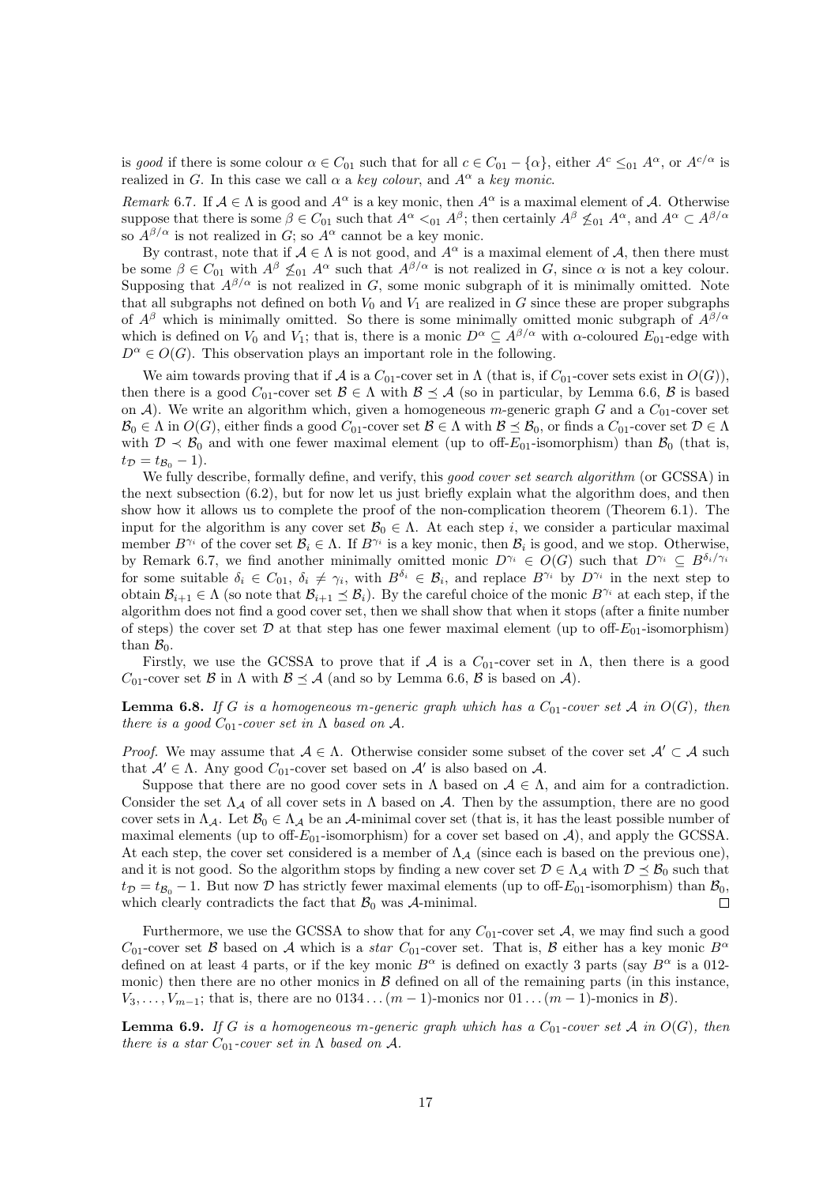is *good* if there is some colour $\alpha \in C_{01}$ such that for all $c \in C_{01} - \{\alpha\}$, either $A^c \leq_{01} A^\alpha$, or $A^{c/\alpha}$ is realized in $G$. In this case we call $\alpha$ a *key colour*, and $A^\alpha$ a *key monic*.

*Remark* 6.7. If $\mathcal{A} \in \Lambda$ is good and $A^\alpha$ is a key monic, then $A^\alpha$ is a maximal element of $\mathcal{A}$. Otherwise suppose that there is some $\beta \in C_{01}$ such that $A^\alpha <_{01} A^\beta$; then certainly $A^\beta \not\leq_{01} A^\alpha$, and $A^\alpha \subset A^{\beta/\alpha}$ so $A^{\beta/\alpha}$ is not realized in $G$; so $A^\alpha$ cannot be a key monic.

By contrast, note that if $\mathcal{A} \in \Lambda$ is not good, and $A^\alpha$ is a maximal element of $\mathcal{A}$, then there must be some $\beta \in C_{01}$ with $A^\beta \not\leq_{01} A^\alpha$ such that $A^{\beta/\alpha}$ is not realized in $G$, since $\alpha$ is not a key colour. Supposing that $A^{\beta/\alpha}$ is not realized in $G$, some monic subgraph of it is minimally omitted. Note that all subgraphs not defined on both $V_0$ and $V_1$ are realized in $G$ since these are proper subgraphs of $A^\beta$ which is minimally omitted. So there is some minimally omitted monic subgraph of $A^{\beta/\alpha}$ which is defined on $V_0$ and $V_1$; that is, there is a monic $D^\alpha \subseteq A^{\beta/\alpha}$ with $\alpha$-coloured $E_{01}$-edge with $D^\alpha \in O(G)$. This observation plays an important role in the following.

We aim towards proving that if $\mathcal{A}$ is a $C_{01}$-cover set in $\Lambda$ (that is, if $C_{01}$-cover sets exist in $O(G)$), then there is a good $C_{01}$-cover set $\mathcal{B} \in \Lambda$ with $\mathcal{B} \preceq \mathcal{A}$ (so in particular, by Lemma 6.6, $\mathcal{B}$ is based on $\mathcal{A}$). We write an algorithm which, given a homogeneous $m$-generic graph $G$ and a $C_{01}$-cover set $\mathcal{B}_0 \in \Lambda$ in $O(G)$, either finds a good $C_{01}$-cover set $\mathcal{B} \in \Lambda$ with $\mathcal{B} \preceq \mathcal{B}_0$, or finds a $C_{01}$-cover set $\mathcal{D} \in \Lambda$ with $\mathcal{D} \prec \mathcal{B}_0$ and with one fewer maximal element (up to off-$E_{01}$-isomorphism) than $\mathcal{B}_0$ (that is, $t_\mathcal{D} = t_{\mathcal{B}_0} - 1$).

We fully describe, formally define, and verify, this *good cover set search algorithm* (or GCSSA) in the next subsection (6.2), but for now let us just briefly explain what the algorithm does, and then show how it allows us to complete the proof of the non-complication theorem (Theorem 6.1). The input for the algorithm is any cover set $\mathcal{B}_0 \in \Lambda$. At each step $i$, we consider a particular maximal member $B^{\gamma_i}$ of the cover set $\mathcal{B}_i \in \Lambda$. If $B^{\gamma_i}$ is a key monic, then $\mathcal{B}_i$ is good, and we stop. Otherwise, by Remark 6.7, we find another minimally omitted monic $D^{\gamma_i} \in O(G)$ such that $D^{\gamma_i} \subseteq B^{\delta_i/\gamma_i}$ for some suitable $\delta_i \in C_{01}$, $\delta_i \neq \gamma_i$, with $B^{\delta_i} \in \mathcal{B}_i$, and replace $B^{\gamma_i}$ by $D^{\gamma_i}$ in the next step to obtain $\mathcal{B}_{i+1} \in \Lambda$ (so note that $\mathcal{B}_{i+1} \preceq \mathcal{B}_i$). By the careful choice of the monic $B^{\gamma_i}$ at each step, if the algorithm does not find a good cover set, then we shall show that when it stops (after a finite number of steps) the cover set $\mathcal{D}$ at that step has one fewer maximal element (up to off-$E_{01}$-isomorphism) than $\mathcal{B}_0$.

Firstly, we use the GCSSA to prove that if $\mathcal{A}$ is a $C_{01}$-cover set in $\Lambda$, then there is a good $C_{01}$-cover set $\mathcal{B}$ in $\Lambda$ with $\mathcal{B} \preceq \mathcal{A}$ (and so by Lemma 6.6, $\mathcal{B}$ is based on $\mathcal{A}$).

**Lemma 6.8.** *If $G$ is a homogeneous $m$-generic graph which has a $C_{01}$-cover set $\mathcal{A}$ in $O(G)$, then there is a good $C_{01}$-cover set in $\Lambda$ based on $\mathcal{A}$.*

*Proof.* We may assume that $\mathcal{A} \in \Lambda$. Otherwise consider some subset of the cover set $\mathcal{A}' \subset \mathcal{A}$ such that $\mathcal{A}' \in \Lambda$. Any good $C_{01}$-cover set based on $\mathcal{A}'$ is also based on $\mathcal{A}$.

Suppose that there are no good cover sets in $\Lambda$ based on $\mathcal{A} \in \Lambda$, and aim for a contradiction. Consider the set $\Lambda_\mathcal{A}$ of all cover sets in $\Lambda$ based on $\mathcal{A}$. Then by the assumption, there are no good cover sets in $\Lambda_\mathcal{A}$. Let $\mathcal{B}_0 \in \Lambda_\mathcal{A}$ be an $\mathcal{A}$-minimal cover set (that is, it has the least possible number of maximal elements (up to off-$E_{01}$-isomorphism) for a cover set based on $\mathcal{A}$), and apply the GCSSA. At each step, the cover set considered is a member of $\Lambda_\mathcal{A}$ (since each is based on the previous one), and it is not good. So the algorithm stops by finding a new cover set $\mathcal{D} \in \Lambda_\mathcal{A}$ with $\mathcal{D} \preceq \mathcal{B}_0$ such that $t_\mathcal{D} = t_{\mathcal{B}_0} - 1$. But now $\mathcal{D}$ has strictly fewer maximal elements (up to off-$E_{01}$-isomorphism) than $\mathcal{B}_0$, which clearly contradicts the fact that $\mathcal{B}_0$ was $\mathcal{A}$-minimal. $\square$

Furthermore, we use the GCSSA to show that for any $C_{01}$-cover set $\mathcal{A}$, we may find such a good $C_{01}$-cover set $\mathcal{B}$ based on $\mathcal{A}$ which is a *star* $C_{01}$-cover set. That is, $\mathcal{B}$ either has a key monic $B^\alpha$ defined on at least 4 parts, or if the key monic $B^\alpha$ is defined on exactly 3 parts (say $B^\alpha$ is a 012-monic) then there are no other monics in $\mathcal{B}$ defined on all of the remaining parts (in this instance, $V_3, \ldots, V_{m-1}$; that is, there are no $0134\ldots(m-1)$-monics nor $01\ldots(m-1)$-monics in $\mathcal{B}$).

**Lemma 6.9.** *If $G$ is a homogeneous $m$-generic graph which has a $C_{01}$-cover set $\mathcal{A}$ in $O(G)$, then there is a star $C_{01}$-cover set in $\Lambda$ based on $\mathcal{A}$.*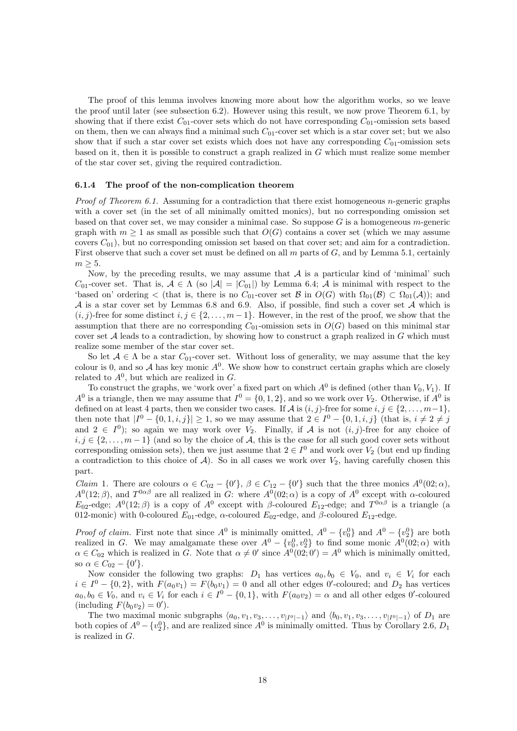The proof of this lemma involves knowing more about how the algorithm works, so we leave the proof until later (see subsection 6.2). However using this result, we now prove Theorem 6.1, by showing that if there exist $C_{01}$-cover sets which do not have corresponding $C_{01}$-omission sets based on them, then we can always find a minimal such $C_{01}$-cover set which is a star cover set; but we also show that if such a star cover set exists which does not have any corresponding $C_{01}$-omission sets based on it, then it is possible to construct a graph realized in $G$ which must realize some member of the star cover set, giving the required contradiction.

### 6.1.4 The proof of the non-complication theorem

*Proof of Theorem 6.1.* Assuming for a contradiction that there exist homogeneous $n$-generic graphs with a cover set (in the set of all minimally omitted monics), but no corresponding omission set based on that cover set, we may consider a minimal case. So suppose $G$ is a homogeneous $m$-generic graph with $m \geq 1$ as small as possible such that $O(G)$ contains a cover set (which we may assume covers $C_{01}$), but no corresponding omission set based on that cover set; and aim for a contradiction. First observe that such a cover set must be defined on all $m$ parts of $G$, and by Lemma 5.1, certainly $m \geq 5$.

Now, by the preceding results, we may assume that $\mathcal{A}$ is a particular kind of 'minimal' such $C_{01}$-cover set. That is, $\mathcal{A} \in \Lambda$ (so $|\mathcal{A}| = |C_{01}|$) by Lemma 6.4; $\mathcal{A}$ is minimal with respect to the 'based on' ordering $<$ (that is, there is no $C_{01}$-cover set $\mathcal{B}$ in $O(G)$ with $\Omega_{01}(\mathcal{B}) \subset \Omega_{01}(\mathcal{A})$); and $\mathcal{A}$ is a star cover set by Lemmas 6.8 and 6.9. Also, if possible, find such a cover set $\mathcal{A}$ which is $(i,j)$-free for some distinct $i,j \in \{2,\ldots,m-1\}$. However, in the rest of the proof, we show that the assumption that there are no corresponding $C_{01}$-omission sets in $O(G)$ based on this minimal star cover set $\mathcal{A}$ leads to a contradiction, by showing how to construct a graph realized in $G$ which must realize some member of the star cover set.

So let $\mathcal{A} \in \Lambda$ be a star $C_{01}$-cover set. Without loss of generality, we may assume that the key colour is 0, and so $\mathcal{A}$ has key monic $A^0$. We show how to construct certain graphs which are closely related to $A^0$, but which are realized in $G$.

To construct the graphs, we 'work over' a fixed part on which $A^0$ is defined (other than $V_0, V_1$). If $A^0$ is a triangle, then we may assume that $I^0 = \{0,1,2\}$, and so we work over $V_2$. Otherwise, if $A^0$ is defined on at least 4 parts, then we consider two cases. If $\mathcal{A}$ is $(i,j)$-free for some $i,j \in \{2,\ldots,m-1\}$, then note that $|I^0 - \{0,1,i,j\}| \geq 1$, so we may assume that $2 \in I^0 - \{0,1,i,j\}$ (that is, $i \neq 2 \neq j$ and $2 \in I^0$); so again we may work over $V_2$. Finally, if $\mathcal{A}$ is not $(i,j)$-free for any choice of $i,j \in \{2,\ldots,m-1\}$ (and so by the choice of $\mathcal{A}$, this is the case for all such good cover sets without corresponding omission sets), then we just assume that $2 \in I^0$ and work over $V_2$ (but end up finding a contradiction to this choice of $\mathcal{A}$). So in all cases we work over $V_2$, having carefully chosen this part.

*Claim 1.* There are colours $\alpha \in C_{02} - \{0'\}$, $\beta \in C_{12} - \{0'\}$ such that the three monics $A^0(02;\alpha)$, $A^0(12;\beta)$, and $T^{0\alpha\beta}$ are all realized in $G$: where $A^0(02;\alpha)$ is a copy of $A^0$ except with $\alpha$-coloured $E_{02}$-edge; $A^0(12;\beta)$ is a copy of $A^0$ except with $\beta$-coloured $E_{12}$-edge; and $T^{0\alpha\beta}$ is a triangle (a 012-monic) with 0-coloured $E_{01}$-edge, $\alpha$-coloured $E_{02}$-edge, and $\beta$-coloured $E_{12}$-edge.

*Proof of claim.* First note that since $A^0$ is minimally omitted, $A^0 - \{v_0^0\}$ and $A^0 - \{v_2^0\}$ are both realized in $G$. We may amalgamate these over $A^0 - \{v_0^0, v_2^0\}$ to find some monic $A^0(02;\alpha)$ with $\alpha \in C_{02}$ which is realized in $G$. Note that $\alpha \neq 0'$ since $A^0(02;0') = A^0$ which is minimally omitted, so $\alpha \in C_{02} - \{0'\}$.

Now consider the following two graphs: $D_1$ has vertices $a_0, b_0 \in V_0$, and $v_i \in V_i$ for each $i \in I^0 - \{0,2\}$, with $F(a_0v_1) = F(b_0v_1) = 0$ and all other edges $0'$-coloured; and $D_2$ has vertices $a_0, b_0 \in V_0$, and $v_i \in V_i$ for each $i \in I^0 - \{0,1\}$, with $F(a_0v_2) = \alpha$ and all other edges $0'$-coloured (including $F(b_0v_2) = 0'$).

The two maximal monic subgraphs $\langle a_0, v_1, v_3, \ldots, v_{|I^0|-1}\rangle$ and $\langle b_0, v_1, v_3, \ldots, v_{|I^0|-1}\rangle$ of $D_1$ are both copies of $A^0 - \{v_2^0\}$, and are realized since $A^0$ is minimally omitted. Thus by Corollary 2.6, $D_1$ is realized in $G$.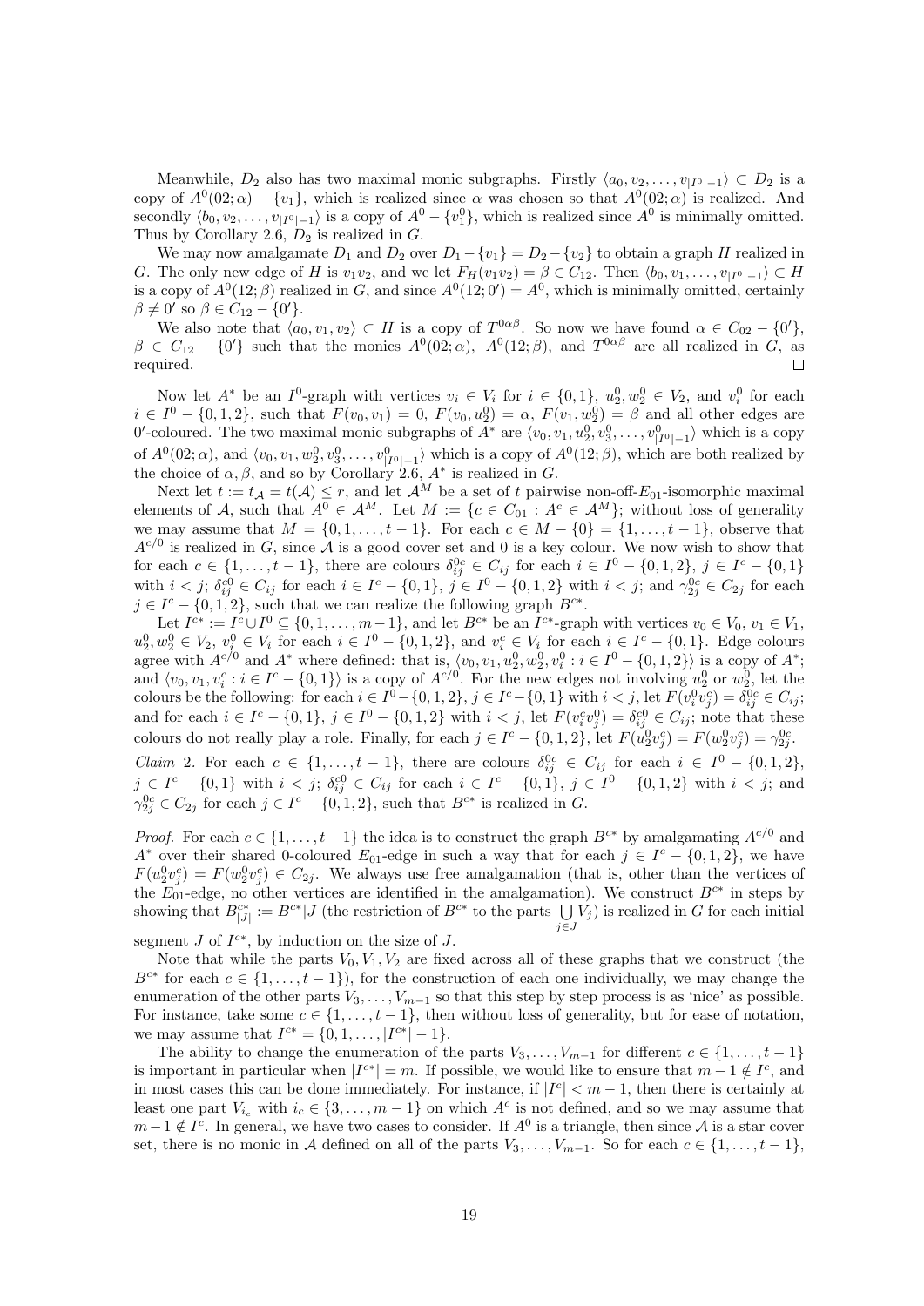Meanwhile, $D_2$ also has two maximal monic subgraphs. Firstly $\langle a_0, v_2, \ldots, v_{|I^0|-1}\rangle \subset D_2$ is a copy of $A^0(02;\alpha) - \{v_1\}$, which is realized since $\alpha$ was chosen so that $A^0(02;\alpha)$ is realized. And secondly $\langle b_0, v_2, \ldots, v_{|I^0|-1}\rangle$ is a copy of $A^0 - \{v_1^0\}$, which is realized since $A^0$ is minimally omitted. Thus by Corollary 2.6, $D_2$ is realized in $G$.

We may now amalgamate $D_1$ and $D_2$ over $D_1 - \{v_1\} = D_2 - \{v_2\}$ to obtain a graph $H$ realized in $G$. The only new edge of $H$ is $v_1v_2$, and we let $F_H(v_1v_2) = \beta \in C_{12}$. Then $\langle b_0, v_1, \ldots, v_{|I^0|-1}\rangle \subset H$ is a copy of $A^0(12;\beta)$ realized in $G$, and since $A^0(12;0') = A^0$, which is minimally omitted, certainly $\beta \neq 0'$ so $\beta \in C_{12} - \{0'\}$.

We also note that $\langle a_0, v_1, v_2\rangle \subset H$ is a copy of $T^{0\alpha\beta}$. So now we have found $\alpha \in C_{02} - \{0'\}$, $\beta \in C_{12} - \{0'\}$ such that the monics $A^0(02;\alpha)$, $A^0(12;\beta)$, and $T^{0\alpha\beta}$ are all realized in $G$, as required. $\square$

Now let $A^*$ be an $I^0$-graph with vertices $v_i \in V_i$ for $i \in \{0,1\}$, $u_2^0, w_2^0 \in V_2$, and $v_i^0$ for each $i \in I^0 - \{0,1,2\}$, such that $F(v_0,v_1) = 0$, $F(v_0,u_2^0) = \alpha$, $F(v_1,w_2^0) = \beta$ and all other edges are $0'$-coloured. The two maximal monic subgraphs of $A^*$ are $\langle v_0, v_1, u_2^0, v_3^0, \ldots, v_{|I^0|-1}^0\rangle$ which is a copy of $A^0(02;\alpha)$, and $\langle v_0, v_1, w_2^0, v_3^0, \ldots, v_{|I^0|-1}^0\rangle$ which is a copy of $A^0(12;\beta)$, which are both realized by the choice of $\alpha, \beta$, and so by Corollary 2.6, $A^*$ is realized in $G$.

Next let $t := t_{\mathcal{A}} = t(\mathcal{A}) \leq r$, and let $\mathcal{A}^M$ be a set of $t$ pairwise non-off-$E_{01}$-isomorphic maximal elements of $\mathcal{A}$, such that $A^0 \in \mathcal{A}^M$. Let $M := \{c \in C_{01} : A^c \in \mathcal{A}^M\}$; without loss of generality we may assume that $M = \{0,1,\ldots,t-1\}$. For each $c \in M - \{0\} = \{1,\ldots,t-1\}$, observe that $A^{c/0}$ is realized in $G$, since $\mathcal{A}$ is a good cover set and $0$ is a key colour. We now wish to show that for each $c \in \{1,\ldots,t-1\}$, there are colours $\delta_{ij}^{0c} \in C_{ij}$ for each $i \in I^0 - \{0,1,2\}$, $j \in I^c - \{0,1\}$ with $i < j$; $\delta_{ij}^{c0} \in C_{ij}$ for each $i \in I^c - \{0,1\}$, $j \in I^0 - \{0,1,2\}$ with $i<j$; and $\gamma_{2j}^{0c} \in C_{2j}$ for each $j \in I^c - \{0,1,2\}$, such that we can realize the following graph $B^{c*}$.

Let $I^{c*} := I^c \cup I^0 \subseteq \{0,1,\ldots,m-1\}$, and let $B^{c*}$ be an $I^{c*}$-graph with vertices $v_0 \in V_0$, $v_1 \in V_1$, $u_2^0, w_2^0 \in V_2$, $v_i^0 \in V_i$ for each $i \in I^0 - \{0,1,2\}$, and $v_i^c \in V_i$ for each $i \in I^c - \{0,1\}$. Edge colours agree with $A^{c/0}$ and $A^*$ where defined: that is, $\langle v_0, v_1, u_2^0, w_2^0, v_i^0 : i \in I^0 - \{0,1,2\}\rangle$ is a copy of $A^*$; and $\langle v_0, v_1, v_i^c : i \in I^c - \{0,1\}\rangle$ is a copy of $A^{c/0}$. For the new edges not involving $u_2^0$ or $w_2^0$, let the colours be the following: for each $i \in I^0 - \{0,1,2\}$, $j \in I^c - \{0,1\}$ with $i<j$, let $F(v_i^0 v_j^c) = \delta_{ij}^{0c} \in C_{ij}$; and for each $i \in I^c - \{0,1\}$, $j \in I^0 - \{0,1,2\}$ with $i < j$, let $F(v_i^c v_j^0) = \delta_{ij}^{c0} \in C_{ij}$; note that these colours do not really play a role. Finally, for each $j \in I^c - \{0,1,2\}$, let $F(u_2^0 v_j^c) = F(w_2^0 v_j^c) = \gamma_{2j}^{0c}$.

*Claim* 2. For each $c \in \{1,\ldots,t-1\}$, there are colours $\delta_{ij}^{0c} \in C_{ij}$ for each $i \in I^0 - \{0,1,2\}$, $j \in I^c - \{0,1\}$ with $i<j$; $\delta_{ij}^{c0} \in C_{ij}$ for each $i \in I^c - \{0,1\}$, $j \in I^0 - \{0,1,2\}$ with $i<j$; and $\gamma_{2j}^{0c} \in C_{2j}$ for each $j \in I^c - \{0,1,2\}$, such that $B^{c*}$ is realized in $G$.

*Proof.* For each $c \in \{1,\ldots,t-1\}$ the idea is to construct the graph $B^{c*}$ by amalgamating $A^{c/0}$ and $A^*$ over their shared 0-coloured $E_{01}$-edge in such a way that for each $j \in I^c - \{0,1,2\}$, we have $F(u_2^0 v_j^c) = F(w_2^0 v_j^c) \in C_{2j}$. We always use free amalgamation (that is, other than the vertices of the $E_{01}$-edge, no other vertices are identified in the amalgamation). We construct $B^{c*}$ in steps by showing that $B_{|J|}^{c*} := B^{c*}|J$ (the restriction of $B^{c*}$ to the parts $\bigcup_{j\in J} V_j$) is realized in $G$ for each initial segment $J$ of $I^{c*}$, by induction on the size of $J$.

Note that while the parts $V_0, V_1, V_2$ are fixed across all of these graphs that we construct (the $B^{c*}$ for each $c \in \{1,\ldots,t-1\}$), for the construction of each one individually, we may change the enumeration of the other parts $V_3,\ldots,V_{m-1}$ so that this step by step process is as 'nice' as possible. For instance, take some $c \in \{1,\ldots,t-1\}$, then without loss of generality, but for ease of notation, we may assume that $I^{c*} = \{0,1,\ldots,|I^{c*}|-1\}$.

The ability to change the enumeration of the parts $V_3,\ldots,V_{m-1}$ for different $c \in \{1,\ldots,t-1\}$ is important in particular when $|I^{c*}| = m$. If possible, we would like to ensure that $m-1 \notin I^c$, and in most cases this can be done immediately. For instance, if $|I^c| < m-1$, then there is certainly at least one part $V_{i_c}$ with $i_c \in \{3,\ldots,m-1\}$ on which $A^c$ is not defined, and so we may assume that $m-1 \notin I^c$. In general, we have two cases to consider. If $A^0$ is a triangle, then since $\mathcal{A}$ is a star cover set, there is no monic in $\mathcal{A}$ defined on all of the parts $V_3,\ldots,V_{m-1}$. So for each $c \in \{1,\ldots,t-1\}$,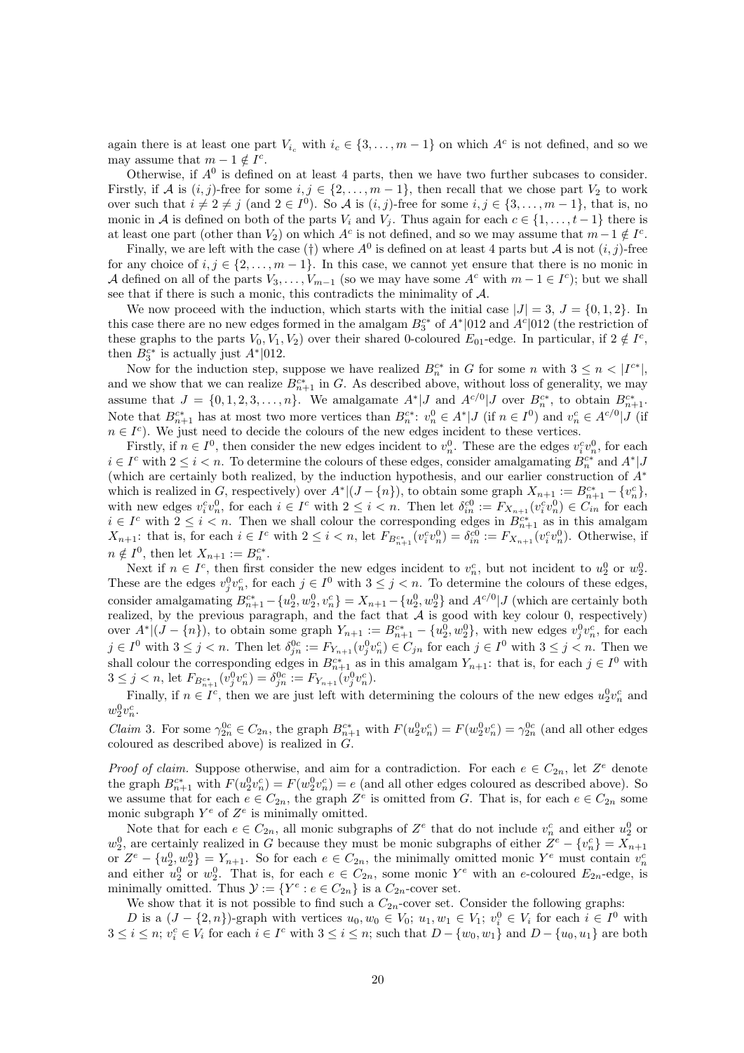again there is at least one part $V_{i_c}$ with $i_c \in \{3, \ldots, m-1\}$ on which $A^c$ is not defined, and so we may assume that $m-1 \notin I^c$.

Otherwise, if $A^0$ is defined on at least 4 parts, then we have two further subcases to consider. Firstly, if $\mathcal{A}$ is $(i,j)$-free for some $i,j \in \{2, \ldots, m-1\}$, then recall that we chose part $V_2$ to work over such that $i \neq 2 \neq j$ (and $2 \in I^0$). So $\mathcal{A}$ is $(i,j)$-free for some $i,j \in \{3, \ldots, m-1\}$, that is, no monic in $\mathcal{A}$ is defined on both of the parts $V_i$ and $V_j$. Thus again for each $c \in \{1, \ldots, t-1\}$ there is at least one part (other than $V_2$) on which $A^c$ is not defined, and so we may assume that $m-1 \notin I^c$.

Finally, we are left with the case (†) where $A^0$ is defined on at least 4 parts but $\mathcal{A}$ is not $(i,j)$-free for any choice of $i,j \in \{2, \ldots, m-1\}$. In this case, we cannot yet ensure that there is no monic in $\mathcal{A}$ defined on all of the parts $V_3, \ldots, V_{m-1}$ (so we may have some $A^c$ with $m-1 \in I^c$); but we shall see that if there is such a monic, this contradicts the minimality of $\mathcal{A}$.

We now proceed with the induction, which starts with the initial case $|J| = 3$, $J = \{0,1,2\}$. In this case there are no new edges formed in the amalgam $B_3^{c*}$ of $A^*|012$ and $A^c|012$ (the restriction of these graphs to the parts $V_0, V_1, V_2$) over their shared 0-coloured $E_{01}$-edge. In particular, if $2 \notin I^c$, then $B_3^{c*}$ is actually just $A^*|012$.

Now for the induction step, suppose we have realized $B_n^{c*}$ in $G$ for some $n$ with $3 \le n < |I^{c*}|$, and we show that we can realize $B_{n+1}^{c*}$ in $G$. As described above, without loss of generality, we may assume that $J = \{0,1,2,3,\ldots,n\}$. We amalgamate $A^*|J$ and $A^{c/0}|J$ over $B_n^{c*}$, to obtain $B_{n+1}^{c*}$. Note that $B_{n+1}^{c*}$ has at most two more vertices than $B_n^{c*}$: $v_n^0 \in A^*|J$ (if $n \in I^0$) and $v_n^c \in A^{c/0}|J$ (if $n \in I^c$). We just need to decide the colours of the new edges incident to these vertices.

Firstly, if $n \in I^0$, then consider the new edges incident to $v_n^0$. These are the edges $v_i^c v_n^0$, for each $i \in I^c$ with $2 \le i < n$. To determine the colours of these edges, consider amalgamating $B_n^{c*}$ and $A^*|J$ (which are certainly both realized, by the induction hypothesis, and our earlier construction of $A^*$ which is realized in $G$, respectively) over $A^*|(J - \{n\})$, to obtain some graph $X_{n+1} := B_{n+1}^{c*} - \{v_n^c\}$, with new edges $v_i^c v_n^0$, for each $i \in I^c$ with $2 \le i < n$. Then let $\delta_{in}^{c0} := F_{X_{n+1}}(v_i^c v_n^0) \in C_{in}$ for each $i \in I^c$ with $2 \le i < n$. Then we shall colour the corresponding edges in $B_{n+1}^{c*}$ as in this amalgam $X_{n+1}$: that is, for each $i \in I^c$ with $2 \le i < n$, let $F_{B_{n+1}^{c*}}(v_i^c v_n^0) = \delta_{in}^{c0} := F_{X_{n+1}}(v_i^c v_n^0)$. Otherwise, if $n \notin I^0$, then let $X_{n+1} := B_n^{c*}$.

Next if $n \in I^c$, then first consider the new edges incident to $v_n^c$, but not incident to $u_2^0$ or $w_2^0$. These are the edges $v_j^0 v_n^c$, for each $j \in I^0$ with $3 \le j < n$. To determine the colours of these edges, consider amalgamating $B_{n+1}^{c*} - \{u_2^0, w_2^0, v_n^c\} = X_{n+1} - \{u_2^0, w_2^0\}$ and $A^{c/0}|J$ (which are certainly both realized, by the previous paragraph, and the fact that $\mathcal{A}$ is good with key colour 0, respectively) over $A^*|(J - \{n\})$, to obtain some graph $Y_{n+1} := B_{n+1}^{c*} - \{u_2^0, w_2^0\}$, with new edges $v_j^0 v_n^c$, for each $j \in I^0$ with $3 \le j < n$. Then let $\delta_{jn}^{0c} := F_{Y_{n+1}}(v_j^0 v_n^c) \in C_{jn}$ for each $j \in I^0$ with $3 \le j < n$. Then we shall colour the corresponding edges in $B_{n+1}^{c*}$ as in this amalgam $Y_{n+1}$: that is, for each $j \in I^0$ with $3 \le j < n$, let $F_{B_{n+1}^{c*}}(v_j^0 v_n^c) = \delta_{jn}^{0c} := F_{Y_{n+1}}(v_j^0 v_n^c)$.

Finally, if $n \in I^c$, then we are just left with determining the colours of the new edges $u_2^0 v_n^c$ and $w_2^0 v_n^c$.

*Claim* 3. For some $\gamma_{2n}^{0c} \in C_{2n}$, the graph $B_{n+1}^{c*}$ with $F(u_2^0 v_n^c) = F(w_2^0 v_n^c) = \gamma_{2n}^{0c}$ (and all other edges coloured as described above) is realized in $G$.

*Proof of claim.* Suppose otherwise, and aim for a contradiction. For each $e \in C_{2n}$, let $Z^e$ denote the graph $B_{n+1}^{c*}$ with $F(u_2^0 v_n^c) = F(w_2^0 v_n^c) = e$ (and all other edges coloured as described above). So we assume that for each $e \in C_{2n}$, the graph $Z^e$ is omitted from $G$. That is, for each $e \in C_{2n}$ some monic subgraph $Y^e$ of $Z^e$ is minimally omitted.

Note that for each $e \in C_{2n}$, all monic subgraphs of $Z^e$ that do not include $v_n^c$ and either $u_2^0$ or $w_2^0$, are certainly realized in $G$ because they must be monic subgraphs of either $Z^e - \{v_n^c\} = X_{n+1}$ or $Z^e - \{u_2^0, w_2^0\} = Y_{n+1}$. So for each $e \in C_{2n}$, the minimally omitted monic $Y^e$ must contain $v_n^c$ and either $u_2^0$ or $w_2^0$. That is, for each $e \in C_{2n}$, some monic $Y^e$ with an $e$-coloured $E_{2n}$-edge, is minimally omitted. Thus $\mathcal{Y} := \{Y^e : e \in C_{2n}\}$ is a $C_{2n}$-cover set.

We show that it is not possible to find such a $C_{2n}$-cover set. Consider the following graphs:

$D$ is a $(J - \{2,n\})$-graph with vertices $u_0, w_0 \in V_0$; $u_1, w_1 \in V_1$; $v_i^0 \in V_i$ for each $i \in I^0$ with $3 \le i \le n$; $v_i^c \in V_i$ for each $i \in I^c$ with $3 \le i \le n$; such that $D - \{w_0, w_1\}$ and $D - \{u_0, u_1\}$ are both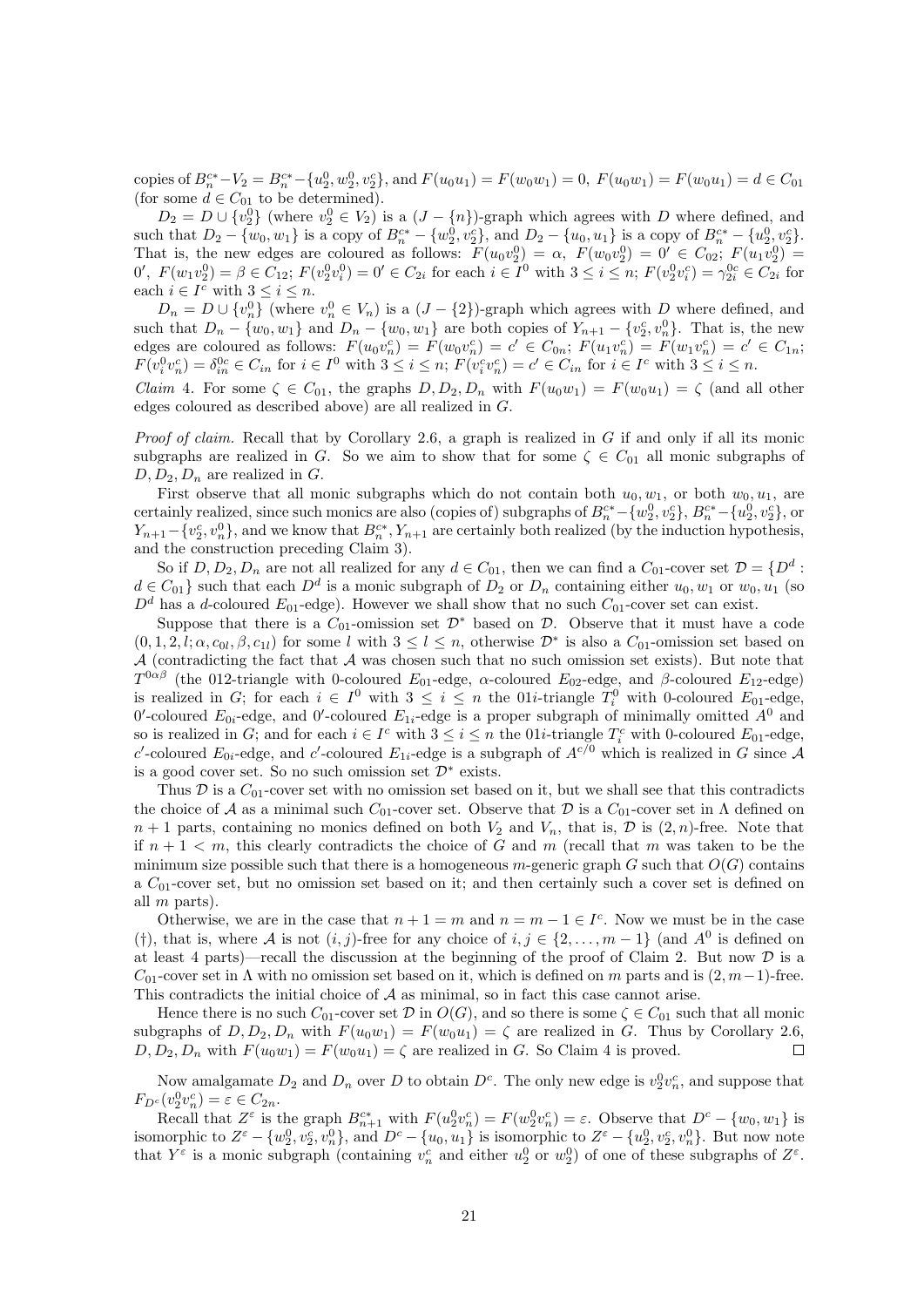copies of $B_n^{c*} - V_2 = B_n^{c*} - \{u_2^0, w_2^0, v_2^c\}$, and $F(u_0u_1) = F(w_0w_1) = 0$, $F(u_0w_1) = F(w_0u_1) = d \in C_{01}$ (for some $d \in C_{01}$ to be determined).

$D_2 = D \cup \{v_2^0\}$ (where $v_2^0 \in V_2$) is a $(J - \{n\})$-graph which agrees with $D$ where defined, and such that $D_2 - \{w_0, w_1\}$ is a copy of $B_n^{c*} - \{w_2^0, v_2^c\}$, and $D_2 - \{u_0, u_1\}$ is a copy of $B_n^{c*} - \{u_2^0, v_2^c\}$. That is, the new edges are coloured as follows: $F(u_0v_2^0) = \alpha$, $F(w_0v_2^0) = 0' \in C_{02}$; $F(u_1v_2^0) = 0'$, $F(w_1v_2^0) = \beta \in C_{12}$; $F(v_2^0v_i^0) = 0' \in C_{2i}$ for each $i \in I^0$ with $3 \leq i \leq n$; $F(v_2^0v_i^c) = \gamma_{2i}^{0c} \in C_{2i}$ for each $i \in I^c$ with $3 \leq i \leq n$.

$D_n = D \cup \{v_n^0\}$ (where $v_n^0 \in V_n$) is a $(J - \{2\})$-graph which agrees with $D$ where defined, and such that $D_n - \{w_0, w_1\}$ and $D_n - \{w_0, w_1\}$ are both copies of $Y_{n+1} - \{v_2^c, v_n^0\}$. That is, the new edges are coloured as follows: $F(u_0v_n^c) = F(w_0v_n^c) = c' \in C_{0n}$; $F(u_1v_n^c) = F(w_1v_n^c) = c' \in C_{1n}$; $F(v_i^0v_n^c) = \delta_{in}^{0c} \in C_{in}$ for $i \in I^0$ with $3 \leq i \leq n$; $F(v_i^cv_n^c) = c' \in C_{in}$ for $i \in I^c$ with $3 \leq i \leq n$.

*Claim* 4. For some $\zeta \in C_{01}$, the graphs $D, D_2, D_n$ with $F(u_0w_1) = F(w_0u_1) = \zeta$ (and all other edges coloured as described above) are all realized in $G$.

*Proof of claim.* Recall that by Corollary 2.6, a graph is realized in $G$ if and only if all its monic subgraphs are realized in $G$. So we aim to show that for some $\zeta \in C_{01}$ all monic subgraphs of $D, D_2, D_n$ are realized in $G$.

First observe that all monic subgraphs which do not contain both $u_0, w_1$, or both $w_0, u_1$, are certainly realized, since such monics are also (copies of) subgraphs of $B_n^{c*} - \{w_2^0, v_2^c\}$, $B_n^{c*} - \{u_2^0, v_2^c\}$, or $Y_{n+1} - \{v_2^c, v_n^0\}$, and we know that $B_n^{c*}, Y_{n+1}$ are certainly both realized (by the induction hypothesis, and the construction preceding Claim 3).

So if $D, D_2, D_n$ are not all realized for any $d \in C_{01}$, then we can find a $C_{01}$-cover set $\mathcal{D} = \{D^d : d \in C_{01}\}$ such that each $D^d$ is a monic subgraph of $D_2$ or $D_n$ containing either $u_0, w_1$ or $w_0, u_1$ (so $D^d$ has a $d$-coloured $E_{01}$-edge). However we shall show that no such $C_{01}$-cover set can exist.

Suppose that there is a $C_{01}$-omission set $\mathcal{D}^*$ based on $\mathcal{D}$. Observe that it must have a code $(0, 1, 2, l; \alpha, c_{0l}, \beta, c_{1l})$ for some $l$ with $3 \leq l \leq n$, otherwise $\mathcal{D}^*$ is also a $C_{01}$-omission set based on $\mathcal{A}$ (contradicting the fact that $\mathcal{A}$ was chosen such that no such omission set exists). But note that $T^{0\alpha\beta}$ (the 012-triangle with 0-coloured $E_{01}$-edge, $\alpha$-coloured $E_{02}$-edge, and $\beta$-coloured $E_{12}$-edge) is realized in $G$; for each $i \in I^0$ with $3 \leq i \leq n$ the $01i$-triangle $T_i^0$ with 0-coloured $E_{01}$-edge, $0'$-coloured $E_{0i}$-edge, and $0'$-coloured $E_{1i}$-edge is a proper subgraph of minimally omitted $A^0$ and so is realized in $G$; and for each $i \in I^c$ with $3 \leq i \leq n$ the $01i$-triangle $T_i^c$ with 0-coloured $E_{01}$-edge, $c'$-coloured $E_{0i}$-edge, and $c'$-coloured $E_{1i}$-edge is a subgraph of $A^{c/0}$ which is realized in $G$ since $\mathcal{A}$ is a good cover set. So no such omission set $\mathcal{D}^*$ exists.

Thus $\mathcal{D}$ is a $C_{01}$-cover set with no omission set based on it, but we shall see that this contradicts the choice of $\mathcal{A}$ as a minimal such $C_{01}$-cover set. Observe that $\mathcal{D}$ is a $C_{01}$-cover set in $\Lambda$ defined on $n+1$ parts, containing no monics defined on both $V_2$ and $V_n$, that is, $\mathcal{D}$ is $(2, n)$-free. Note that if $n + 1 < m$, this clearly contradicts the choice of $G$ and $m$ (recall that $m$ was taken to be the minimum size possible such that there is a homogeneous $m$-generic graph $G$ such that $O(G)$ contains a $C_{01}$-cover set, but no omission set based on it; and then certainly such a cover set is defined on all $m$ parts).

Otherwise, we are in the case that $n + 1 = m$ and $n = m - 1 \in I^c$. Now we must be in the case (†), that is, where $\mathcal{A}$ is not $(i, j)$-free for any choice of $i, j \in \{2, \ldots, m-1\}$ (and $A^0$ is defined on at least 4 parts)—recall the discussion at the beginning of the proof of Claim 2. But now $\mathcal{D}$ is a $C_{01}$-cover set in $\Lambda$ with no omission set based on it, which is defined on $m$ parts and is $(2, m-1)$-free. This contradicts the initial choice of $\mathcal{A}$ as minimal, so in fact this case cannot arise.

Hence there is no such $C_{01}$-cover set $\mathcal{D}$ in $O(G)$, and so there is some $\zeta \in C_{01}$ such that all monic subgraphs of $D, D_2, D_n$ with $F(u_0w_1) = F(w_0u_1) = \zeta$ are realized in $G$. Thus by Corollary 2.6, $D, D_2, D_n$ with $F(u_0w_1) = F(w_0u_1) = \zeta$ are realized in $G$. So Claim 4 is proved. $\square$

Now amalgamate $D_2$ and $D_n$ over $D$ to obtain $D^c$. The only new edge is $v_2^0v_n^c$, and suppose that $F_{D^c}(v_2^0v_n^c) = \varepsilon \in C_{2n}$.

Recall that $Z^\varepsilon$ is the graph $B_{n+1}^{c*}$ with $F(u_2^0v_n^c) = F(w_2^0v_n^c) = \varepsilon$. Observe that $D^c - \{w_0, w_1\}$ is isomorphic to $Z^\varepsilon - \{w_2^0, v_2^c, v_n^0\}$, and $D^c - \{u_0, u_1\}$ is isomorphic to $Z^\varepsilon - \{u_2^0, v_2^c, v_n^0\}$. But now note that $Y^\varepsilon$ is a monic subgraph (containing $v_n^c$ and either $u_2^0$ or $w_2^0$) of one of these subgraphs of $Z^\varepsilon$.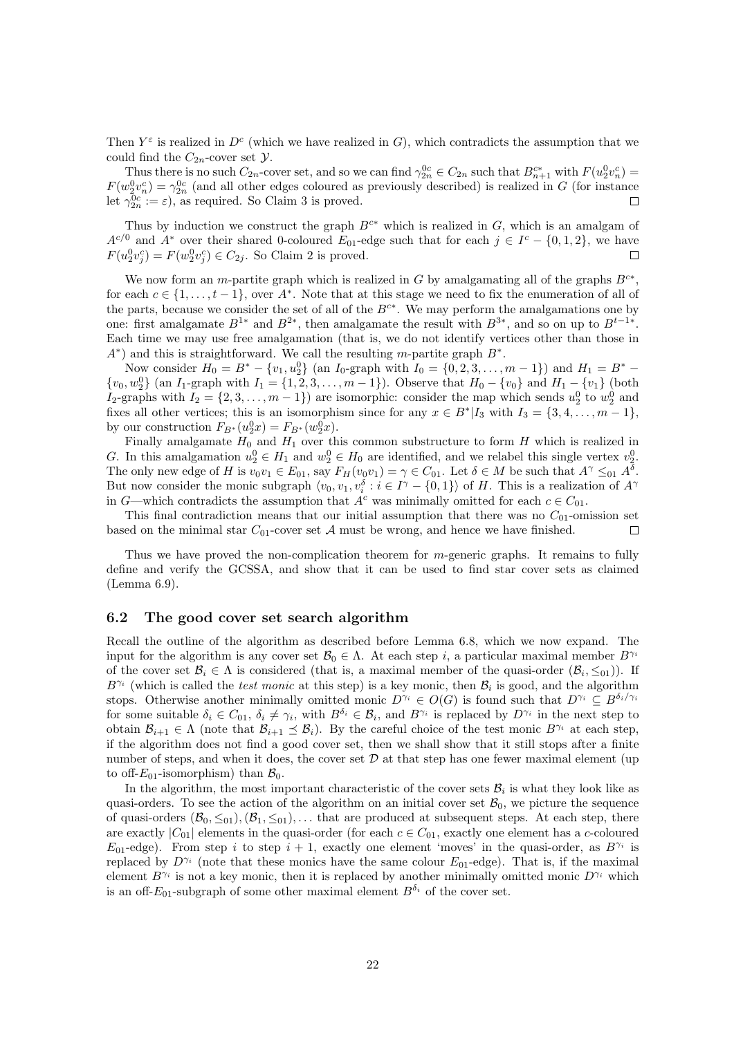Then $Y^\varepsilon$ is realized in $D^c$ (which we have realized in $G$), which contradicts the assumption that we could find the $C_{2n}$-cover set $\mathcal{Y}$.

Thus there is no such $C_{2n}$-cover set, and so we can find $\gamma_{2n}^{0c} \in C_{2n}$ such that $B_{n+1}^{c*}$ with $F(u_2^0 v_n^c) = F(w_2^0 v_n^c) = \gamma_{2n}^{0c}$ (and all other edges coloured as previously described) is realized in $G$ (for instance let $\gamma_{2n}^{0c} := \varepsilon$), as required. So Claim 3 is proved. $\square$

Thus by induction we construct the graph $B^{c*}$ which is realized in $G$, which is an amalgam of $A^{c/0}$ and $A^*$ over their shared 0-coloured $E_{01}$-edge such that for each $j \in I^c - \{0,1,2\}$, we have $F(u_2^0 v_j^c) = F(w_2^0 v_j^c) \in C_{2j}$. So Claim 2 is proved. $\square$

We now form an $m$-partite graph which is realized in $G$ by amalgamating all of the graphs $B^{c*}$, for each $c \in \{1, \dots, t-1\}$, over $A^*$. Note that at this stage we need to fix the enumeration of all of the parts, because we consider the set of all of the $B^{c*}$. We may perform the amalgamations one by one: first amalgamate $B^{1*}$ and $B^{2*}$, then amalgamate the result with $B^{3*}$, and so on up to $B^{t-1*}$. Each time we may use free amalgamation (that is, we do not identify vertices other than those in $A^*$) and this is straightforward. We call the resulting $m$-partite graph $B^*$.

Now consider $H_0 = B^* - \{v_1, u_2^0\}$ (an $I_0$-graph with $I_0 = \{0, 2, 3, \dots, m-1\}$) and $H_1 = B^* - \{v_0, w_2^0\}$ (an $I_1$-graph with $I_1 = \{1, 2, 3, \dots, m-1\}$). Observe that $H_0 - \{v_0\}$ and $H_1 - \{v_1\}$ (both $I_2$-graphs with $I_2 = \{2, 3, \dots, m-1\}$) are isomorphic: consider the map which sends $u_2^0$ to $w_2^0$ and fixes all other vertices; this is an isomorphism since for any $x \in B^*|I_3$ with $I_3 = \{3, 4, \dots, m-1\}$, by our construction $F_{B^*}(u_2^0 x) = F_{B^*}(w_2^0 x)$.

Finally amalgamate $H_0$ and $H_1$ over this common substructure to form $H$ which is realized in $G$. In this amalgamation $u_2^0 \in H_1$ and $w_2^0 \in H_0$ are identified, and we relabel this single vertex $v_2^0$. The only new edge of $H$ is $v_0 v_1 \in E_{01}$, say $F_H(v_0 v_1) = \gamma \in C_{01}$. Let $\delta \in M$ be such that $A^\gamma \leq_{01} A^\delta$. But now consider the monic subgraph $\langle v_0, v_1, v_i^\delta : i \in I^\gamma - \{0,1\}\rangle$ of $H$. This is a realization of $A^\gamma$ in $G$—which contradicts the assumption that $A^c$ was minimally omitted for each $c \in C_{01}$.

This final contradiction means that our initial assumption that there was no $C_{01}$-omission set based on the minimal star $C_{01}$-cover set $\mathcal{A}$ must be wrong, and hence we have finished. $\square$

Thus we have proved the non-complication theorem for $m$-generic graphs. It remains to fully define and verify the GCSSA, and show that it can be used to find star cover sets as claimed (Lemma 6.9).

## 6.2 The good cover set search algorithm

Recall the outline of the algorithm as described before Lemma 6.8, which we now expand. The input for the algorithm is any cover set $\mathcal{B}_0 \in \Lambda$. At each step $i$, a particular maximal member $B^{\gamma_i}$ of the cover set $\mathcal{B}_i \in \Lambda$ is considered (that is, a maximal member of the quasi-order $(\mathcal{B}_i, \leq_{01})$). If $B^{\gamma_i}$ (which is called the *test monic* at this step) is a key monic, then $\mathcal{B}_i$ is good, and the algorithm stops. Otherwise another minimally omitted monic $D^{\gamma_i} \in O(G)$ is found such that $D^{\gamma_i} \subseteq B^{\delta_i/\gamma_i}$ for some suitable $\delta_i \in C_{01}$, $\delta_i \neq \gamma_i$, with $B^{\delta_i} \in \mathcal{B}_i$, and $B^{\gamma_i}$ is replaced by $D^{\gamma_i}$ in the next step to obtain $\mathcal{B}_{i+1} \in \Lambda$ (note that $\mathcal{B}_{i+1} \preceq \mathcal{B}_i$). By the careful choice of the test monic $B^{\gamma_i}$ at each step, if the algorithm does not find a good cover set, then we shall show that it still stops after a finite number of steps, and when it does, the cover set $\mathcal{D}$ at that step has one fewer maximal element (up to off-$E_{01}$-isomorphism) than $\mathcal{B}_0$.

In the algorithm, the most important characteristic of the cover sets $\mathcal{B}_i$ is what they look like as quasi-orders. To see the action of the algorithm on an initial cover set $\mathcal{B}_0$, we picture the sequence of quasi-orders $(\mathcal{B}_0, \leq_{01}), (\mathcal{B}_1, \leq_{01}), \dots$ that are produced at subsequent steps. At each step, there are exactly $|C_{01}|$ elements in the quasi-order (for each $c \in C_{01}$, exactly one element has a $c$-coloured $E_{01}$-edge). From step $i$ to step $i+1$, exactly one element 'moves' in the quasi-order, as $B^{\gamma_i}$ is replaced by $D^{\gamma_i}$ (note that these monics have the same colour $E_{01}$-edge). That is, if the maximal element $B^{\gamma_i}$ is not a key monic, then it is replaced by another minimally omitted monic $D^{\gamma_i}$ which is an off-$E_{01}$-subgraph of some other maximal element $B^{\delta_i}$ of the cover set.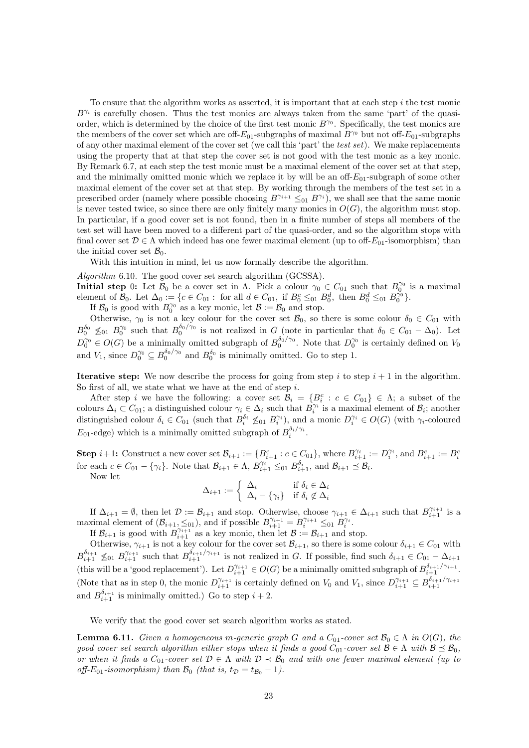To ensure that the algorithm works as asserted, it is important that at each step $i$ the test monic $B^{\gamma_i}$ is carefully chosen. Thus the test monics are always taken from the same 'part' of the quasi-order, which is determined by the choice of the first test monic $B^{\gamma_0}$. Specifically, the test monics are the members of the cover set which are off-$E_{01}$-subgraphs of maximal $B^{\gamma_0}$ but not off-$E_{01}$-subgraphs of any other maximal element of the cover set (we call this 'part' the *test set*). We make replacements using the property that at that step the cover set is not good with the test monic as a key monic. By Remark 6.7, at each step the test monic must be a maximal element of the cover set at that step, and the minimally omitted monic which we replace it by will be an off-$E_{01}$-subgraph of some other maximal element of the cover set at that step. By working through the members of the test set in a prescribed order (namely where possible choosing $B^{\gamma_{i+1}} \leq_{01} B^{\gamma_i}$), we shall see that the same monic is never tested twice, so since there are only finitely many monics in $O(G)$, the algorithm must stop. In particular, if a good cover set is not found, then in a finite number of steps all members of the test set will have been moved to a different part of the quasi-order, and so the algorithm stops with final cover set $\mathcal{D} \in \Lambda$ which indeed has one fewer maximal element (up to off-$E_{01}$-isomorphism) than the initial cover set $\mathcal{B}_0$.

With this intuition in mind, let us now formally describe the algorithm.

*Algorithm* 6.10. The good cover set search algorithm (GCSSA).

**Initial step** 0**:** Let $\mathcal{B}_0$ be a cover set in $\Lambda$. Pick a colour $\gamma_0 \in C_{01}$ such that $B_0^{\gamma_0}$ is a maximal element of $\mathcal{B}_0$. Let $\Delta_0 := \{c \in C_{01} : \text{ for all } d \in C_{01}, \text{ if } B_0^c \leq_{01} B_0^d, \text{ then } B_0^d \leq_{01} B_0^{\gamma_0}\}$.

If $\mathcal{B}_0$ is good with $B_0^{\gamma_0}$ as a key monic, let $\mathcal{B} := \mathcal{B}_0$ and stop.

Otherwise, $\gamma_0$ is not a key colour for the cover set $\mathcal{B}_0$, so there is some colour $\delta_0 \in C_{01}$ with $B_0^{\delta_0} \not\leq_{01} B_0^{\gamma_0}$ such that $B_0^{\delta_0/\gamma_0}$ is not realized in $G$ (note in particular that $\delta_0 \in C_{01} - \Delta_0$). Let $D_0^{\gamma_0} \in O(G)$ be a minimally omitted subgraph of $B_0^{\delta_0/\gamma_0}$. Note that $D_0^{\gamma_0}$ is certainly defined on $V_0$ and $V_1$, since $D_0^{\gamma_0} \subseteq B_0^{\delta_0/\gamma_0}$ and $B_0^{\delta_0}$ is minimally omitted. Go to step 1.

**Iterative step:** We now describe the process for going from step $i$ to step $i+1$ in the algorithm. So first of all, we state what we have at the end of step $i$.

After step $i$ we have the following: a cover set $\mathcal{B}_i = \{B_i^c : c \in C_{01}\} \in \Lambda$; a subset of the colours $\Delta_i \subset C_{01}$; a distinguished colour $\gamma_i \in \Delta_i$ such that $B_i^{\gamma_i}$ is a maximal element of $\mathcal{B}_i$; another distinguished colour $\delta_i \in C_{01}$ (such that $B_i^{\delta_i} \not\leq_{01} B_i^{\gamma_i}$), and a monic $D_i^{\gamma_i} \in O(G)$ (with $\gamma_i$-coloured $E_{01}$-edge) which is a minimally omitted subgraph of $B_i^{\delta_i/\gamma_i}$.

**Step** $i+1$**:** Construct a new cover set $\mathcal{B}_{i+1} := \{B_{i+1}^c : c \in C_{01}\}$, where $B_{i+1}^{\gamma_i} := D_i^{\gamma_i}$, and $B_{i+1}^c := B_i^c$ for each $c \in C_{01} - \{\gamma_i\}$. Note that $\mathcal{B}_{i+1} \in \Lambda$, $B_{i+1}^{\gamma_i} \leq_{01} B_{i+1}^{\delta_i}$, and $\mathcal{B}_{i+1} \preceq \mathcal{B}_i$.

Now let

$$\Delta_{i+1} := \begin{cases} \Delta_i & \text{if } \delta_i \in \Delta_i \\ \Delta_i - \{\gamma_i\} & \text{if } \delta_i \notin \Delta_i \end{cases}$$

If $\Delta_{i+1} = \emptyset$, then let $\mathcal{D} := \mathcal{B}_{i+1}$ and stop. Otherwise, choose $\gamma_{i+1} \in \Delta_{i+1}$ such that $B_{i+1}^{\gamma_{i+1}}$ is a maximal element of $(\mathcal{B}_{i+1}, \leq_{01})$, and if possible $B_{i+1}^{\gamma_{i+1}} = B_i^{\gamma_{i+1}} \leq_{01} B_i^{\gamma_i}$.

If $\mathcal{B}_{i+1}$ is good with $B_{i+1}^{\gamma_{i+1}}$ as a key monic, then let $\mathcal{B} := \mathcal{B}_{i+1}$ and stop.

Otherwise, $\gamma_{i+1}$ is not a key colour for the cover set $\mathcal{B}_{i+1}$, so there is some colour $\delta_{i+1} \in C_{01}$ with $B_{i+1}^{\delta_{i+1}} \not\leq_{01} B_{i+1}^{\gamma_{i+1}}$ such that $B_{i+1}^{\delta_{i+1}/\gamma_{i+1}}$ is not realized in $G$. If possible, find such $\delta_{i+1} \in C_{01} - \Delta_{i+1}$ (this will be a 'good replacement'). Let $D_{i+1}^{\gamma_{i+1}} \in O(G)$ be a minimally omitted subgraph of $B_{i+1}^{\delta_{i+1}/\gamma_{i+1}}$. (Note that as in step 0, the monic $D_{i+1}^{\gamma_{i+1}}$ is certainly defined on $V_0$ and $V_1$, since $D_{i+1}^{\gamma_{i+1}} \subseteq B_{i+1}^{\delta_{i+1}/\gamma_{i+1}}$ and $B_{i+1}^{\delta_{i+1}}$ is minimally omitted.) Go to step $i+2$.

We verify that the good cover set search algorithm works as stated.

**Lemma 6.11.** *Given a homogeneous $m$-generic graph $G$ and a $C_{01}$-cover set $\mathcal{B}_0 \in \Lambda$ in $O(G)$, the good cover set search algorithm either stops when it finds a good $C_{01}$-cover set $\mathcal{B} \in \Lambda$ with $\mathcal{B} \preceq \mathcal{B}_0$, or when it finds a $C_{01}$-cover set $\mathcal{D} \in \Lambda$ with $\mathcal{D} \prec \mathcal{B}_0$ and with one fewer maximal element (up to off-$E_{01}$-isomorphism) than $\mathcal{B}_0$ (that is, $t_{\mathcal{D}} = t_{\mathcal{B}_0} - 1$).*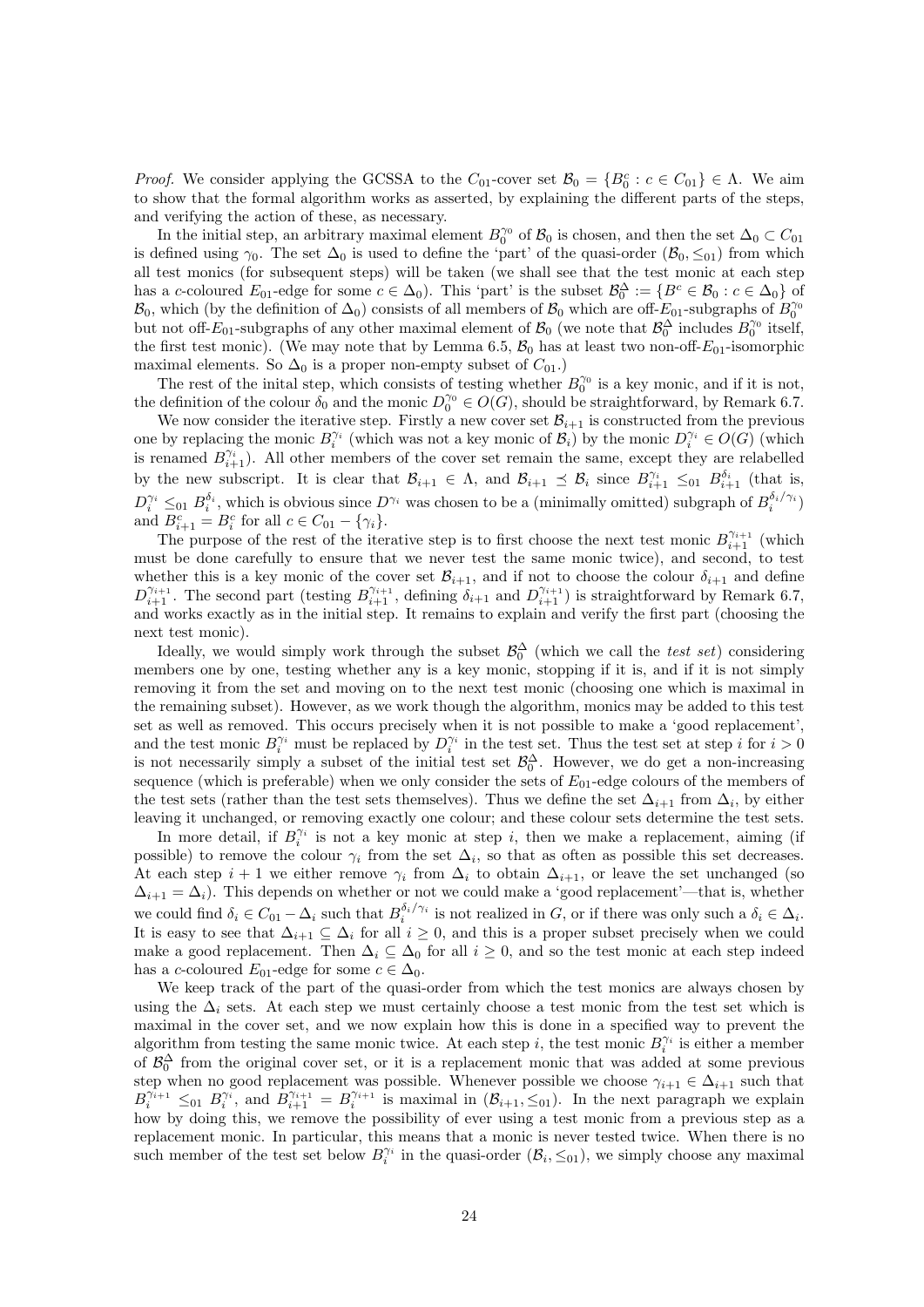*Proof.* We consider applying the GCSSA to the $C_{01}$-cover set $\mathcal{B}_0 = \{B_0^c : c \in C_{01}\} \in \Lambda$. We aim to show that the formal algorithm works as asserted, by explaining the different parts of the steps, and verifying the action of these, as necessary.

In the initial step, an arbitrary maximal element $B_0^{\gamma_0}$ of $\mathcal{B}_0$ is chosen, and then the set $\Delta_0 \subset C_{01}$ is defined using $\gamma_0$. The set $\Delta_0$ is used to define the 'part' of the quasi-order $(\mathcal{B}_0, \leq_{01})$ from which all test monics (for subsequent steps) will be taken (we shall see that the test monic at each step has a $c$-coloured $E_{01}$-edge for some $c \in \Delta_0$). This 'part' is the subset $\mathcal{B}_0^\Delta := \{B^c \in \mathcal{B}_0 : c \in \Delta_0\}$ of $\mathcal{B}_0$, which (by the definition of $\Delta_0$) consists of all members of $\mathcal{B}_0$ which are off-$E_{01}$-subgraphs of $B_0^{\gamma_0}$ but not off-$E_{01}$-subgraphs of any other maximal element of $\mathcal{B}_0$ (we note that $\mathcal{B}_0^\Delta$ includes $B_0^{\gamma_0}$ itself, the first test monic). (We may note that by Lemma 6.5, $\mathcal{B}_0$ has at least two non-off-$E_{01}$-isomorphic maximal elements. So $\Delta_0$ is a proper non-empty subset of $C_{01}$.)

The rest of the inital step, which consists of testing whether $B_0^{\gamma_0}$ is a key monic, and if it is not, the definition of the colour $\delta_0$ and the monic $D_0^{\gamma_0} \in O(G)$, should be straightforward, by Remark 6.7.

We now consider the iterative step. Firstly a new cover set $\mathcal{B}_{i+1}$ is constructed from the previous one by replacing the monic $B_i^{\gamma_i}$ (which was not a key monic of $\mathcal{B}_i$) by the monic $D_i^{\gamma_i} \in O(G)$ (which is renamed $B_{i+1}^{\gamma_i}$). All other members of the cover set remain the same, except they are relabelled by the new subscript. It is clear that $\mathcal{B}_{i+1} \in \Lambda$, and $\mathcal{B}_{i+1} \preceq \mathcal{B}_i$ since $B_{i+1}^{\gamma_i} \leq_{01} B_{i+1}^{\delta_i}$ (that is, $D_i^{\gamma_i} \leq_{01} B_i^{\delta_i}$, which is obvious since $D^{\gamma_i}$ was chosen to be a (minimally omitted) subgraph of $B_i^{\delta_i/\gamma_i}$) and $B_{i+1}^c = B_i^c$ for all $c \in C_{01} - \{\gamma_i\}$.

The purpose of the rest of the iterative step is to first choose the next test monic $B_{i+1}^{\gamma_{i+1}}$ (which must be done carefully to ensure that we never test the same monic twice), and second, to test whether this is a key monic of the cover set $\mathcal{B}_{i+1}$, and if not to choose the colour $\delta_{i+1}$ and define $D_{i+1}^{\gamma_{i+1}}$. The second part (testing $B_{i+1}^{\gamma_{i+1}}$, defining $\delta_{i+1}$ and $D_{i+1}^{\gamma_{i+1}}$) is straightforward by Remark 6.7, and works exactly as in the initial step. It remains to explain and verify the first part (choosing the next test monic).

Ideally, we would simply work through the subset $\mathcal{B}_0^\Delta$ (which we call the *test set*) considering members one by one, testing whether any is a key monic, stopping if it is, and if it is not simply removing it from the set and moving on to the next test monic (choosing one which is maximal in the remaining subset). However, as we work though the algorithm, monics may be added to this test set as well as removed. This occurs precisely when it is not possible to make a 'good replacement', and the test monic $B_i^{\gamma_i}$ must be replaced by $D_i^{\gamma_i}$ in the test set. Thus the test set at step $i$ for $i > 0$ is not necessarily simply a subset of the initial test set $\mathcal{B}_0^\Delta$. However, we do get a non-increasing sequence (which is preferable) when we only consider the sets of $E_{01}$-edge colours of the members of the test sets (rather than the test sets themselves). Thus we define the set $\Delta_{i+1}$ from $\Delta_i$, by either leaving it unchanged, or removing exactly one colour; and these colour sets determine the test sets.

In more detail, if $B_i^{\gamma_i}$ is not a key monic at step $i$, then we make a replacement, aiming (if possible) to remove the colour $\gamma_i$ from the set $\Delta_i$, so that as often as possible this set decreases. At each step $i+1$ we either remove $\gamma_i$ from $\Delta_i$ to obtain $\Delta_{i+1}$, or leave the set unchanged (so $\Delta_{i+1} = \Delta_i$). This depends on whether or not we could make a 'good replacement'—that is, whether we could find $\delta_i \in C_{01} - \Delta_i$ such that $B_i^{\delta_i/\gamma_i}$ is not realized in $G$, or if there was only such a $\delta_i \in \Delta_i$. It is easy to see that $\Delta_{i+1} \subseteq \Delta_i$ for all $i \geq 0$, and this is a proper subset precisely when we could make a good replacement. Then $\Delta_i \subseteq \Delta_0$ for all $i \geq 0$, and so the test monic at each step indeed has a $c$-coloured $E_{01}$-edge for some $c \in \Delta_0$.

We keep track of the part of the quasi-order from which the test monics are always chosen by using the $\Delta_i$ sets. At each step we must certainly choose a test monic from the test set which is maximal in the cover set, and we now explain how this is done in a specified way to prevent the algorithm from testing the same monic twice. At each step $i$, the test monic $B_i^{\gamma_i}$ is either a member of $\mathcal{B}_0^\Delta$ from the original cover set, or it is a replacement monic that was added at some previous step when no good replacement was possible. Whenever possible we choose $\gamma_{i+1} \in \Delta_{i+1}$ such that $B_i^{\gamma_{i+1}} \leq_{01} B_i^{\gamma_i}$, and $B_{i+1}^{\gamma_{i+1}} = B_i^{\gamma_{i+1}}$ is maximal in $(\mathcal{B}_{i+1}, \leq_{01})$. In the next paragraph we explain how by doing this, we remove the possibility of ever using a test monic from a previous step as a replacement monic. In particular, this means that a monic is never tested twice. When there is no such member of the test set below $B_i^{\gamma_i}$ in the quasi-order $(\mathcal{B}_i, \leq_{01})$, we simply choose any maximal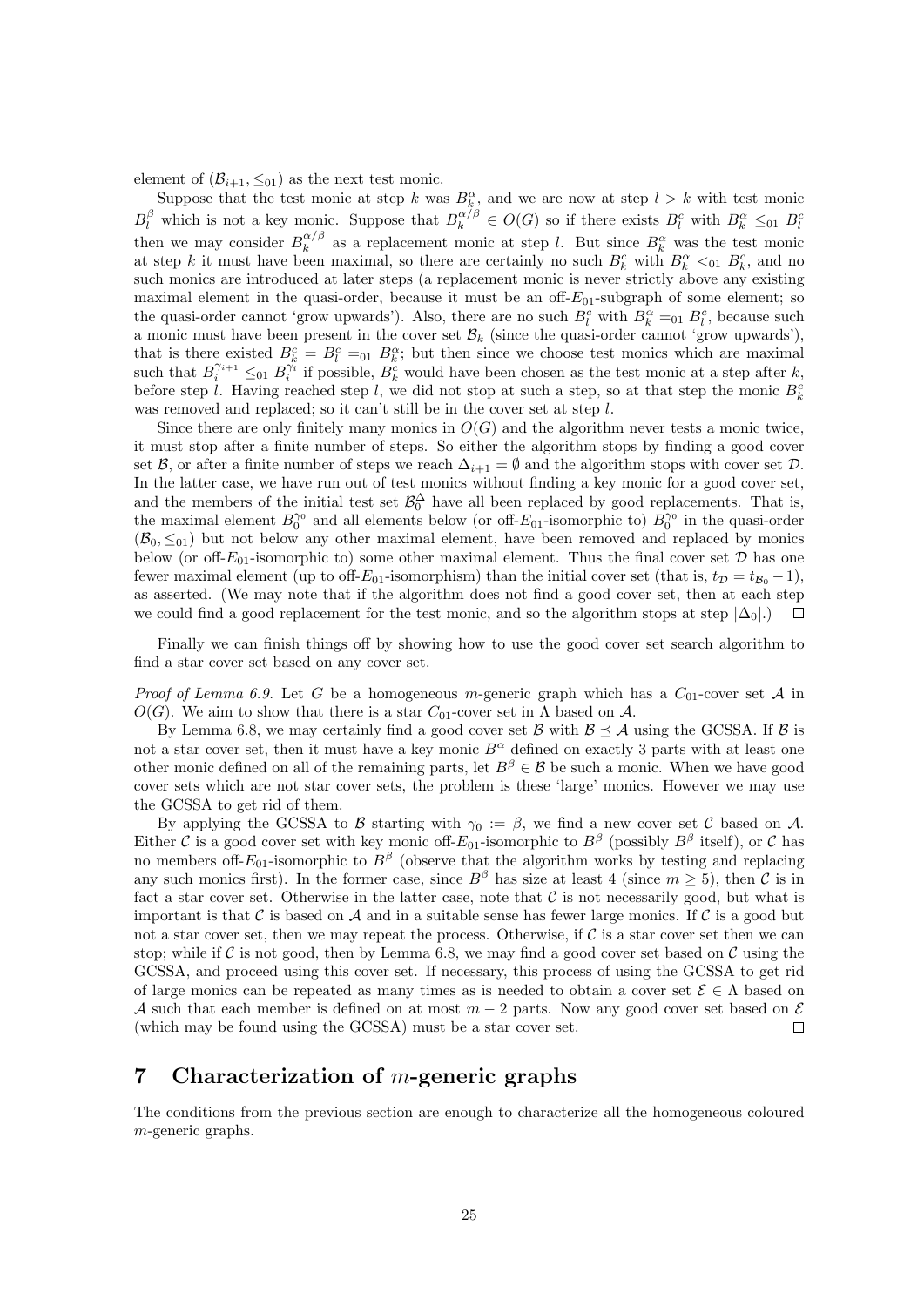element of $(\mathcal{B}_{i+1}, \leq_{01})$ as the next test monic.

Suppose that the test monic at step $k$ was $B_k^\alpha$, and we are now at step $l > k$ with test monic $B_l^\beta$ which is not a key monic. Suppose that $B_k^{\alpha/\beta} \in O(G)$ so if there exists $B_l^c$ with $B_k^\alpha \leq_{01} B_l^c$ then we may consider $B_k^{\alpha/\beta}$ as a replacement monic at step $l$. But since $B_k^\alpha$ was the test monic at step $k$ it must have been maximal, so there are certainly no such $B_k^c$ with $B_k^\alpha <_{01} B_k^c$, and no such monics are introduced at later steps (a replacement monic is never strictly above any existing maximal element in the quasi-order, because it must be an off-$E_{01}$-subgraph of some element; so the quasi-order cannot 'grow upwards'). Also, there are no such $B_l^c$ with $B_k^\alpha =_{01} B_l^c$, because such a monic must have been present in the cover set $\mathcal{B}_k$ (since the quasi-order cannot 'grow upwards'), that is there existed $B_k^c = B_l^c =_{01} B_k^\alpha$; but then since we choose test monics which are maximal such that $B_i^{\gamma_{i+1}} \leq_{01} B_i^{\gamma_i}$ if possible, $B_k^c$ would have been chosen as the test monic at a step after $k$, before step $l$. Having reached step $l$, we did not stop at such a step, so at that step the monic $B_k^c$ was removed and replaced; so it can't still be in the cover set at step $l$.

Since there are only finitely many monics in $O(G)$ and the algorithm never tests a monic twice, it must stop after a finite number of steps. So either the algorithm stops by finding a good cover set $\mathcal{B}$, or after a finite number of steps we reach $\Delta_{i+1} = \emptyset$ and the algorithm stops with cover set $\mathcal{D}$. In the latter case, we have run out of test monics without finding a key monic for a good cover set, and the members of the initial test set $\mathcal{B}_0^\Delta$ have all been replaced by good replacements. That is, the maximal element $B_0^{\gamma_0}$ and all elements below (or off-$E_{01}$-isomorphic to) $B_0^{\gamma_0}$ in the quasi-order $(\mathcal{B}_0, \leq_{01})$ but not below any other maximal element, have been removed and replaced by monics below (or off-$E_{01}$-isomorphic to) some other maximal element. Thus the final cover set $\mathcal{D}$ has one fewer maximal element (up to off-$E_{01}$-isomorphism) than the initial cover set (that is, $t_\mathcal{D} = t_{\mathcal{B}_0} - 1$), as asserted. (We may note that if the algorithm does not find a good cover set, then at each step we could find a good replacement for the test monic, and so the algorithm stops at step $|\Delta_0|$.) $\square$

Finally we can finish things off by showing how to use the good cover set search algorithm to find a star cover set based on any cover set.

*Proof of Lemma 6.9.* Let $G$ be a homogeneous $m$-generic graph which has a $C_{01}$-cover set $\mathcal{A}$ in $O(G)$. We aim to show that there is a star $C_{01}$-cover set in $\Lambda$ based on $\mathcal{A}$.

By Lemma 6.8, we may certainly find a good cover set $\mathcal{B}$ with $\mathcal{B} \preceq \mathcal{A}$ using the GCSSA. If $\mathcal{B}$ is not a star cover set, then it must have a key monic $B^\alpha$ defined on exactly 3 parts with at least one other monic defined on all of the remaining parts, let $B^\beta \in \mathcal{B}$ be such a monic. When we have good cover sets which are not star cover sets, the problem is these 'large' monics. However we may use the GCSSA to get rid of them.

By applying the GCSSA to $\mathcal{B}$ starting with $\gamma_0 := \beta$, we find a new cover set $\mathcal{C}$ based on $\mathcal{A}$. Either $\mathcal{C}$ is a good cover set with key monic off-$E_{01}$-isomorphic to $B^\beta$ (possibly $B^\beta$ itself), or $\mathcal{C}$ has no members off-$E_{01}$-isomorphic to $B^\beta$ (observe that the algorithm works by testing and replacing any such monics first). In the former case, since $B^\beta$ has size at least 4 (since $m \geq 5$), then $\mathcal{C}$ is in fact a star cover set. Otherwise in the latter case, note that $\mathcal{C}$ is not necessarily good, but what is important is that $\mathcal{C}$ is based on $\mathcal{A}$ and in a suitable sense has fewer large monics. If $\mathcal{C}$ is a good but not a star cover set, then we may repeat the process. Otherwise, if $\mathcal{C}$ is a star cover set then we can stop; while if $\mathcal{C}$ is not good, then by Lemma 6.8, we may find a good cover set based on $\mathcal{C}$ using the GCSSA, and proceed using this cover set. If necessary, this process of using the GCSSA to get rid of large monics can be repeated as many times as is needed to obtain a cover set $\mathcal{E} \in \Lambda$ based on $\mathcal{A}$ such that each member is defined on at most $m - 2$ parts. Now any good cover set based on $\mathcal{E}$ (which may be found using the GCSSA) must be a star cover set. $\square$

# 7 Characterization of $m$-generic graphs

The conditions from the previous section are enough to characterize all the homogeneous coloured $m$-generic graphs.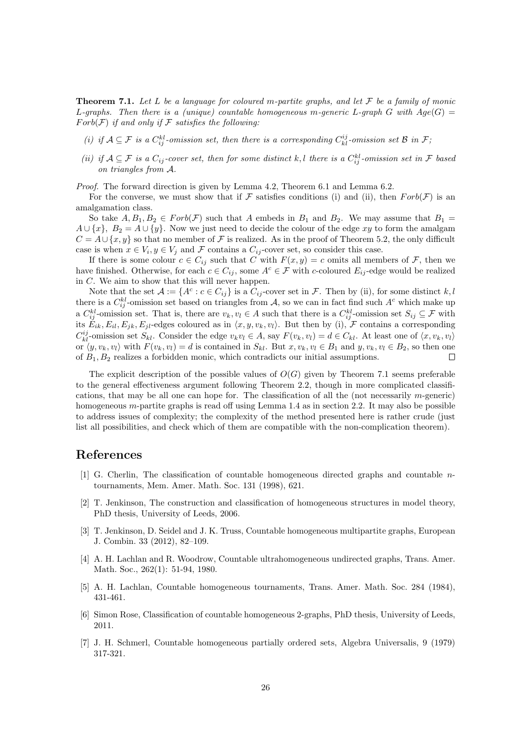**Theorem 7.1.** *Let $L$ be a language for coloured $m$-partite graphs, and let $\mathcal{F}$ be a family of monic $L$-graphs. Then there is a (unique) countable homogeneous $m$-generic $L$-graph $G$ with $Age(G) = Forb(\mathcal{F})$ if and only if $\mathcal{F}$ satisfies the following:*

*(i) if $\mathcal{A} \subseteq \mathcal{F}$ is a $C_{ij}^{kl}$-omission set, then there is a corresponding $C_{kl}^{ij}$-omission set $\mathcal{B}$ in $\mathcal{F}$;*

*(ii) if $\mathcal{A} \subseteq \mathcal{F}$ is a $C_{ij}$-cover set, then for some distinct $k, l$ there is a $C_{ij}^{kl}$-omission set in $\mathcal{F}$ based on triangles from $\mathcal{A}$.*

*Proof.* The forward direction is given by Lemma 4.2, Theorem 6.1 and Lemma 6.2.

For the converse, we must show that if $\mathcal{F}$ satisfies conditions (i) and (ii), then $Forb(\mathcal{F})$ is an amalgamation class.

So take $A, B_1, B_2 \in Forb(\mathcal{F})$ such that $A$ embeds in $B_1$ and $B_2$. We may assume that $B_1 = A \cup \{x\}$, $B_2 = A \cup \{y\}$. Now we just need to decide the colour of the edge $xy$ to form the amalgam $C = A \cup \{x, y\}$ so that no member of $\mathcal{F}$ is realized. As in the proof of Theorem 5.2, the only difficult case is when $x \in V_i, y \in V_j$ and $\mathcal{F}$ contains a $C_{ij}$-cover set, so consider this case.

If there is some colour $c \in C_{ij}$ such that $C$ with $F(x, y) = c$ omits all members of $\mathcal{F}$, then we have finished. Otherwise, for each $c \in C_{ij}$, some $A^c \in \mathcal{F}$ with $c$-coloured $E_{ij}$-edge would be realized in $C$. We aim to show that this will never happen.

Note that the set $\mathcal{A} := \{A^c : c \in C_{ij}\}$ is a $C_{ij}$-cover set in $\mathcal{F}$. Then by (ii), for some distinct $k, l$ there is a $C_{ij}^{kl}$-omission set based on triangles from $\mathcal{A}$, so we can in fact find such $A^c$ which make up a $C_{ij}^{kl}$-omission set. That is, there are $v_k, v_l \in A$ such that there is a $C_{ij}^{kl}$-omission set $S_{ij} \subseteq \mathcal{F}$ with its $E_{ik}, E_{il}, E_{jk}, E_{jl}$-edges coloured as in $\langle x, y, v_k, v_l \rangle$. But then by (i), $\mathcal{F}$ contains a corresponding $C_{kl}^{ij}$-omission set $S_{kl}$. Consider the edge $v_k v_l \in A$, say $F(v_k, v_l) = d \in C_{kl}$. At least one of $\langle x, v_k, v_l \rangle$ or $\langle y, v_k, v_l \rangle$ with $F(v_k, v_l) = d$ is contained in $S_{kl}$. But $x, v_k, v_l \in B_1$ and $y, v_k, v_l \in B_2$, so then one of $B_1, B_2$ realizes a forbidden monic, which contradicts our initial assumptions. $\square$

The explicit description of the possible values of $O(G)$ given by Theorem 7.1 seems preferable to the general effectiveness argument following Theorem 2.2, though in more complicated classifications, that may be all one can hope for. The classification of all the (not necessarily $m$-generic) homogeneous $m$-partite graphs is read off using Lemma 1.4 as in section 2.2. It may also be possible to address issues of complexity; the complexity of the method presented here is rather crude (just list all possibilities, and check which of them are compatible with the non-complication theorem).

# References

[1] G. Cherlin, The classification of countable homogeneous directed graphs and countable $n$-tournaments, Mem. Amer. Math. Soc. 131 (1998), 621.

[2] T. Jenkinson, The construction and classification of homogeneous structures in model theory, PhD thesis, University of Leeds, 2006.

[3] T. Jenkinson, D. Seidel and J. K. Truss, Countable homogeneous multipartite graphs, European J. Combin. 33 (2012), 82–109.

[4] A. H. Lachlan and R. Woodrow, Countable ultrahomogeneous undirected graphs, Trans. Amer. Math. Soc., 262(1): 51-94, 1980.

[5] A. H. Lachlan, Countable homogeneous tournaments, Trans. Amer. Math. Soc. 284 (1984), 431-461.

[6] Simon Rose, Classification of countable homogeneous 2-graphs, PhD thesis, University of Leeds, 2011.

[7] J. H. Schmerl, Countable homogeneous partially ordered sets, Algebra Universalis, 9 (1979) 317-321.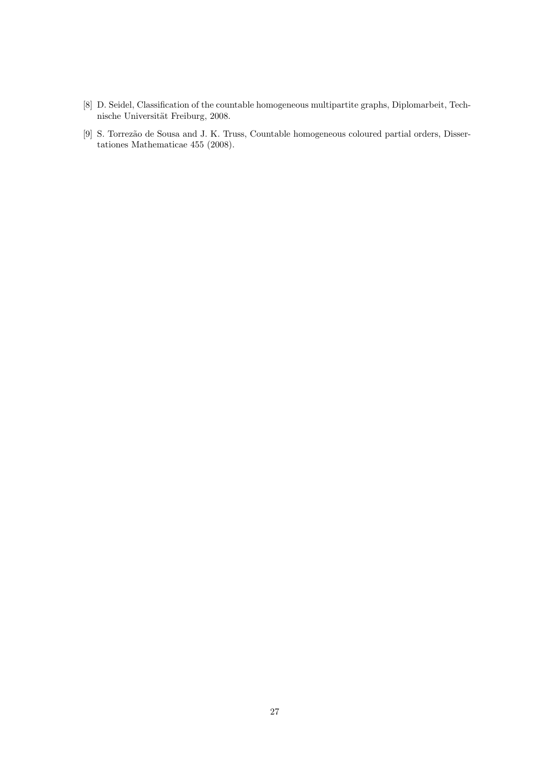[8] D. Seidel, Classification of the countable homogeneous multipartite graphs, Diplomarbeit, Technische Universität Freiburg, 2008.

[9] S. Torrezão de Sousa and J. K. Truss, Countable homogeneous coloured partial orders, Dissertationes Mathematicae 455 (2008).